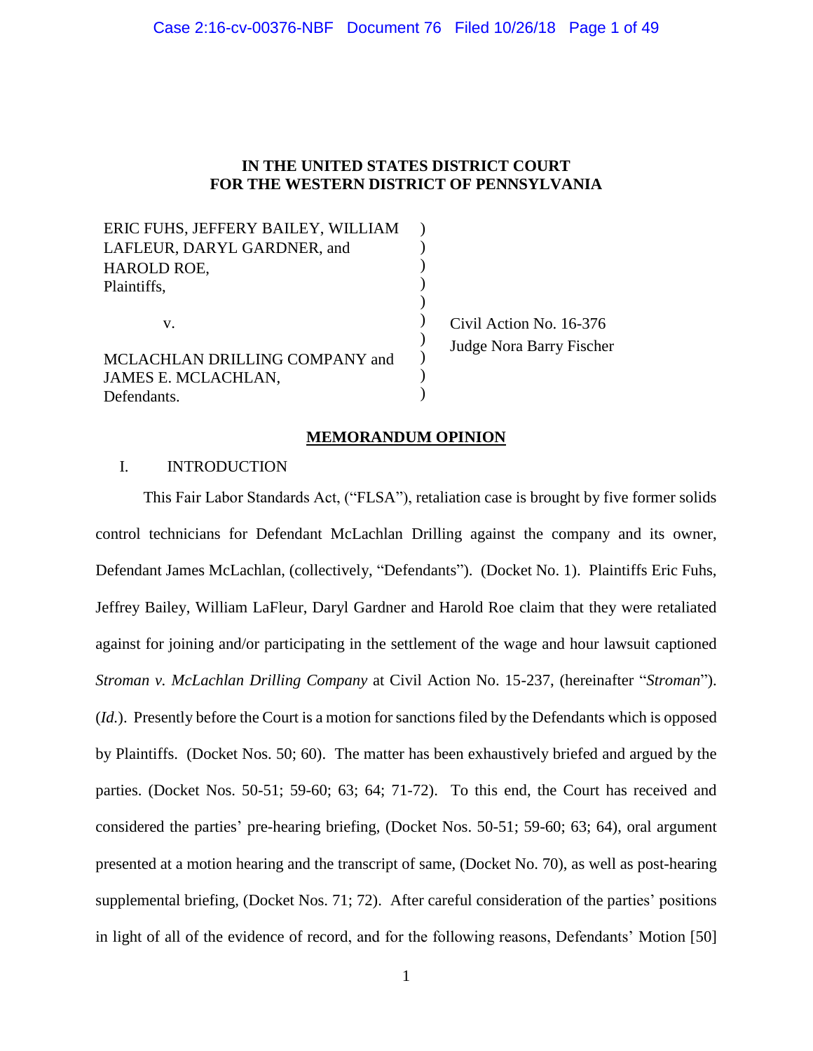# IN THE UNITED STATES DISTRICT COURT FOR THE WESTERN DISTRICT OF PENNSYLVANIA

| | | |
|---|---|---|
| ERIC FUHS, JEFFERY BAILEY, WILLIAM LAFLEUR, DARYL GARDNER, and HAROLD ROE, Plaintiffs, | ) | |
| v. | ) | Civil Action No. 16-376 |
| | ) | Judge Nora Barry Fischer |
| MCLACHLAN DRILLING COMPANY and JAMES E. MCLACHLAN, Defendants. | ) | |

## MEMORANDUM OPINION

### I. INTRODUCTION

This Fair Labor Standards Act, ("FLSA"), retaliation case is brought by five former solids control technicians for Defendant McLachlan Drilling against the company and its owner, Defendant James McLachlan, (collectively, "Defendants"). (Docket No. 1). Plaintiffs Eric Fuhs, Jeffrey Bailey, William LaFleur, Daryl Gardner and Harold Roe claim that they were retaliated against for joining and/or participating in the settlement of the wage and hour lawsuit captioned *Stroman v. McLachlan Drilling Company* at Civil Action No. 15-237, (hereinafter "*Stroman*"). (*Id.*). Presently before the Court is a motion for sanctions filed by the Defendants which is opposed by Plaintiffs. (Docket Nos. 50; 60). The matter has been exhaustively briefed and argued by the parties. (Docket Nos. 50-51; 59-60; 63; 64; 71-72). To this end, the Court has received and considered the parties' pre-hearing briefing, (Docket Nos. 50-51; 59-60; 63; 64), oral argument presented at a motion hearing and the transcript of same, (Docket No. 70), as well as post-hearing supplemental briefing, (Docket Nos. 71; 72). After careful consideration of the parties' positions in light of all of the evidence of record, and for the following reasons, Defendants' Motion [50]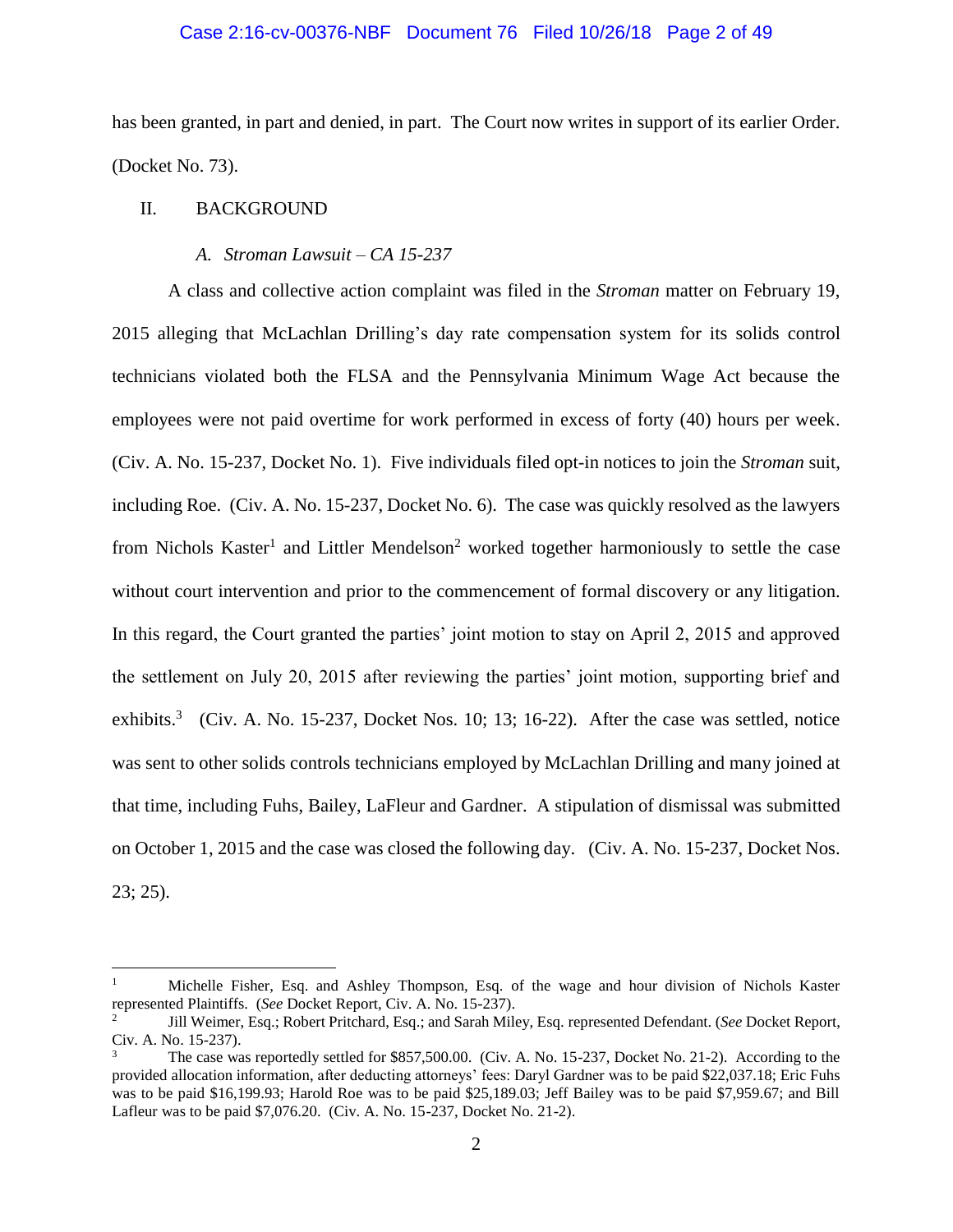has been granted, in part and denied, in part. The Court now writes in support of its earlier Order. (Docket No. 73).

## II. BACKGROUND

### *A. Stroman Lawsuit – CA 15-237*

A class and collective action complaint was filed in the *Stroman* matter on February 19, 2015 alleging that McLachlan Drilling's day rate compensation system for its solids control technicians violated both the FLSA and the Pennsylvania Minimum Wage Act because the employees were not paid overtime for work performed in excess of forty (40) hours per week. (Civ. A. No. 15-237, Docket No. 1). Five individuals filed opt-in notices to join the *Stroman* suit, including Roe. (Civ. A. No. 15-237, Docket No. 6). The case was quickly resolved as the lawyers from Nichols Kaster[1] and Littler Mendelson[2] worked together harmoniously to settle the case without court intervention and prior to the commencement of formal discovery or any litigation. In this regard, the Court granted the parties' joint motion to stay on April 2, 2015 and approved the settlement on July 20, 2015 after reviewing the parties' joint motion, supporting brief and exhibits.[3] (Civ. A. No. 15-237, Docket Nos. 10; 13; 16-22). After the case was settled, notice was sent to other solids controls technicians employed by McLachlan Drilling and many joined at that time, including Fuhs, Bailey, LaFleur and Gardner. A stipulation of dismissal was submitted on October 1, 2015 and the case was closed the following day. (Civ. A. No. 15-237, Docket Nos. 23; 25).

---

[1] Michelle Fisher, Esq. and Ashley Thompson, Esq. of the wage and hour division of Nichols Kaster represented Plaintiffs. (*See* Docket Report, Civ. A. No. 15-237).

[2] Jill Weimer, Esq.; Robert Pritchard, Esq.; and Sarah Miley, Esq. represented Defendant. (*See* Docket Report, Civ. A. No. 15-237).

[3] The case was reportedly settled for $857,500.00. (Civ. A. No. 15-237, Docket No. 21-2). According to the provided allocation information, after deducting attorneys' fees: Daryl Gardner was to be paid $22,037.18; Eric Fuhs was to be paid $16,199.93; Harold Roe was to be paid $25,189.03; Jeff Bailey was to be paid $7,959.67; and Bill Lafleur was to be paid $7,076.20. (Civ. A. No. 15-237, Docket No. 21-2).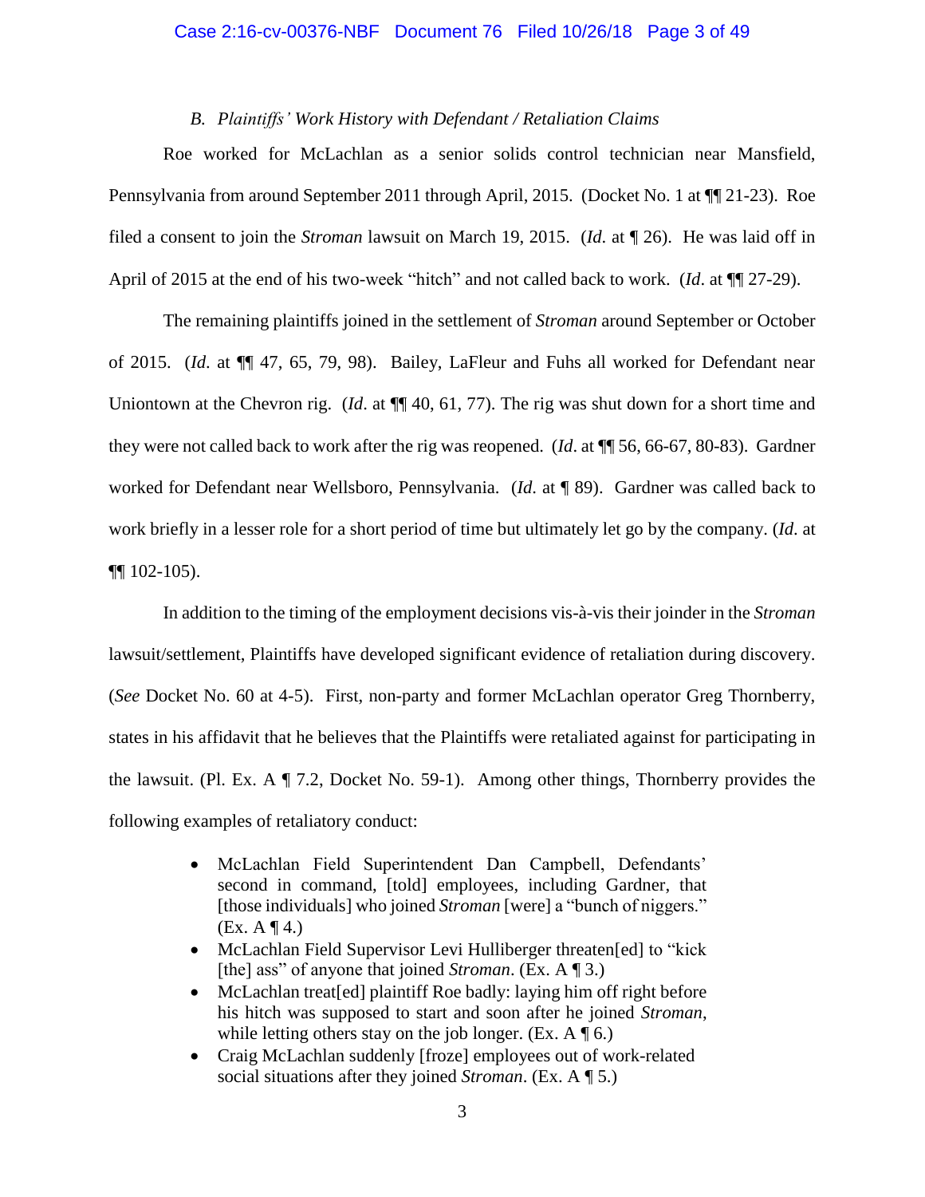### *B. Plaintiffs' Work History with Defendant / Retaliation Claims*

Roe worked for McLachlan as a senior solids control technician near Mansfield, Pennsylvania from around September 2011 through April, 2015. (Docket No. 1 at ¶¶ 21-23). Roe filed a consent to join the *Stroman* lawsuit on March 19, 2015. (*Id*. at ¶ 26). He was laid off in April of 2015 at the end of his two-week "hitch" and not called back to work. (*Id*. at ¶¶ 27-29).

The remaining plaintiffs joined in the settlement of *Stroman* around September or October of 2015. (*Id*. at ¶¶ 47, 65, 79, 98). Bailey, LaFleur and Fuhs all worked for Defendant near Uniontown at the Chevron rig. (*Id*. at ¶¶ 40, 61, 77). The rig was shut down for a short time and they were not called back to work after the rig was reopened. (*Id*. at ¶¶ 56, 66-67, 80-83). Gardner worked for Defendant near Wellsboro, Pennsylvania. (*Id*. at ¶ 89). Gardner was called back to work briefly in a lesser role for a short period of time but ultimately let go by the company. (*Id*. at ¶¶ 102-105).

In addition to the timing of the employment decisions vis-à-vis their joinder in the *Stroman* lawsuit/settlement, Plaintiffs have developed significant evidence of retaliation during discovery. (*See* Docket No. 60 at 4-5). First, non-party and former McLachlan operator Greg Thornberry, states in his affidavit that he believes that the Plaintiffs were retaliated against for participating in the lawsuit. (Pl. Ex. A ¶ 7.2, Docket No. 59-1). Among other things, Thornberry provides the following examples of retaliatory conduct:

- McLachlan Field Superintendent Dan Campbell, Defendants' second in command, [told] employees, including Gardner, that [those individuals] who joined *Stroman* [were] a "bunch of niggers." (Ex. A ¶ 4.)
- McLachlan Field Supervisor Levi Hulliberger threaten[ed] to "kick [the] ass" of anyone that joined *Stroman*. (Ex. A ¶ 3.)
- McLachlan treat[ed] plaintiff Roe badly: laying him off right before his hitch was supposed to start and soon after he joined *Stroman*, while letting others stay on the job longer. (Ex. A ¶ 6.)
- Craig McLachlan suddenly [froze] employees out of work-related social situations after they joined *Stroman*. (Ex. A ¶ 5.)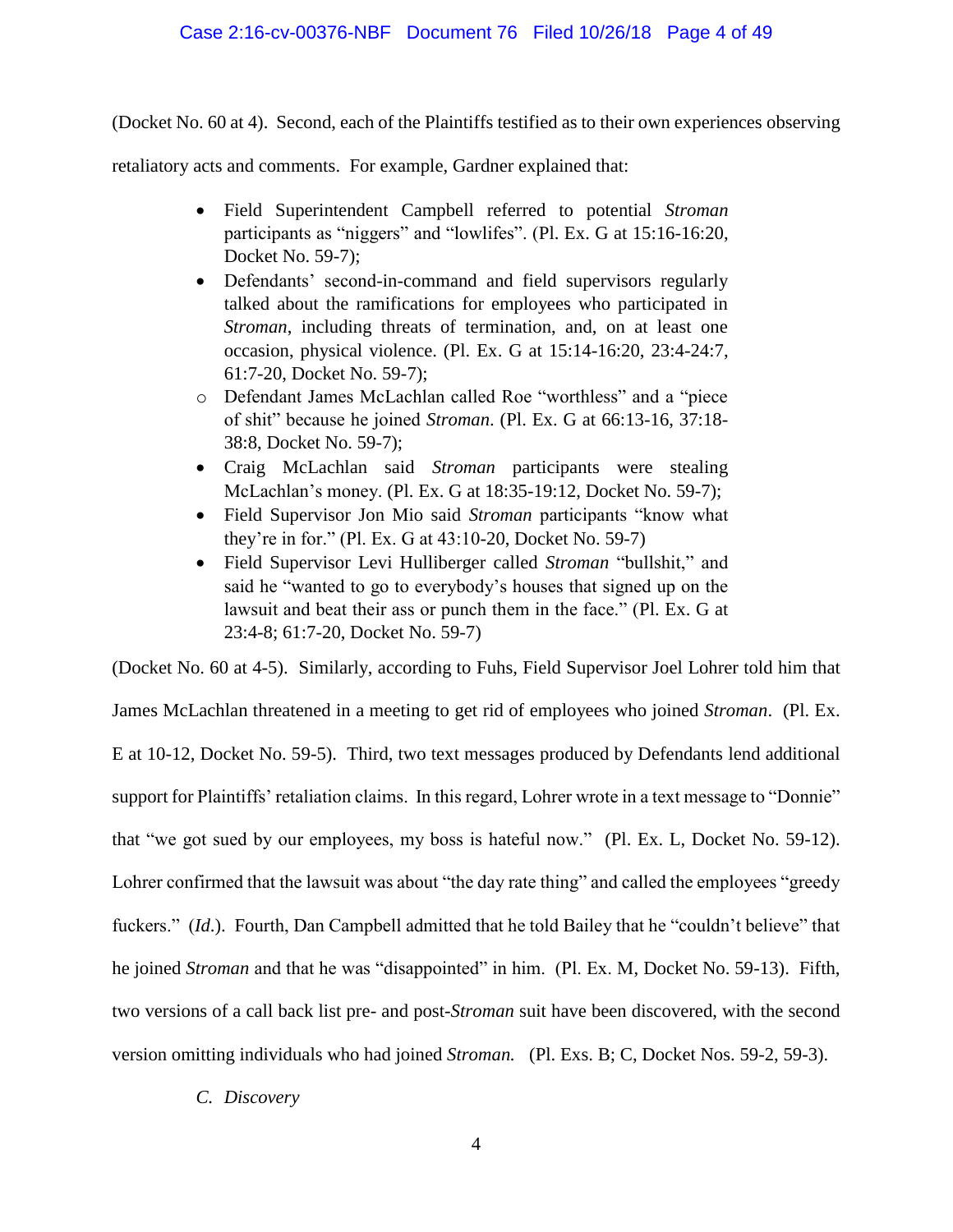(Docket No. 60 at 4). Second, each of the Plaintiffs testified as to their own experiences observing retaliatory acts and comments. For example, Gardner explained that:

> - Field Superintendent Campbell referred to potential *Stroman* participants as "niggers" and "lowlifes". (Pl. Ex. G at 15:16-16:20, Docket No. 59-7);
> - Defendants' second-in-command and field supervisors regularly talked about the ramifications for employees who participated in *Stroman*, including threats of termination, and, on at least one occasion, physical violence. (Pl. Ex. G at 15:14-16:20, 23:4-24:7, 61:7-20, Docket No. 59-7);
>   - Defendant James McLachlan called Roe "worthless" and a "piece of shit" because he joined *Stroman*. (Pl. Ex. G at 66:13-16, 37:18-38:8, Docket No. 59-7);
> - Craig McLachlan said *Stroman* participants were stealing McLachlan's money. (Pl. Ex. G at 18:35-19:12, Docket No. 59-7);
> - Field Supervisor Jon Mio said *Stroman* participants "know what they're in for." (Pl. Ex. G at 43:10-20, Docket No. 59-7)
> - Field Supervisor Levi Hulliberger called *Stroman* "bullshit," and said he "wanted to go to everybody's houses that signed up on the lawsuit and beat their ass or punch them in the face." (Pl. Ex. G at 23:4-8; 61:7-20, Docket No. 59-7)

(Docket No. 60 at 4-5). Similarly, according to Fuhs, Field Supervisor Joel Lohrer told him that James McLachlan threatened in a meeting to get rid of employees who joined *Stroman*. (Pl. Ex. E at 10-12, Docket No. 59-5). Third, two text messages produced by Defendants lend additional support for Plaintiffs' retaliation claims. In this regard, Lohrer wrote in a text message to "Donnie" that "we got sued by our employees, my boss is hateful now." (Pl. Ex. L, Docket No. 59-12). Lohrer confirmed that the lawsuit was about "the day rate thing" and called the employees "greedy fuckers." (*Id.*). Fourth, Dan Campbell admitted that he told Bailey that he "couldn't believe" that he joined *Stroman* and that he was "disappointed" in him. (Pl. Ex. M, Docket No. 59-13). Fifth, two versions of a call back list pre- and post-*Stroman* suit have been discovered, with the second version omitting individuals who had joined *Stroman.* (Pl. Exs. B; C, Docket Nos. 59-2, 59-3).

### C. *Discovery*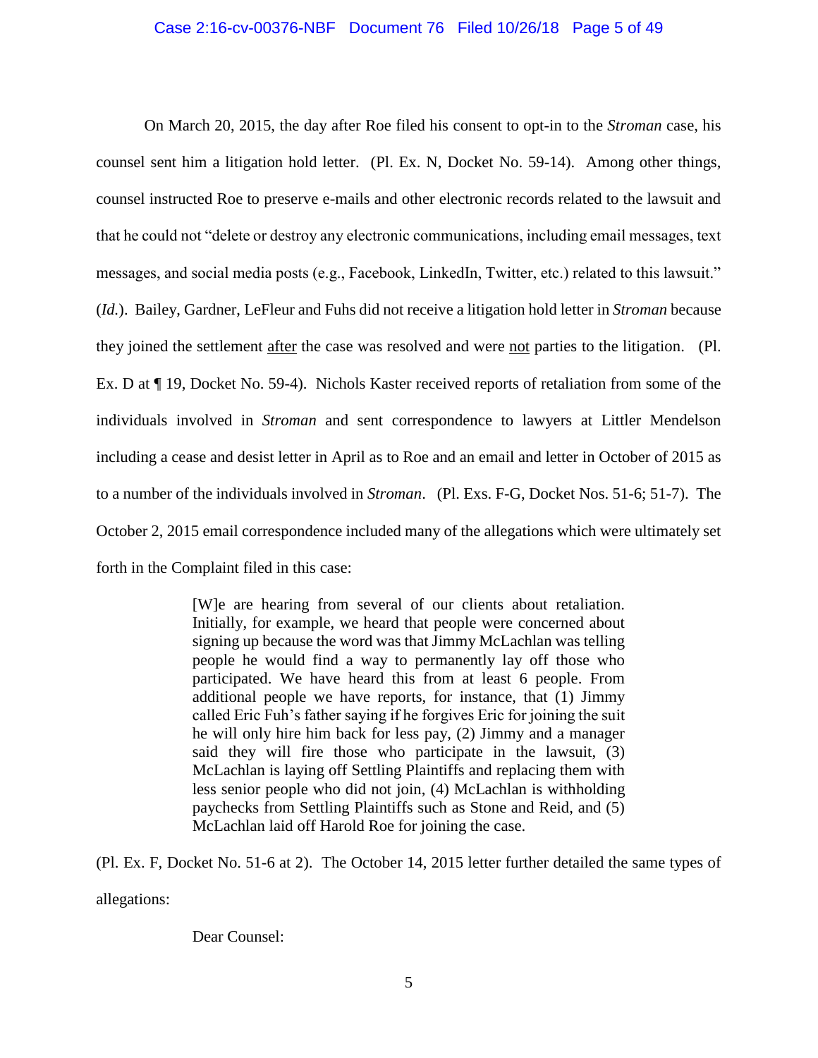On March 20, 2015, the day after Roe filed his consent to opt-in to the *Stroman* case, his counsel sent him a litigation hold letter. (Pl. Ex. N, Docket No. 59-14). Among other things, counsel instructed Roe to preserve e-mails and other electronic records related to the lawsuit and that he could not "delete or destroy any electronic communications, including email messages, text messages, and social media posts (e.g., Facebook, LinkedIn, Twitter, etc.) related to this lawsuit." (*Id.*). Bailey, Gardner, LeFleur and Fuhs did not receive a litigation hold letter in *Stroman* because they joined the settlement <u>after</u> the case was resolved and were <u>not</u> parties to the litigation. (Pl. Ex. D at ¶ 19, Docket No. 59-4). Nichols Kaster received reports of retaliation from some of the individuals involved in *Stroman* and sent correspondence to lawyers at Littler Mendelson including a cease and desist letter in April as to Roe and an email and letter in October of 2015 as to a number of the individuals involved in *Stroman*. (Pl. Exs. F-G, Docket Nos. 51-6; 51-7). The October 2, 2015 email correspondence included many of the allegations which were ultimately set forth in the Complaint filed in this case:

> [W]e are hearing from several of our clients about retaliation. Initially, for example, we heard that people were concerned about signing up because the word was that Jimmy McLachlan was telling people he would find a way to permanently lay off those who participated. We have heard this from at least 6 people. From additional people we have reports, for instance, that (1) Jimmy called Eric Fuh's father saying if he forgives Eric for joining the suit he will only hire him back for less pay, (2) Jimmy and a manager said they will fire those who participate in the lawsuit, (3) McLachlan is laying off Settling Plaintiffs and replacing them with less senior people who did not join, (4) McLachlan is withholding paychecks from Settling Plaintiffs such as Stone and Reid, and (5) McLachlan laid off Harold Roe for joining the case.

(Pl. Ex. F, Docket No. 51-6 at 2). The October 14, 2015 letter further detailed the same types of allegations:

> Dear Counsel: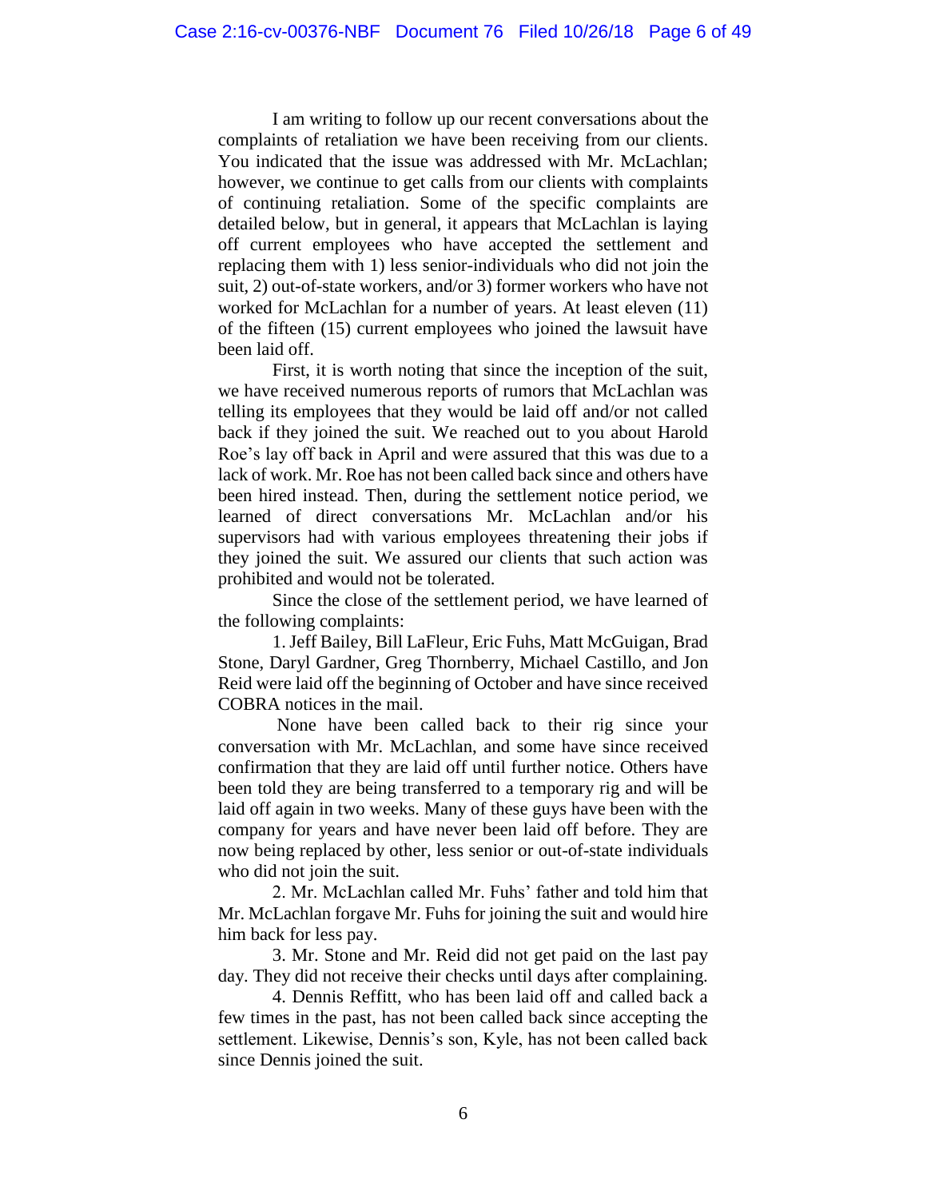I am writing to follow up our recent conversations about the complaints of retaliation we have been receiving from our clients. You indicated that the issue was addressed with Mr. McLachlan; however, we continue to get calls from our clients with complaints of continuing retaliation. Some of the specific complaints are detailed below, but in general, it appears that McLachlan is laying off current employees who have accepted the settlement and replacing them with 1) less senior-individuals who did not join the suit, 2) out-of-state workers, and/or 3) former workers who have not worked for McLachlan for a number of years. At least eleven (11) of the fifteen (15) current employees who joined the lawsuit have been laid off.

First, it is worth noting that since the inception of the suit, we have received numerous reports of rumors that McLachlan was telling its employees that they would be laid off and/or not called back if they joined the suit. We reached out to you about Harold Roe's lay off back in April and were assured that this was due to a lack of work. Mr. Roe has not been called back since and others have been hired instead. Then, during the settlement notice period, we learned of direct conversations Mr. McLachlan and/or his supervisors had with various employees threatening their jobs if they joined the suit. We assured our clients that such action was prohibited and would not be tolerated.

Since the close of the settlement period, we have learned of the following complaints:

1. Jeff Bailey, Bill LaFleur, Eric Fuhs, Matt McGuigan, Brad Stone, Daryl Gardner, Greg Thornberry, Michael Castillo, and Jon Reid were laid off the beginning of October and have since received COBRA notices in the mail.

None have been called back to their rig since your conversation with Mr. McLachlan, and some have since received confirmation that they are laid off until further notice. Others have been told they are being transferred to a temporary rig and will be laid off again in two weeks. Many of these guys have been with the company for years and have never been laid off before. They are now being replaced by other, less senior or out-of-state individuals who did not join the suit.

2. Mr. McLachlan called Mr. Fuhs' father and told him that Mr. McLachlan forgave Mr. Fuhs for joining the suit and would hire him back for less pay.

3. Mr. Stone and Mr. Reid did not get paid on the last pay day. They did not receive their checks until days after complaining.

4. Dennis Reffitt, who has been laid off and called back a few times in the past, has not been called back since accepting the settlement. Likewise, Dennis's son, Kyle, has not been called back since Dennis joined the suit.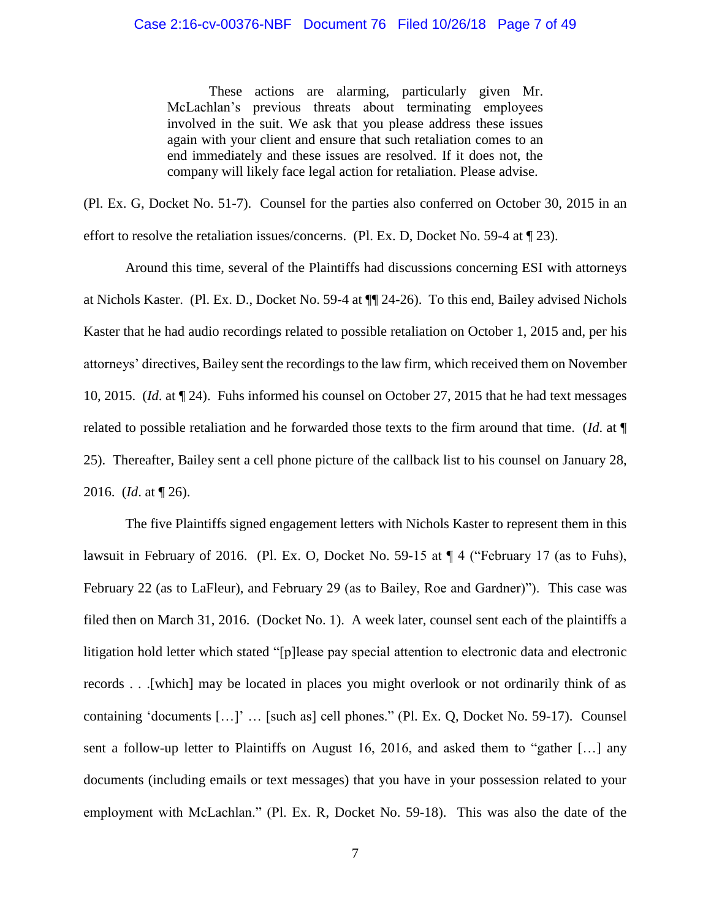> These actions are alarming, particularly given Mr. McLachlan's previous threats about terminating employees involved in the suit. We ask that you please address these issues again with your client and ensure that such retaliation comes to an end immediately and these issues are resolved. If it does not, the company will likely face legal action for retaliation. Please advise.

(Pl. Ex. G, Docket No. 51-7). Counsel for the parties also conferred on October 30, 2015 in an effort to resolve the retaliation issues/concerns. (Pl. Ex. D, Docket No. 59-4 at ¶ 23).

Around this time, several of the Plaintiffs had discussions concerning ESI with attorneys at Nichols Kaster. (Pl. Ex. D., Docket No. 59-4 at ¶¶ 24-26). To this end, Bailey advised Nichols Kaster that he had audio recordings related to possible retaliation on October 1, 2015 and, per his attorneys' directives, Bailey sent the recordings to the law firm, which received them on November 10, 2015. (*Id*. at ¶ 24). Fuhs informed his counsel on October 27, 2015 that he had text messages related to possible retaliation and he forwarded those texts to the firm around that time. (*Id*. at ¶ 25). Thereafter, Bailey sent a cell phone picture of the callback list to his counsel on January 28, 2016. (*Id*. at ¶ 26).

The five Plaintiffs signed engagement letters with Nichols Kaster to represent them in this lawsuit in February of 2016. (Pl. Ex. O, Docket No. 59-15 at ¶ 4 ("February 17 (as to Fuhs), February 22 (as to LaFleur), and February 29 (as to Bailey, Roe and Gardner)"). This case was filed then on March 31, 2016. (Docket No. 1). A week later, counsel sent each of the plaintiffs a litigation hold letter which stated "[p]lease pay special attention to electronic data and electronic records . . .[which] may be located in places you might overlook or not ordinarily think of as containing 'documents […]' … [such as] cell phones." (Pl. Ex. Q, Docket No. 59-17). Counsel sent a follow-up letter to Plaintiffs on August 16, 2016, and asked them to "gather […] any documents (including emails or text messages) that you have in your possession related to your employment with McLachlan." (Pl. Ex. R, Docket No. 59-18). This was also the date of the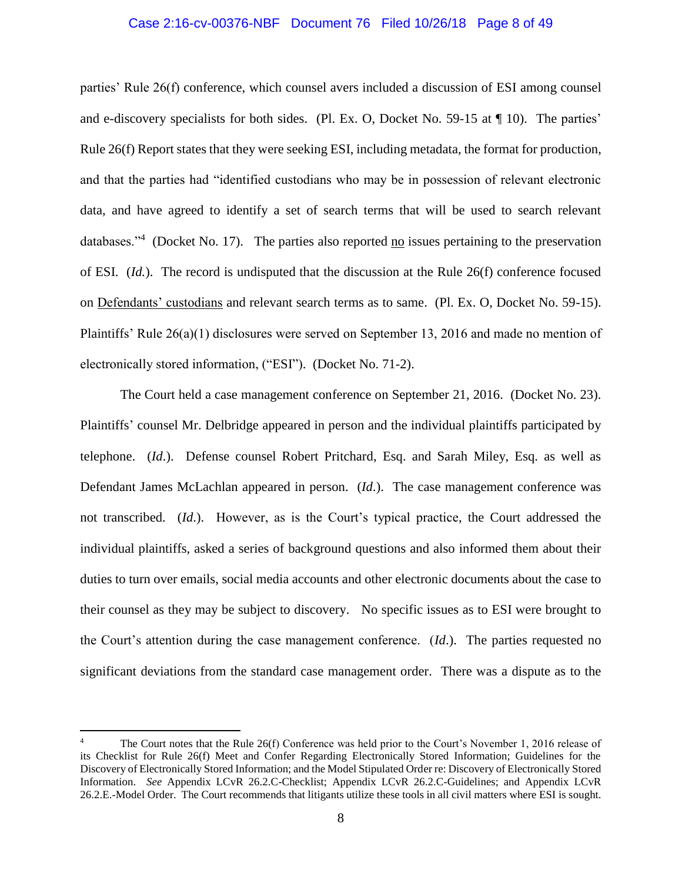parties' Rule 26(f) conference, which counsel avers included a discussion of ESI among counsel and e-discovery specialists for both sides. (Pl. Ex. O, Docket No. 59-15 at ¶ 10). The parties' Rule 26(f) Report states that they were seeking ESI, including metadata, the format for production, and that the parties had "identified custodians who may be in possession of relevant electronic data, and have agreed to identify a set of search terms that will be used to search relevant databases."[4] (Docket No. 17). The parties also reported <u>no</u> issues pertaining to the preservation of ESI. (*Id.*). The record is undisputed that the discussion at the Rule 26(f) conference focused on <u>Defendants' custodians</u> and relevant search terms as to same. (Pl. Ex. O, Docket No. 59-15). Plaintiffs' Rule 26(a)(1) disclosures were served on September 13, 2016 and made no mention of electronically stored information, ("ESI"). (Docket No. 71-2).

The Court held a case management conference on September 21, 2016. (Docket No. 23). Plaintiffs' counsel Mr. Delbridge appeared in person and the individual plaintiffs participated by telephone. (*Id*.). Defense counsel Robert Pritchard, Esq. and Sarah Miley, Esq. as well as Defendant James McLachlan appeared in person. (*Id.*). The case management conference was not transcribed. (*Id.*). However, as is the Court's typical practice, the Court addressed the individual plaintiffs, asked a series of background questions and also informed them about their duties to turn over emails, social media accounts and other electronic documents about the case to their counsel as they may be subject to discovery. No specific issues as to ESI were brought to the Court's attention during the case management conference. (*Id*.). The parties requested no significant deviations from the standard case management order. There was a dispute as to the

---

[4] The Court notes that the Rule 26(f) Conference was held prior to the Court's November 1, 2016 release of its Checklist for Rule 26(f) Meet and Confer Regarding Electronically Stored Information; Guidelines for the Discovery of Electronically Stored Information; and the Model Stipulated Order re: Discovery of Electronically Stored Information. *See* Appendix LCvR 26.2.C-Checklist; Appendix LCvR 26.2.C-Guidelines; and Appendix LCvR 26.2.E.-Model Order. The Court recommends that litigants utilize these tools in all civil matters where ESI is sought.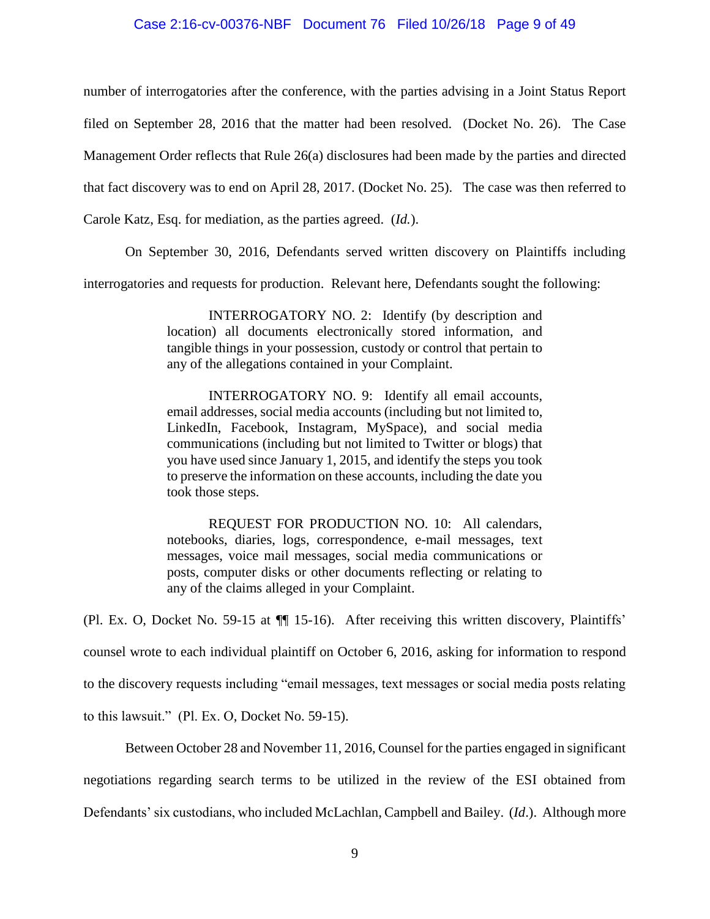number of interrogatories after the conference, with the parties advising in a Joint Status Report filed on September 28, 2016 that the matter had been resolved. (Docket No. 26). The Case Management Order reflects that Rule 26(a) disclosures had been made by the parties and directed that fact discovery was to end on April 28, 2017. (Docket No. 25). The case was then referred to Carole Katz, Esq. for mediation, as the parties agreed. (*Id.*).

On September 30, 2016, Defendants served written discovery on Plaintiffs including interrogatories and requests for production. Relevant here, Defendants sought the following:

> INTERROGATORY NO. 2: Identify (by description and location) all documents electronically stored information, and tangible things in your possession, custody or control that pertain to any of the allegations contained in your Complaint.
>
> INTERROGATORY NO. 9: Identify all email accounts, email addresses, social media accounts (including but not limited to, LinkedIn, Facebook, Instagram, MySpace), and social media communications (including but not limited to Twitter or blogs) that you have used since January 1, 2015, and identify the steps you took to preserve the information on these accounts, including the date you took those steps.
>
> REQUEST FOR PRODUCTION NO. 10: All calendars, notebooks, diaries, logs, correspondence, e-mail messages, text messages, voice mail messages, social media communications or posts, computer disks or other documents reflecting or relating to any of the claims alleged in your Complaint.

(Pl. Ex. O, Docket No. 59-15 at ¶¶ 15-16). After receiving this written discovery, Plaintiffs' counsel wrote to each individual plaintiff on October 6, 2016, asking for information to respond to the discovery requests including "email messages, text messages or social media posts relating to this lawsuit." (Pl. Ex. O, Docket No. 59-15).

Between October 28 and November 11, 2016, Counsel for the parties engaged in significant negotiations regarding search terms to be utilized in the review of the ESI obtained from Defendants' six custodians, who included McLachlan, Campbell and Bailey. (*Id*.). Although more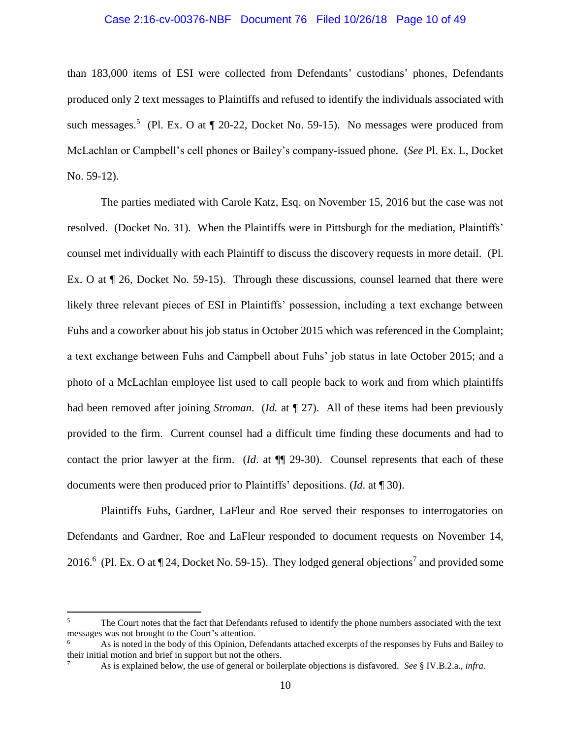than 183,000 items of ESI were collected from Defendants' custodians' phones, Defendants produced only 2 text messages to Plaintiffs and refused to identify the individuals associated with such messages.[5] (Pl. Ex. O at ¶ 20-22, Docket No. 59-15). No messages were produced from McLachlan or Campbell's cell phones or Bailey's company-issued phone. (*See* Pl. Ex. L, Docket No. 59-12).

The parties mediated with Carole Katz, Esq. on November 15, 2016 but the case was not resolved. (Docket No. 31). When the Plaintiffs were in Pittsburgh for the mediation, Plaintiffs' counsel met individually with each Plaintiff to discuss the discovery requests in more detail. (Pl. Ex. O at ¶ 26, Docket No. 59-15). Through these discussions, counsel learned that there were likely three relevant pieces of ESI in Plaintiffs' possession, including a text exchange between Fuhs and a coworker about his job status in October 2015 which was referenced in the Complaint; a text exchange between Fuhs and Campbell about Fuhs' job status in late October 2015; and a photo of a McLachlan employee list used to call people back to work and from which plaintiffs had been removed after joining *Stroman*. (*Id.* at ¶ 27). All of these items had been previously provided to the firm. Current counsel had a difficult time finding these documents and had to contact the prior lawyer at the firm. (*Id*. at ¶¶ 29-30). Counsel represents that each of these documents were then produced prior to Plaintiffs' depositions. (*Id*. at ¶ 30).

Plaintiffs Fuhs, Gardner, LaFleur and Roe served their responses to interrogatories on Defendants and Gardner, Roe and LaFleur responded to document requests on November 14, 2016.[6] (Pl. Ex. O at ¶ 24, Docket No. 59-15). They lodged general objections[7] and provided some

---

[5] The Court notes that the fact that Defendants refused to identify the phone numbers associated with the text messages was not brought to the Court's attention.

[6] As is noted in the body of this Opinion, Defendants attached excerpts of the responses by Fuhs and Bailey to their initial motion and brief in support but not the others.

[7] As is explained below, the use of general or boilerplate objections is disfavored. *See* § IV.B.2.a., *infra*.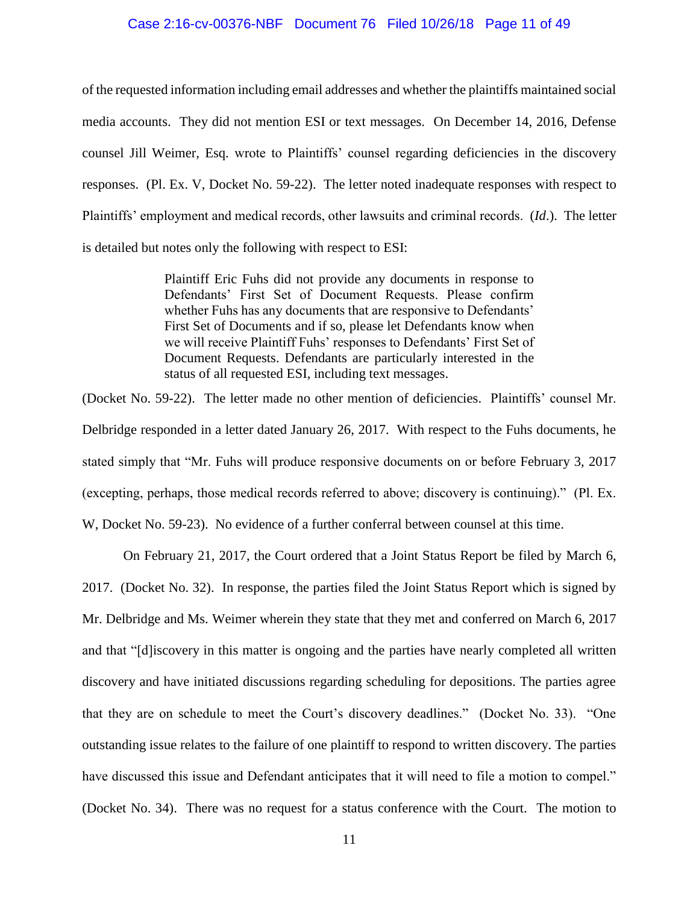of the requested information including email addresses and whether the plaintiffs maintained social media accounts. They did not mention ESI or text messages. On December 14, 2016, Defense counsel Jill Weimer, Esq. wrote to Plaintiffs' counsel regarding deficiencies in the discovery responses. (Pl. Ex. V, Docket No. 59-22). The letter noted inadequate responses with respect to Plaintiffs' employment and medical records, other lawsuits and criminal records. (*Id*.). The letter is detailed but notes only the following with respect to ESI:

> Plaintiff Eric Fuhs did not provide any documents in response to Defendants' First Set of Document Requests. Please confirm whether Fuhs has any documents that are responsive to Defendants' First Set of Documents and if so, please let Defendants know when we will receive Plaintiff Fuhs' responses to Defendants' First Set of Document Requests. Defendants are particularly interested in the status of all requested ESI, including text messages.

(Docket No. 59-22). The letter made no other mention of deficiencies. Plaintiffs' counsel Mr. Delbridge responded in a letter dated January 26, 2017. With respect to the Fuhs documents, he stated simply that "Mr. Fuhs will produce responsive documents on or before February 3, 2017 (excepting, perhaps, those medical records referred to above; discovery is continuing)." (Pl. Ex. W, Docket No. 59-23). No evidence of a further conferral between counsel at this time.

On February 21, 2017, the Court ordered that a Joint Status Report be filed by March 6, 2017. (Docket No. 32). In response, the parties filed the Joint Status Report which is signed by Mr. Delbridge and Ms. Weimer wherein they state that they met and conferred on March 6, 2017 and that "[d]iscovery in this matter is ongoing and the parties have nearly completed all written discovery and have initiated discussions regarding scheduling for depositions. The parties agree that they are on schedule to meet the Court's discovery deadlines." (Docket No. 33). "One outstanding issue relates to the failure of one plaintiff to respond to written discovery. The parties have discussed this issue and Defendant anticipates that it will need to file a motion to compel." (Docket No. 34). There was no request for a status conference with the Court. The motion to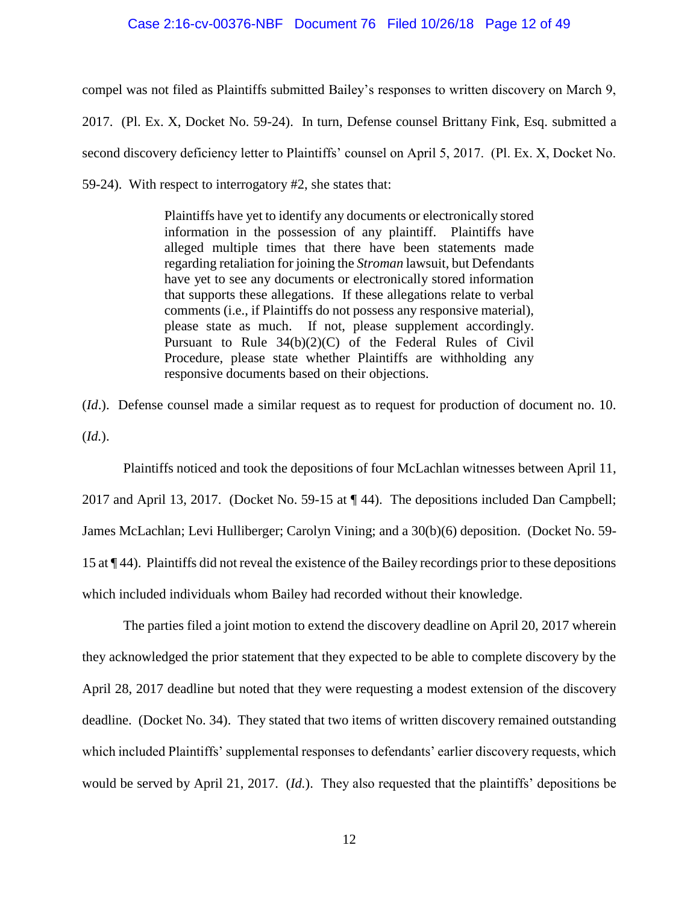compel was not filed as Plaintiffs submitted Bailey's responses to written discovery on March 9, 2017. (Pl. Ex. X, Docket No. 59-24). In turn, Defense counsel Brittany Fink, Esq. submitted a second discovery deficiency letter to Plaintiffs' counsel on April 5, 2017. (Pl. Ex. X, Docket No. 59-24). With respect to interrogatory #2, she states that:

> Plaintiffs have yet to identify any documents or electronically stored information in the possession of any plaintiff. Plaintiffs have alleged multiple times that there have been statements made regarding retaliation for joining the *Stroman* lawsuit, but Defendants have yet to see any documents or electronically stored information that supports these allegations. If these allegations relate to verbal comments (i.e., if Plaintiffs do not possess any responsive material), please state as much. If not, please supplement accordingly. Pursuant to Rule 34(b)(2)(C) of the Federal Rules of Civil Procedure, please state whether Plaintiffs are withholding any responsive documents based on their objections.

(*Id*.). Defense counsel made a similar request as to request for production of document no. 10. (*Id.*).

Plaintiffs noticed and took the depositions of four McLachlan witnesses between April 11, 2017 and April 13, 2017. (Docket No. 59-15 at ¶ 44). The depositions included Dan Campbell; James McLachlan; Levi Hulliberger; Carolyn Vining; and a 30(b)(6) deposition. (Docket No. 59-15 at ¶ 44). Plaintiffs did not reveal the existence of the Bailey recordings prior to these depositions which included individuals whom Bailey had recorded without their knowledge.

The parties filed a joint motion to extend the discovery deadline on April 20, 2017 wherein they acknowledged the prior statement that they expected to be able to complete discovery by the April 28, 2017 deadline but noted that they were requesting a modest extension of the discovery deadline. (Docket No. 34). They stated that two items of written discovery remained outstanding which included Plaintiffs' supplemental responses to defendants' earlier discovery requests, which would be served by April 21, 2017. (*Id.*). They also requested that the plaintiffs' depositions be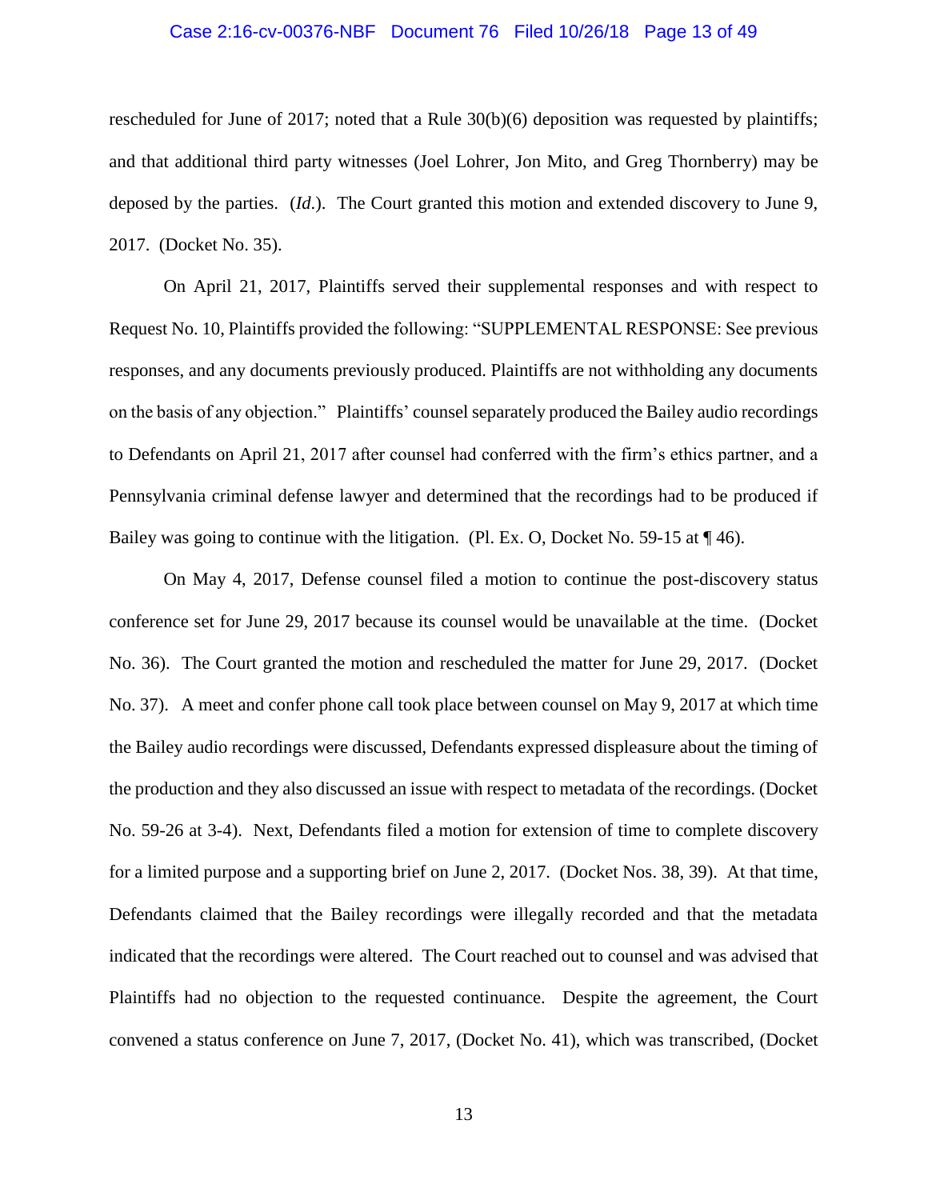rescheduled for June of 2017; noted that a Rule 30(b)(6) deposition was requested by plaintiffs; and that additional third party witnesses (Joel Lohrer, Jon Mito, and Greg Thornberry) may be deposed by the parties. (*Id.*). The Court granted this motion and extended discovery to June 9, 2017. (Docket No. 35).

On April 21, 2017, Plaintiffs served their supplemental responses and with respect to Request No. 10, Plaintiffs provided the following: "SUPPLEMENTAL RESPONSE: See previous responses, and any documents previously produced. Plaintiffs are not withholding any documents on the basis of any objection." Plaintiffs' counsel separately produced the Bailey audio recordings to Defendants on April 21, 2017 after counsel had conferred with the firm's ethics partner, and a Pennsylvania criminal defense lawyer and determined that the recordings had to be produced if Bailey was going to continue with the litigation. (Pl. Ex. O, Docket No. 59-15 at ¶ 46).

On May 4, 2017, Defense counsel filed a motion to continue the post-discovery status conference set for June 29, 2017 because its counsel would be unavailable at the time. (Docket No. 36). The Court granted the motion and rescheduled the matter for June 29, 2017. (Docket No. 37). A meet and confer phone call took place between counsel on May 9, 2017 at which time the Bailey audio recordings were discussed, Defendants expressed displeasure about the timing of the production and they also discussed an issue with respect to metadata of the recordings. (Docket No. 59-26 at 3-4). Next, Defendants filed a motion for extension of time to complete discovery for a limited purpose and a supporting brief on June 2, 2017. (Docket Nos. 38, 39). At that time, Defendants claimed that the Bailey recordings were illegally recorded and that the metadata indicated that the recordings were altered. The Court reached out to counsel and was advised that Plaintiffs had no objection to the requested continuance. Despite the agreement, the Court convened a status conference on June 7, 2017, (Docket No. 41), which was transcribed, (Docket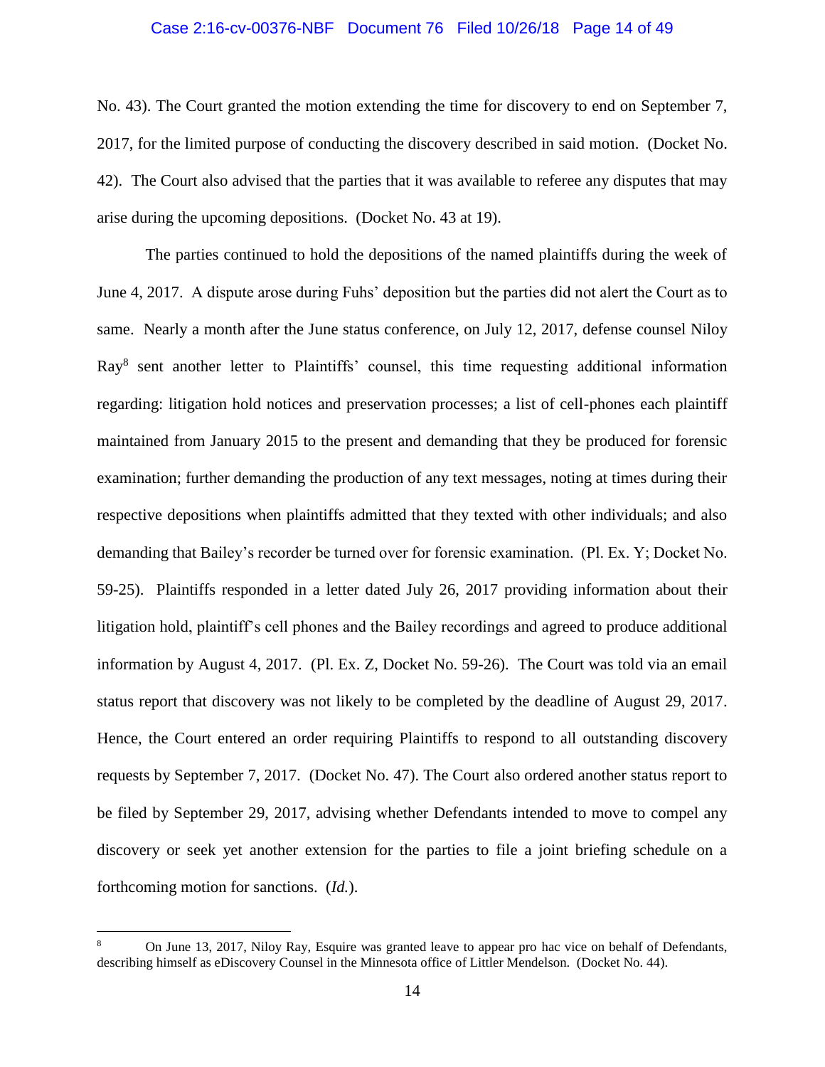No. 43). The Court granted the motion extending the time for discovery to end on September 7, 2017, for the limited purpose of conducting the discovery described in said motion. (Docket No. 42). The Court also advised that the parties that it was available to referee any disputes that may arise during the upcoming depositions. (Docket No. 43 at 19).

The parties continued to hold the depositions of the named plaintiffs during the week of June 4, 2017. A dispute arose during Fuhs' deposition but the parties did not alert the Court as to same. Nearly a month after the June status conference, on July 12, 2017, defense counsel Niloy Ray[8] sent another letter to Plaintiffs' counsel, this time requesting additional information regarding: litigation hold notices and preservation processes; a list of cell-phones each plaintiff maintained from January 2015 to the present and demanding that they be produced for forensic examination; further demanding the production of any text messages, noting at times during their respective depositions when plaintiffs admitted that they texted with other individuals; and also demanding that Bailey's recorder be turned over for forensic examination. (Pl. Ex. Y; Docket No. 59-25). Plaintiffs responded in a letter dated July 26, 2017 providing information about their litigation hold, plaintiff's cell phones and the Bailey recordings and agreed to produce additional information by August 4, 2017. (Pl. Ex. Z, Docket No. 59-26). The Court was told via an email status report that discovery was not likely to be completed by the deadline of August 29, 2017. Hence, the Court entered an order requiring Plaintiffs to respond to all outstanding discovery requests by September 7, 2017. (Docket No. 47). The Court also ordered another status report to be filed by September 29, 2017, advising whether Defendants intended to move to compel any discovery or seek yet another extension for the parties to file a joint briefing schedule on a forthcoming motion for sanctions. (*Id.*).

---

[8] On June 13, 2017, Niloy Ray, Esquire was granted leave to appear pro hac vice on behalf of Defendants, describing himself as eDiscovery Counsel in the Minnesota office of Littler Mendelson. (Docket No. 44).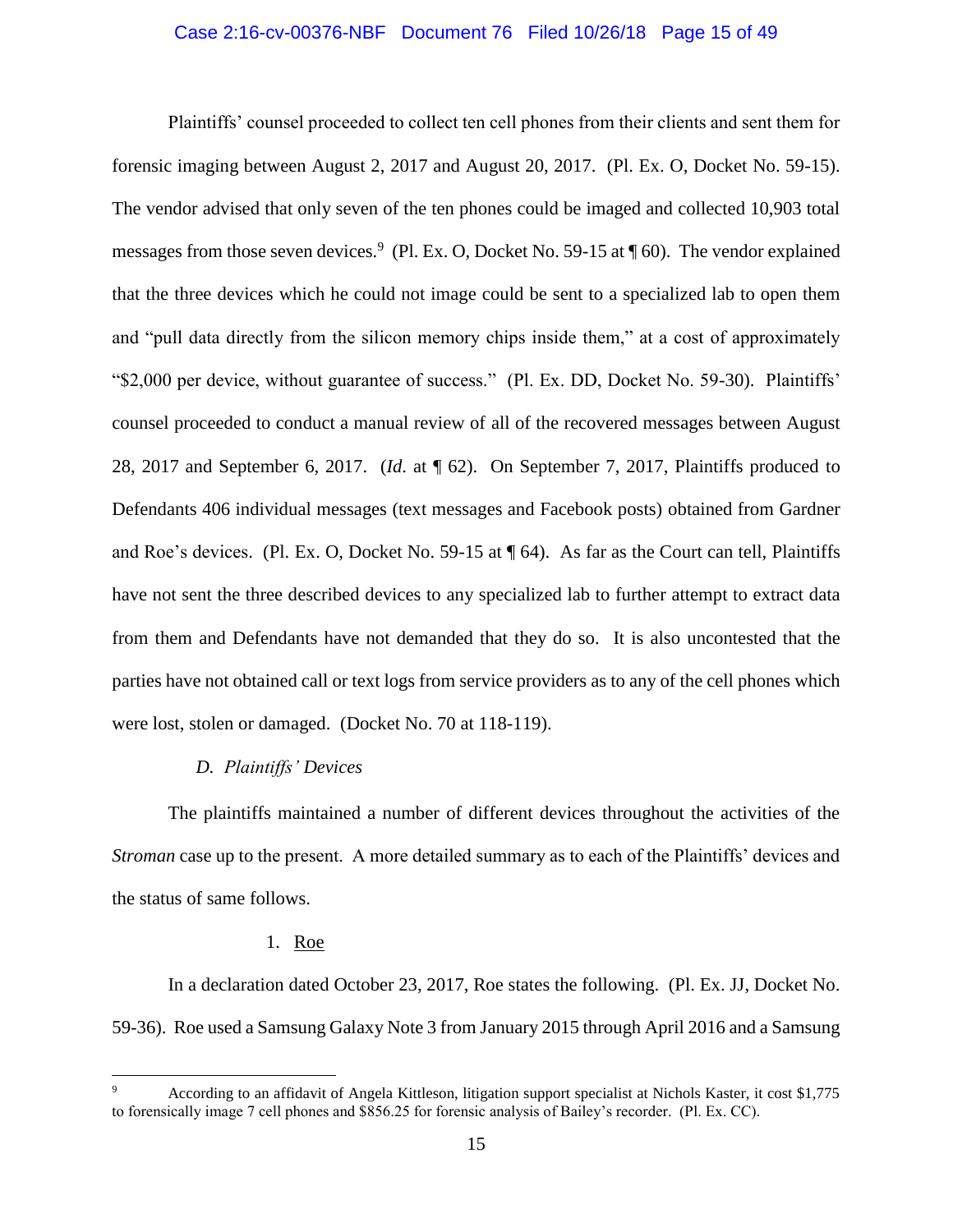Plaintiffs' counsel proceeded to collect ten cell phones from their clients and sent them for forensic imaging between August 2, 2017 and August 20, 2017. (Pl. Ex. O, Docket No. 59-15). The vendor advised that only seven of the ten phones could be imaged and collected 10,903 total messages from those seven devices.[9] (Pl. Ex. O, Docket No. 59-15 at ¶ 60). The vendor explained that the three devices which he could not image could be sent to a specialized lab to open them and "pull data directly from the silicon memory chips inside them," at a cost of approximately "$2,000 per device, without guarantee of success." (Pl. Ex. DD, Docket No. 59-30). Plaintiffs' counsel proceeded to conduct a manual review of all of the recovered messages between August 28, 2017 and September 6, 2017. (*Id.* at ¶ 62). On September 7, 2017, Plaintiffs produced to Defendants 406 individual messages (text messages and Facebook posts) obtained from Gardner and Roe's devices. (Pl. Ex. O, Docket No. 59-15 at ¶ 64). As far as the Court can tell, Plaintiffs have not sent the three described devices to any specialized lab to further attempt to extract data from them and Defendants have not demanded that they do so. It is also uncontested that the parties have not obtained call or text logs from service providers as to any of the cell phones which were lost, stolen or damaged. (Docket No. 70 at 118-119).

### *D. Plaintiffs' Devices*

The plaintiffs maintained a number of different devices throughout the activities of the *Stroman* case up to the present. A more detailed summary as to each of the Plaintiffs' devices and the status of same follows.

#### 1. Roe

In a declaration dated October 23, 2017, Roe states the following. (Pl. Ex. JJ, Docket No. 59-36). Roe used a Samsung Galaxy Note 3 from January 2015 through April 2016 and a Samsung

---

[9] According to an affidavit of Angela Kittleson, litigation support specialist at Nichols Kaster, it cost $1,775 to forensically image 7 cell phones and $856.25 for forensic analysis of Bailey's recorder. (Pl. Ex. CC).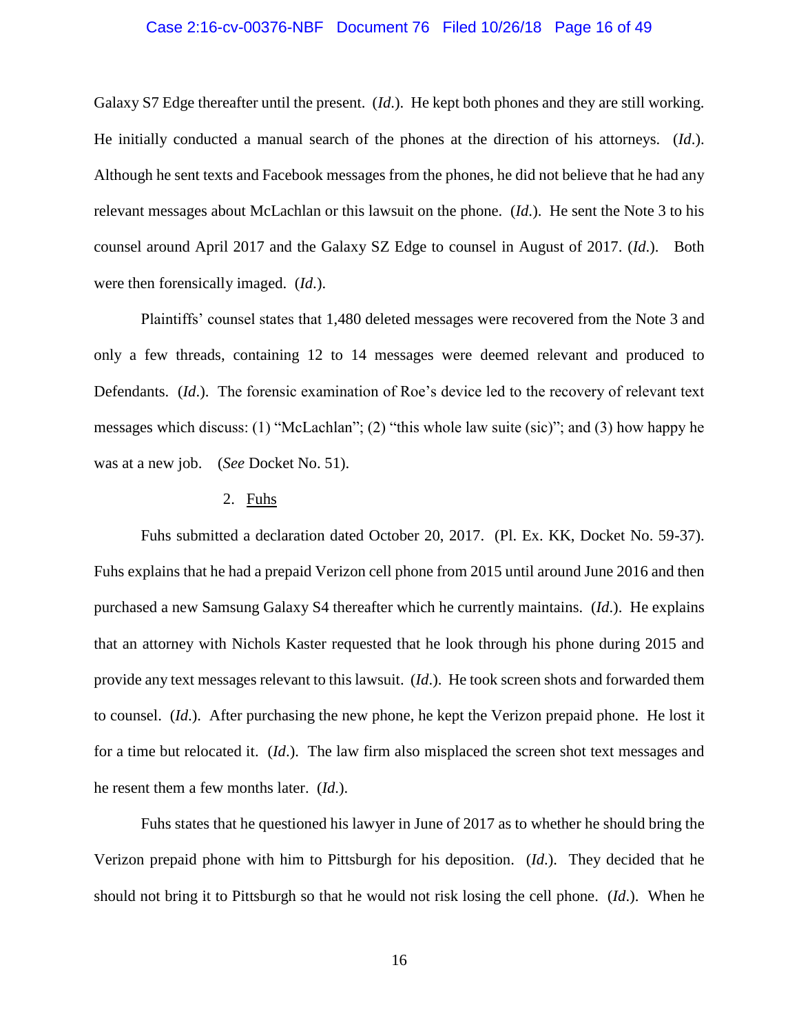Galaxy S7 Edge thereafter until the present. (*Id*.). He kept both phones and they are still working. He initially conducted a manual search of the phones at the direction of his attorneys. (*Id*.). Although he sent texts and Facebook messages from the phones, he did not believe that he had any relevant messages about McLachlan or this lawsuit on the phone. (*Id*.). He sent the Note 3 to his counsel around April 2017 and the Galaxy SZ Edge to counsel in August of 2017. (*Id*.). Both were then forensically imaged. (*Id*.).

Plaintiffs' counsel states that 1,480 deleted messages were recovered from the Note 3 and only a few threads, containing 12 to 14 messages were deemed relevant and produced to Defendants. (*Id*.). The forensic examination of Roe's device led to the recovery of relevant text messages which discuss: (1) "McLachlan"; (2) "this whole law suite (sic)"; and (3) how happy he was at a new job. (*See* Docket No. 51).

2. <u>Fuhs</u>

Fuhs submitted a declaration dated October 20, 2017. (Pl. Ex. KK, Docket No. 59-37). Fuhs explains that he had a prepaid Verizon cell phone from 2015 until around June 2016 and then purchased a new Samsung Galaxy S4 thereafter which he currently maintains. (*Id*.). He explains that an attorney with Nichols Kaster requested that he look through his phone during 2015 and provide any text messages relevant to this lawsuit. (*Id*.). He took screen shots and forwarded them to counsel. (*Id*.). After purchasing the new phone, he kept the Verizon prepaid phone. He lost it for a time but relocated it. (*Id*.). The law firm also misplaced the screen shot text messages and he resent them a few months later. (*Id*.).

Fuhs states that he questioned his lawyer in June of 2017 as to whether he should bring the Verizon prepaid phone with him to Pittsburgh for his deposition. (*Id*.). They decided that he should not bring it to Pittsburgh so that he would not risk losing the cell phone. (*Id*.). When he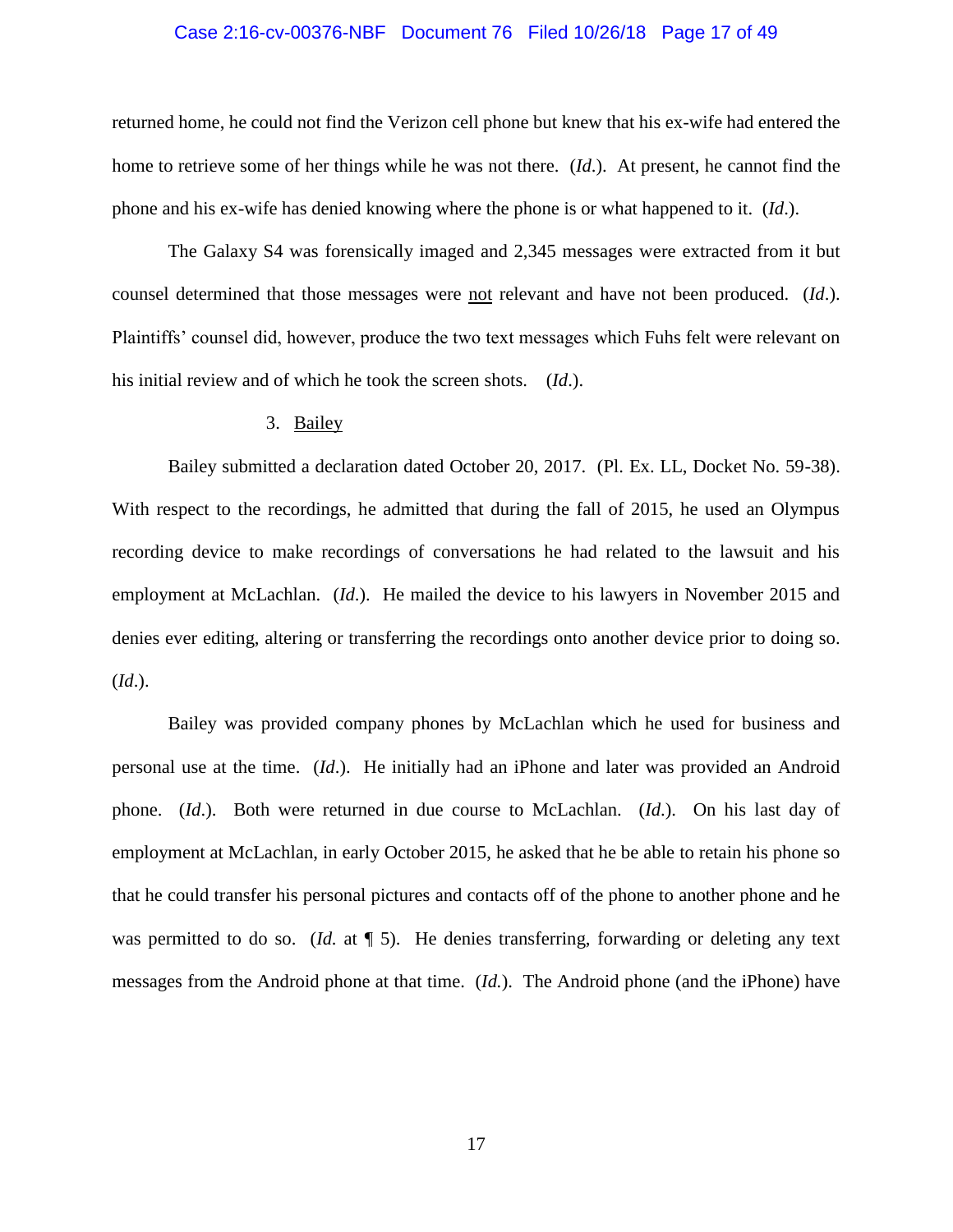returned home, he could not find the Verizon cell phone but knew that his ex-wife had entered the home to retrieve some of her things while he was not there. (*Id*.). At present, he cannot find the phone and his ex-wife has denied knowing where the phone is or what happened to it. (*Id*.).

The Galaxy S4 was forensically imaged and 2,345 messages were extracted from it but counsel determined that those messages were <u>not</u> relevant and have not been produced. (*Id*.). Plaintiffs' counsel did, however, produce the two text messages which Fuhs felt were relevant on his initial review and of which he took the screen shots. (*Id*.).

3. <u>Bailey</u>

Bailey submitted a declaration dated October 20, 2017. (Pl. Ex. LL, Docket No. 59-38). With respect to the recordings, he admitted that during the fall of 2015, he used an Olympus recording device to make recordings of conversations he had related to the lawsuit and his employment at McLachlan. (*Id*.). He mailed the device to his lawyers in November 2015 and denies ever editing, altering or transferring the recordings onto another device prior to doing so. (*Id*.).

Bailey was provided company phones by McLachlan which he used for business and personal use at the time. (*Id*.). He initially had an iPhone and later was provided an Android phone. (*Id*.). Both were returned in due course to McLachlan. (*Id*.). On his last day of employment at McLachlan, in early October 2015, he asked that he be able to retain his phone so that he could transfer his personal pictures and contacts off of the phone to another phone and he was permitted to do so. (*Id.* at ¶ 5). He denies transferring, forwarding or deleting any text messages from the Android phone at that time. (*Id.*). The Android phone (and the iPhone) have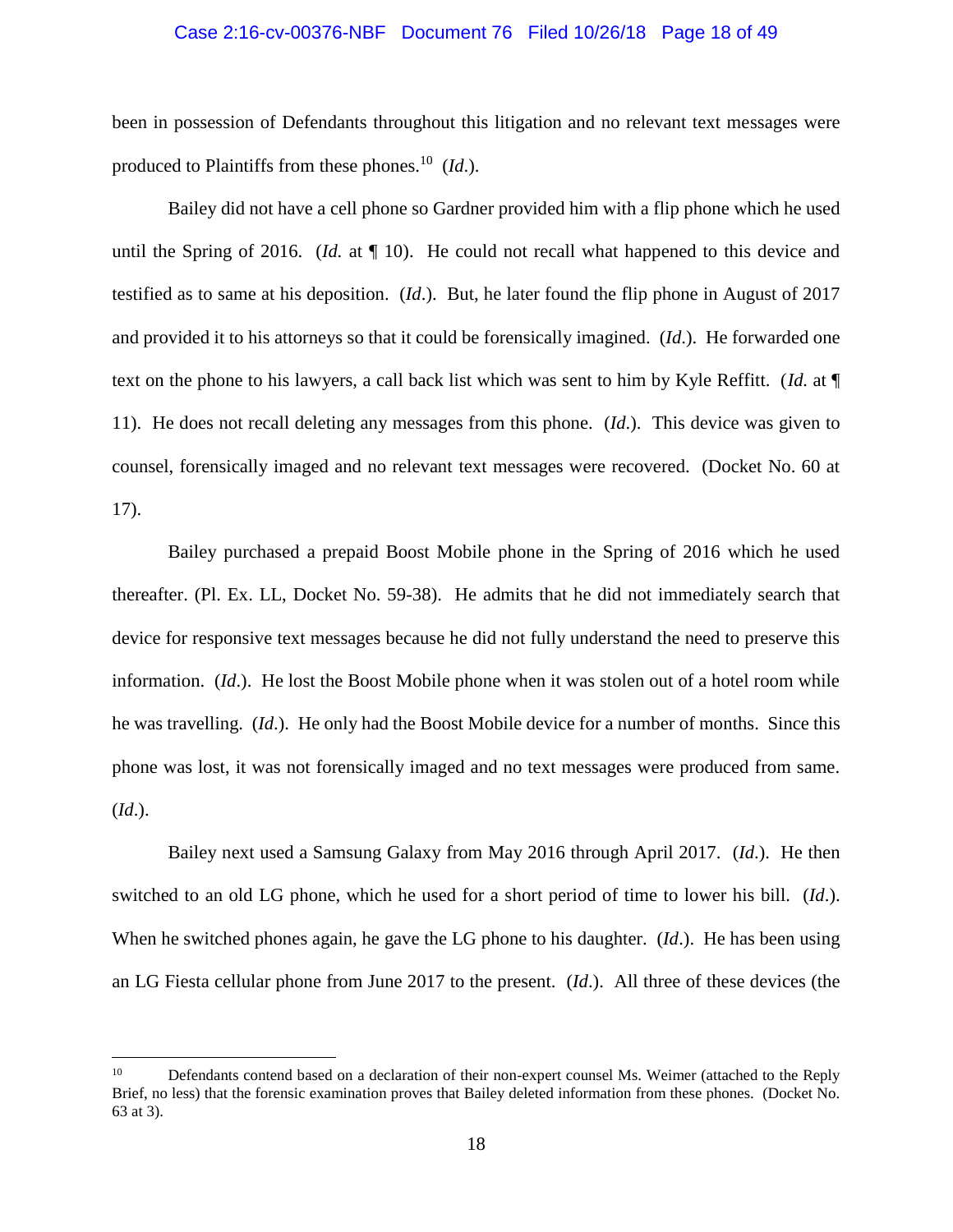been in possession of Defendants throughout this litigation and no relevant text messages were produced to Plaintiffs from these phones.[10] (*Id.*).

Bailey did not have a cell phone so Gardner provided him with a flip phone which he used until the Spring of 2016. (*Id.* at ¶ 10). He could not recall what happened to this device and testified as to same at his deposition. (*Id.*). But, he later found the flip phone in August of 2017 and provided it to his attorneys so that it could be forensically imagined. (*Id.*). He forwarded one text on the phone to his lawyers, a call back list which was sent to him by Kyle Reffitt. (*Id.* at ¶ 11). He does not recall deleting any messages from this phone. (*Id.*). This device was given to counsel, forensically imaged and no relevant text messages were recovered. (Docket No. 60 at 17).

Bailey purchased a prepaid Boost Mobile phone in the Spring of 2016 which he used thereafter. (Pl. Ex. LL, Docket No. 59-38). He admits that he did not immediately search that device for responsive text messages because he did not fully understand the need to preserve this information. (*Id.*). He lost the Boost Mobile phone when it was stolen out of a hotel room while he was travelling. (*Id.*). He only had the Boost Mobile device for a number of months. Since this phone was lost, it was not forensically imaged and no text messages were produced from same. (*Id.*).

Bailey next used a Samsung Galaxy from May 2016 through April 2017. (*Id.*). He then switched to an old LG phone, which he used for a short period of time to lower his bill. (*Id.*). When he switched phones again, he gave the LG phone to his daughter. (*Id.*). He has been using an LG Fiesta cellular phone from June 2017 to the present. (*Id.*). All three of these devices (the

---

[10] Defendants contend based on a declaration of their non-expert counsel Ms. Weimer (attached to the Reply Brief, no less) that the forensic examination proves that Bailey deleted information from these phones. (Docket No. 63 at 3).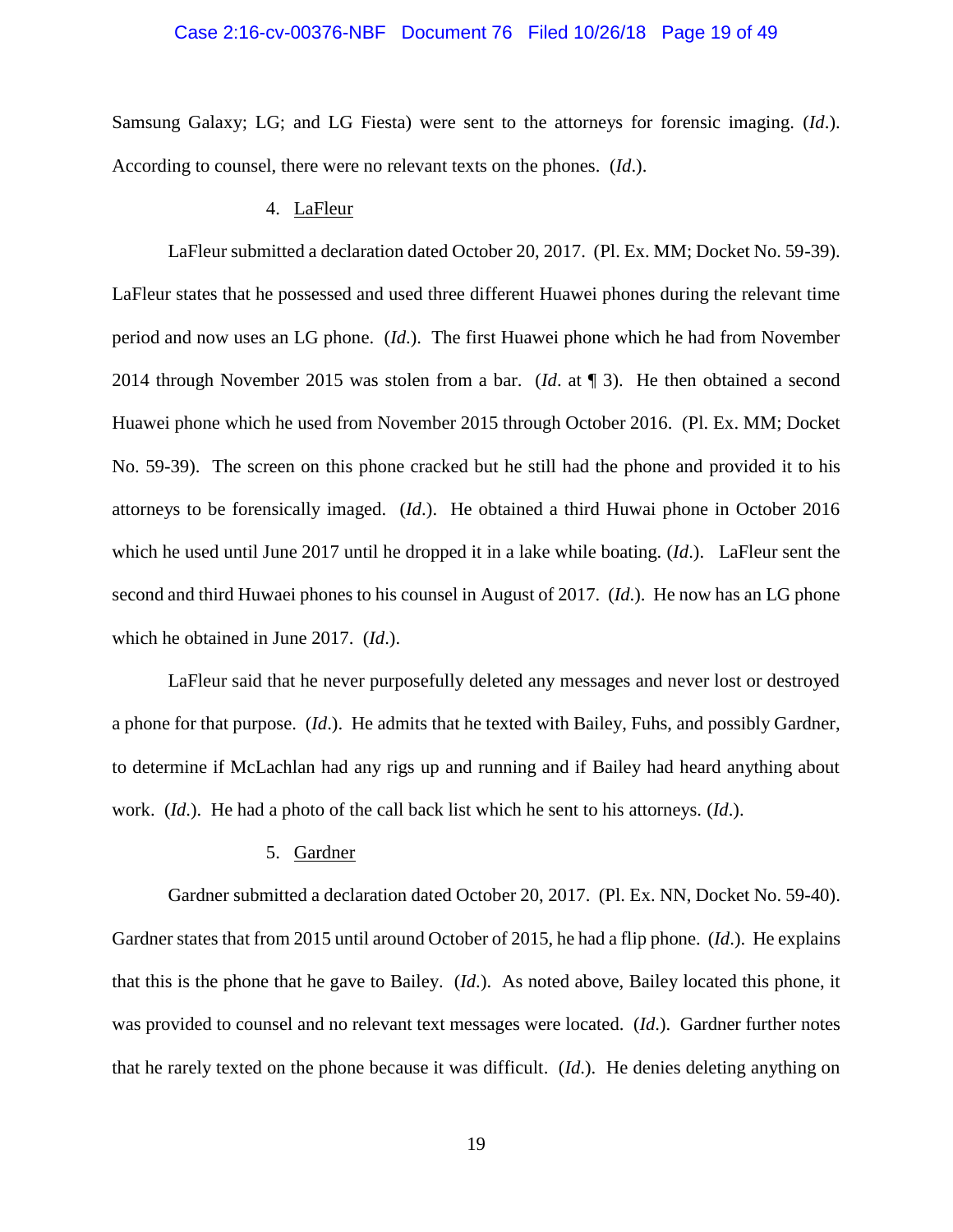Samsung Galaxy; LG; and LG Fiesta) were sent to the attorneys for forensic imaging. (*Id*.). According to counsel, there were no relevant texts on the phones. (*Id*.).

4. LaFleur

LaFleur submitted a declaration dated October 20, 2017. (Pl. Ex. MM; Docket No. 59-39). LaFleur states that he possessed and used three different Huawei phones during the relevant time period and now uses an LG phone. (*Id*.). The first Huawei phone which he had from November 2014 through November 2015 was stolen from a bar. (*Id*. at ¶ 3). He then obtained a second Huawei phone which he used from November 2015 through October 2016. (Pl. Ex. MM; Docket No. 59-39). The screen on this phone cracked but he still had the phone and provided it to his attorneys to be forensically imaged. (*Id*.). He obtained a third Huwai phone in October 2016 which he used until June 2017 until he dropped it in a lake while boating. (*Id*.). LaFleur sent the second and third Huwaei phones to his counsel in August of 2017. (*Id*.). He now has an LG phone which he obtained in June 2017. (*Id*.).

LaFleur said that he never purposefully deleted any messages and never lost or destroyed a phone for that purpose. (*Id*.). He admits that he texted with Bailey, Fuhs, and possibly Gardner, to determine if McLachlan had any rigs up and running and if Bailey had heard anything about work. (*Id*.). He had a photo of the call back list which he sent to his attorneys. (*Id*.).

5. Gardner

Gardner submitted a declaration dated October 20, 2017. (Pl. Ex. NN, Docket No. 59-40). Gardner states that from 2015 until around October of 2015, he had a flip phone. (*Id*.). He explains that this is the phone that he gave to Bailey. (*Id*.). As noted above, Bailey located this phone, it was provided to counsel and no relevant text messages were located. (*Id*.). Gardner further notes that he rarely texted on the phone because it was difficult. (*Id*.). He denies deleting anything on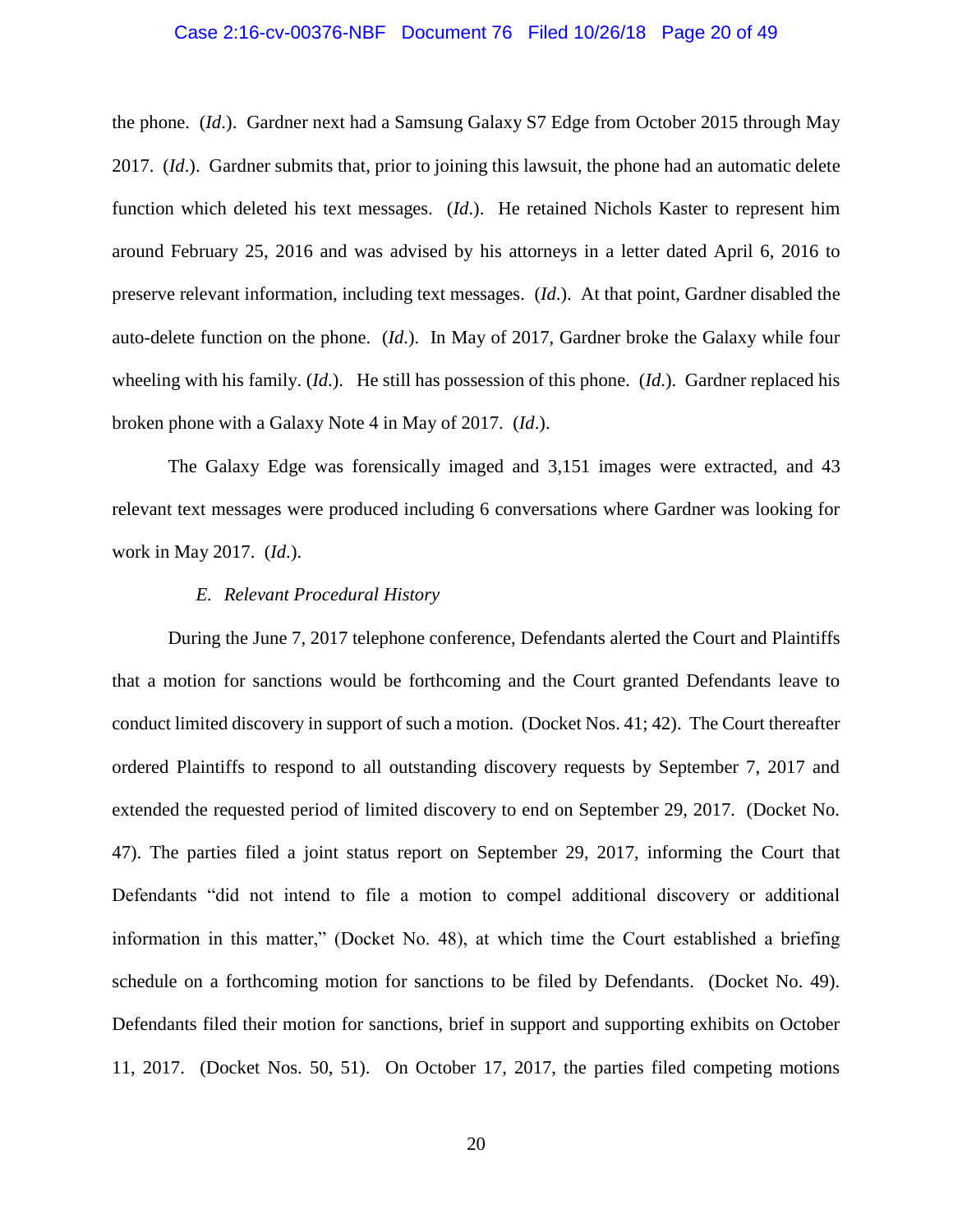the phone. (*Id*.). Gardner next had a Samsung Galaxy S7 Edge from October 2015 through May 2017. (*Id*.). Gardner submits that, prior to joining this lawsuit, the phone had an automatic delete function which deleted his text messages. (*Id*.). He retained Nichols Kaster to represent him around February 25, 2016 and was advised by his attorneys in a letter dated April 6, 2016 to preserve relevant information, including text messages. (*Id*.). At that point, Gardner disabled the auto-delete function on the phone. (*Id*.). In May of 2017, Gardner broke the Galaxy while four wheeling with his family. (*Id*.). He still has possession of this phone. (*Id*.). Gardner replaced his broken phone with a Galaxy Note 4 in May of 2017. (*Id*.).

The Galaxy Edge was forensically imaged and 3,151 images were extracted, and 43 relevant text messages were produced including 6 conversations where Gardner was looking for work in May 2017. (*Id*.).

*E. Relevant Procedural History*

During the June 7, 2017 telephone conference, Defendants alerted the Court and Plaintiffs that a motion for sanctions would be forthcoming and the Court granted Defendants leave to conduct limited discovery in support of such a motion. (Docket Nos. 41; 42). The Court thereafter ordered Plaintiffs to respond to all outstanding discovery requests by September 7, 2017 and extended the requested period of limited discovery to end on September 29, 2017. (Docket No. 47). The parties filed a joint status report on September 29, 2017, informing the Court that Defendants "did not intend to file a motion to compel additional discovery or additional information in this matter," (Docket No. 48), at which time the Court established a briefing schedule on a forthcoming motion for sanctions to be filed by Defendants. (Docket No. 49). Defendants filed their motion for sanctions, brief in support and supporting exhibits on October 11, 2017. (Docket Nos. 50, 51). On October 17, 2017, the parties filed competing motions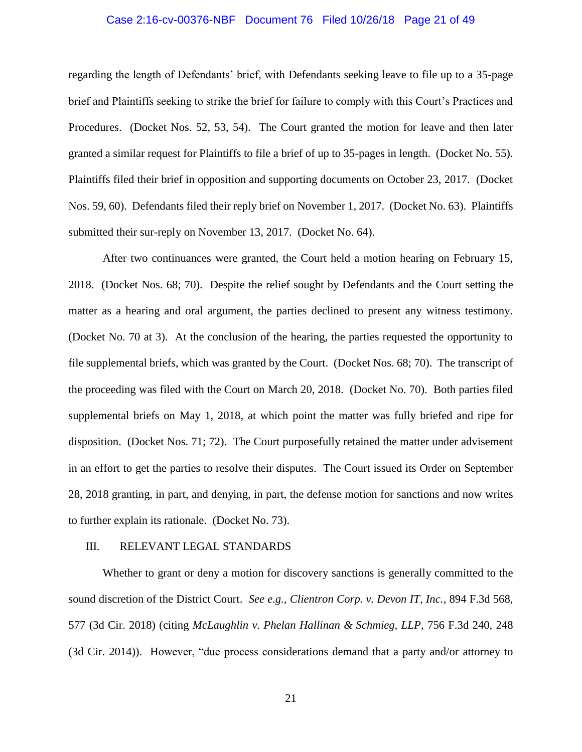regarding the length of Defendants' brief, with Defendants seeking leave to file up to a 35-page brief and Plaintiffs seeking to strike the brief for failure to comply with this Court's Practices and Procedures. (Docket Nos. 52, 53, 54). The Court granted the motion for leave and then later granted a similar request for Plaintiffs to file a brief of up to 35-pages in length. (Docket No. 55). Plaintiffs filed their brief in opposition and supporting documents on October 23, 2017. (Docket Nos. 59, 60). Defendants filed their reply brief on November 1, 2017. (Docket No. 63). Plaintiffs submitted their sur-reply on November 13, 2017. (Docket No. 64).

After two continuances were granted, the Court held a motion hearing on February 15, 2018. (Docket Nos. 68; 70). Despite the relief sought by Defendants and the Court setting the matter as a hearing and oral argument, the parties declined to present any witness testimony. (Docket No. 70 at 3). At the conclusion of the hearing, the parties requested the opportunity to file supplemental briefs, which was granted by the Court. (Docket Nos. 68; 70). The transcript of the proceeding was filed with the Court on March 20, 2018. (Docket No. 70). Both parties filed supplemental briefs on May 1, 2018, at which point the matter was fully briefed and ripe for disposition. (Docket Nos. 71; 72). The Court purposefully retained the matter under advisement in an effort to get the parties to resolve their disputes. The Court issued its Order on September 28, 2018 granting, in part, and denying, in part, the defense motion for sanctions and now writes to further explain its rationale. (Docket No. 73).

## III. RELEVANT LEGAL STANDARDS

Whether to grant or deny a motion for discovery sanctions is generally committed to the sound discretion of the District Court. *See e.g., Clientron Corp. v. Devon IT, Inc.*, 894 F.3d 568, 577 (3d Cir. 2018) (citing *McLaughlin v. Phelan Hallinan & Schmieg, LLP*, 756 F.3d 240, 248 (3d Cir. 2014)). However, "due process considerations demand that a party and/or attorney to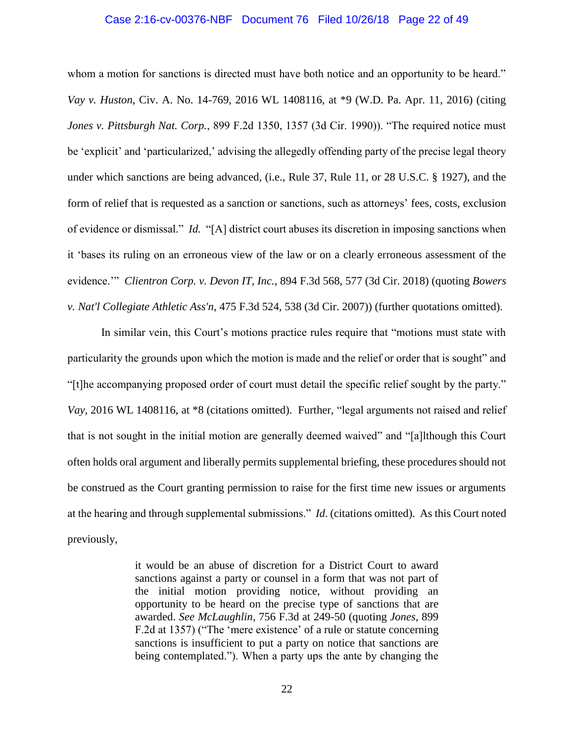whom a motion for sanctions is directed must have both notice and an opportunity to be heard." *Vay v. Huston*, Civ. A. No. 14-769, 2016 WL 1408116, at *9 (W.D. Pa. Apr. 11, 2016) (citing *Jones v. Pittsburgh Nat. Corp.*, 899 F.2d 1350, 1357 (3d Cir. 1990)). "The required notice must be 'explicit' and 'particularized,' advising the allegedly offending party of the precise legal theory under which sanctions are being advanced, (i.e., Rule 37, Rule 11, or 28 U.S.C. § 1927), and the form of relief that is requested as a sanction or sanctions, such as attorneys' fees, costs, exclusion of evidence or dismissal." *Id.* "[A] district court abuses its discretion in imposing sanctions when it 'bases its ruling on an erroneous view of the law or on a clearly erroneous assessment of the evidence.'" *Clientron Corp. v. Devon IT, Inc.*, 894 F.3d 568, 577 (3d Cir. 2018) (quoting *Bowers v. Nat'l Collegiate Athletic Ass'n*, 475 F.3d 524, 538 (3d Cir. 2007)) (further quotations omitted).

In similar vein, this Court's motions practice rules require that "motions must state with particularity the grounds upon which the motion is made and the relief or order that is sought" and "[t]he accompanying proposed order of court must detail the specific relief sought by the party." *Vay*, 2016 WL 1408116, at *8 (citations omitted). Further, "legal arguments not raised and relief that is not sought in the initial motion are generally deemed waived" and "[a]lthough this Court often holds oral argument and liberally permits supplemental briefing, these procedures should not be construed as the Court granting permission to raise for the first time new issues or arguments at the hearing and through supplemental submissions." *Id.* (citations omitted). As this Court noted previously,

> it would be an abuse of discretion for a District Court to award sanctions against a party or counsel in a form that was not part of the initial motion providing notice, without providing an opportunity to be heard on the precise type of sanctions that are awarded. *See McLaughlin*, 756 F.3d at 249-50 (quoting *Jones*, 899 F.2d at 1357) ("The 'mere existence' of a rule or statute concerning sanctions is insufficient to put a party on notice that sanctions are being contemplated."). When a party ups the ante by changing the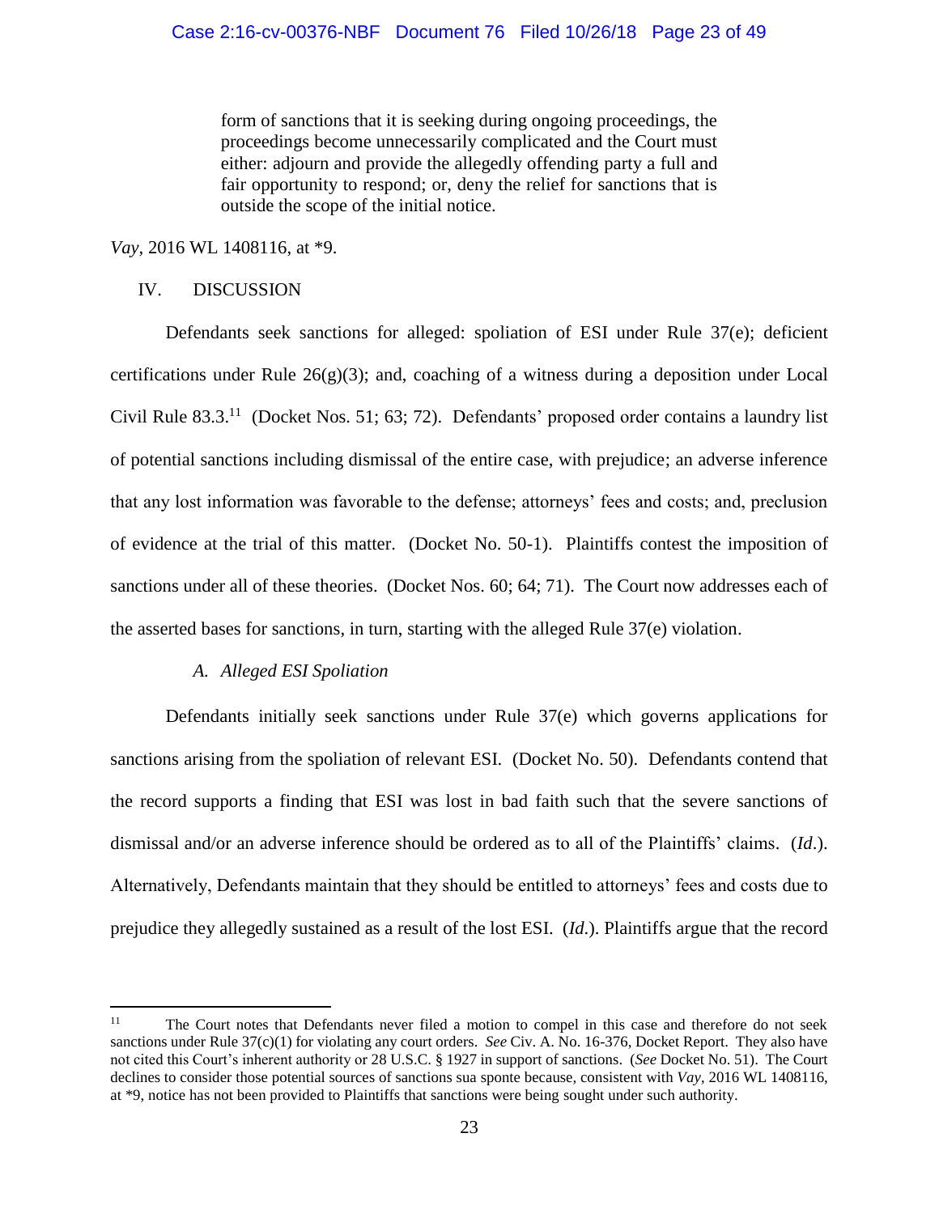> form of sanctions that it is seeking during ongoing proceedings, the proceedings become unnecessarily complicated and the Court must either: adjourn and provide the allegedly offending party a full and fair opportunity to respond; or, deny the relief for sanctions that is outside the scope of the initial notice.

*Vay*, 2016 WL 1408116, at *9.

## IV. DISCUSSION

Defendants seek sanctions for alleged: spoliation of ESI under Rule 37(e); deficient certifications under Rule 26(g)(3); and, coaching of a witness during a deposition under Local Civil Rule 83.3.[11] (Docket Nos. 51; 63; 72). Defendants' proposed order contains a laundry list of potential sanctions including dismissal of the entire case, with prejudice; an adverse inference that any lost information was favorable to the defense; attorneys' fees and costs; and, preclusion of evidence at the trial of this matter. (Docket No. 50-1). Plaintiffs contest the imposition of sanctions under all of these theories. (Docket Nos. 60; 64; 71). The Court now addresses each of the asserted bases for sanctions, in turn, starting with the alleged Rule 37(e) violation.

### *A. Alleged ESI Spoliation*

Defendants initially seek sanctions under Rule 37(e) which governs applications for sanctions arising from the spoliation of relevant ESI. (Docket No. 50). Defendants contend that the record supports a finding that ESI was lost in bad faith such that the severe sanctions of dismissal and/or an adverse inference should be ordered as to all of the Plaintiffs' claims. (*Id.*). Alternatively, Defendants maintain that they should be entitled to attorneys' fees and costs due to prejudice they allegedly sustained as a result of the lost ESI. (*Id.*). Plaintiffs argue that the record

---

[11] The Court notes that Defendants never filed a motion to compel in this case and therefore do not seek sanctions under Rule 37(c)(1) for violating any court orders. *See* Civ. A. No. 16-376, Docket Report. They also have not cited this Court's inherent authority or 28 U.S.C. § 1927 in support of sanctions. (*See* Docket No. 51). The Court declines to consider those potential sources of sanctions sua sponte because, consistent with *Vay*, 2016 WL 1408116, at *9, notice has not been provided to Plaintiffs that sanctions were being sought under such authority.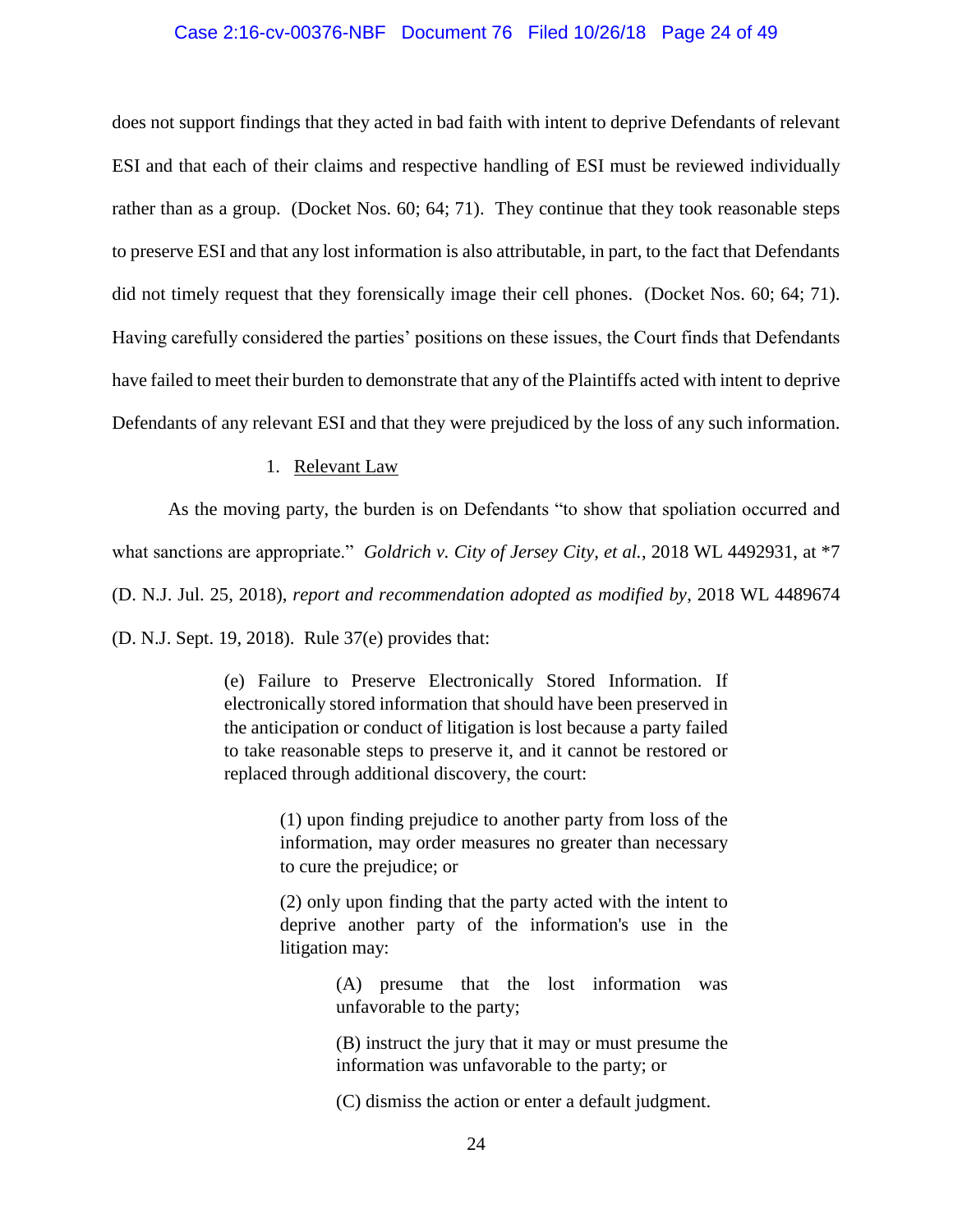does not support findings that they acted in bad faith with intent to deprive Defendants of relevant ESI and that each of their claims and respective handling of ESI must be reviewed individually rather than as a group. (Docket Nos. 60; 64; 71). They continue that they took reasonable steps to preserve ESI and that any lost information is also attributable, in part, to the fact that Defendants did not timely request that they forensically image their cell phones. (Docket Nos. 60; 64; 71). Having carefully considered the parties' positions on these issues, the Court finds that Defendants have failed to meet their burden to demonstrate that any of the Plaintiffs acted with intent to deprive Defendants of any relevant ESI and that they were prejudiced by the loss of any such information.

1. Relevant Law

As the moving party, the burden is on Defendants "to show that spoliation occurred and what sanctions are appropriate." *Goldrich v. City of Jersey City, et al.*, 2018 WL 4492931, at *7 (D. N.J. Jul. 25, 2018), *report and recommendation adopted as modified by*, 2018 WL 4489674 (D. N.J. Sept. 19, 2018). Rule 37(e) provides that:

> (e) Failure to Preserve Electronically Stored Information. If electronically stored information that should have been preserved in the anticipation or conduct of litigation is lost because a party failed to take reasonable steps to preserve it, and it cannot be restored or replaced through additional discovery, the court:
>
> > (1) upon finding prejudice to another party from loss of the information, may order measures no greater than necessary to cure the prejudice; or
> >
> > (2) only upon finding that the party acted with the intent to deprive another party of the information's use in the litigation may:
> >
> > > (A) presume that the lost information was unfavorable to the party;
> > >
> > > (B) instruct the jury that it may or must presume the information was unfavorable to the party; or
> > >
> > > (C) dismiss the action or enter a default judgment.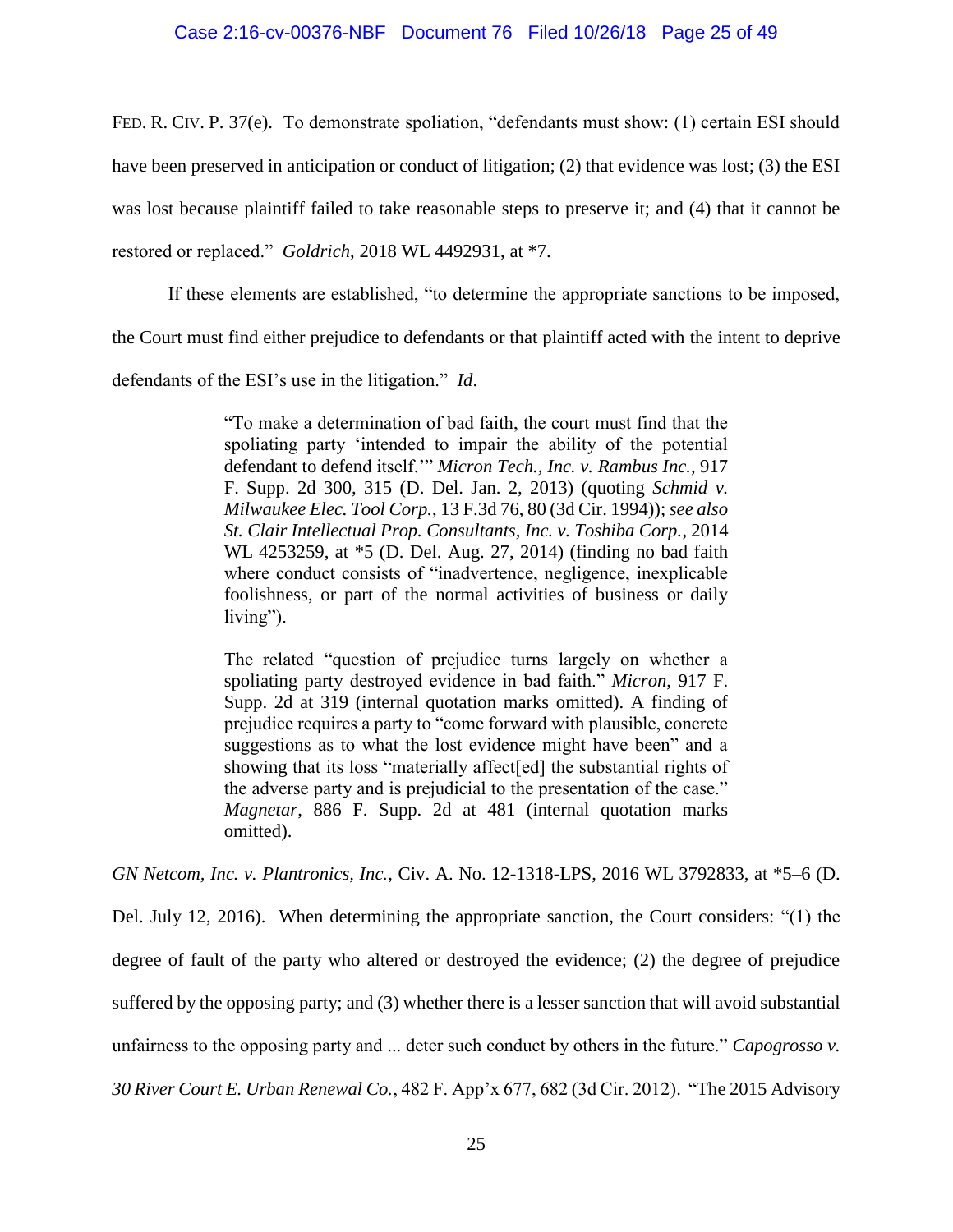FED. R. CIV. P. 37(e). To demonstrate spoliation, "defendants must show: (1) certain ESI should have been preserved in anticipation or conduct of litigation; (2) that evidence was lost; (3) the ESI was lost because plaintiff failed to take reasonable steps to preserve it; and (4) that it cannot be restored or replaced." *Goldrich*, 2018 WL 4492931, at *7.

If these elements are established, "to determine the appropriate sanctions to be imposed, the Court must find either prejudice to defendants or that plaintiff acted with the intent to deprive defendants of the ESI's use in the litigation." *Id*.

> "To make a determination of bad faith, the court must find that the spoliating party 'intended to impair the ability of the potential defendant to defend itself.'" *Micron Tech., Inc. v. Rambus Inc.*, 917 F. Supp. 2d 300, 315 (D. Del. Jan. 2, 2013) (quoting *Schmid v. Milwaukee Elec. Tool Corp.*, 13 F.3d 76, 80 (3d Cir. 1994)); *see also St. Clair Intellectual Prop. Consultants, Inc. v. Toshiba Corp.*, 2014 WL 4253259, at *5 (D. Del. Aug. 27, 2014) (finding no bad faith where conduct consists of "inadvertence, negligence, inexplicable foolishness, or part of the normal activities of business or daily living").
>
> The related "question of prejudice turns largely on whether a spoliating party destroyed evidence in bad faith." *Micron*, 917 F. Supp. 2d at 319 (internal quotation marks omitted). A finding of prejudice requires a party to "come forward with plausible, concrete suggestions as to what the lost evidence might have been" and a showing that its loss "materially affect[ed] the substantial rights of the adverse party and is prejudicial to the presentation of the case." *Magnetar*, 886 F. Supp. 2d at 481 (internal quotation marks omitted).

*GN Netcom, Inc. v. Plantronics, Inc.*, Civ. A. No. 12-1318-LPS, 2016 WL 3792833, at *5–6 (D. Del. July 12, 2016). When determining the appropriate sanction, the Court considers: "(1) the degree of fault of the party who altered or destroyed the evidence; (2) the degree of prejudice suffered by the opposing party; and (3) whether there is a lesser sanction that will avoid substantial unfairness to the opposing party and ... deter such conduct by others in the future." *Capogrosso v. 30 River Court E. Urban Renewal Co.*, 482 F. App'x 677, 682 (3d Cir. 2012). "The 2015 Advisory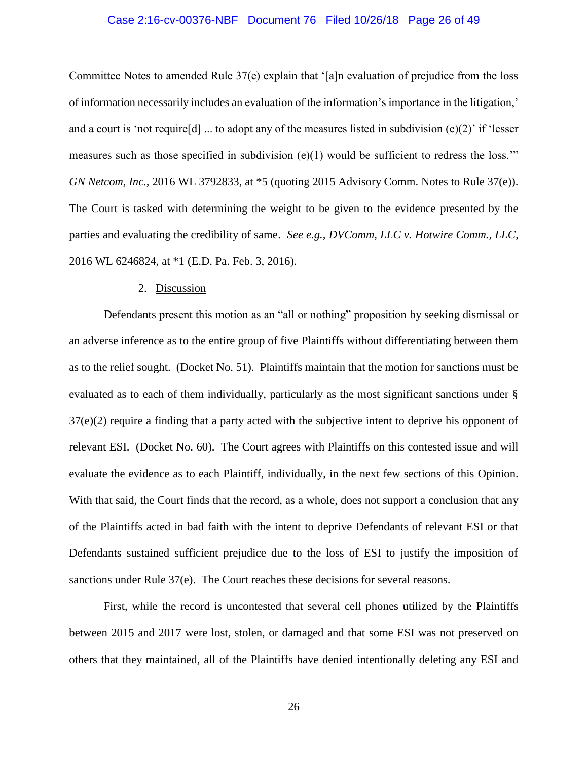Committee Notes to amended Rule 37(e) explain that '[a]n evaluation of prejudice from the loss of information necessarily includes an evaluation of the information's importance in the litigation,' and a court is 'not require[d] ... to adopt any of the measures listed in subdivision (e)(2)' if 'lesser measures such as those specified in subdivision (e)(1) would be sufficient to redress the loss.'" *GN Netcom, Inc.*, 2016 WL 3792833, at *5 (quoting 2015 Advisory Comm. Notes to Rule 37(e)). The Court is tasked with determining the weight to be given to the evidence presented by the parties and evaluating the credibility of same. *See e.g.*, *DVComm, LLC v. Hotwire Comm., LLC*, 2016 WL 6246824, at *1 (E.D. Pa. Feb. 3, 2016).

2. Discussion

Defendants present this motion as an "all or nothing" proposition by seeking dismissal or an adverse inference as to the entire group of five Plaintiffs without differentiating between them as to the relief sought. (Docket No. 51). Plaintiffs maintain that the motion for sanctions must be evaluated as to each of them individually, particularly as the most significant sanctions under § 37(e)(2) require a finding that a party acted with the subjective intent to deprive his opponent of relevant ESI. (Docket No. 60). The Court agrees with Plaintiffs on this contested issue and will evaluate the evidence as to each Plaintiff, individually, in the next few sections of this Opinion. With that said, the Court finds that the record, as a whole, does not support a conclusion that any of the Plaintiffs acted in bad faith with the intent to deprive Defendants of relevant ESI or that Defendants sustained sufficient prejudice due to the loss of ESI to justify the imposition of sanctions under Rule 37(e). The Court reaches these decisions for several reasons.

First, while the record is uncontested that several cell phones utilized by the Plaintiffs between 2015 and 2017 were lost, stolen, or damaged and that some ESI was not preserved on others that they maintained, all of the Plaintiffs have denied intentionally deleting any ESI and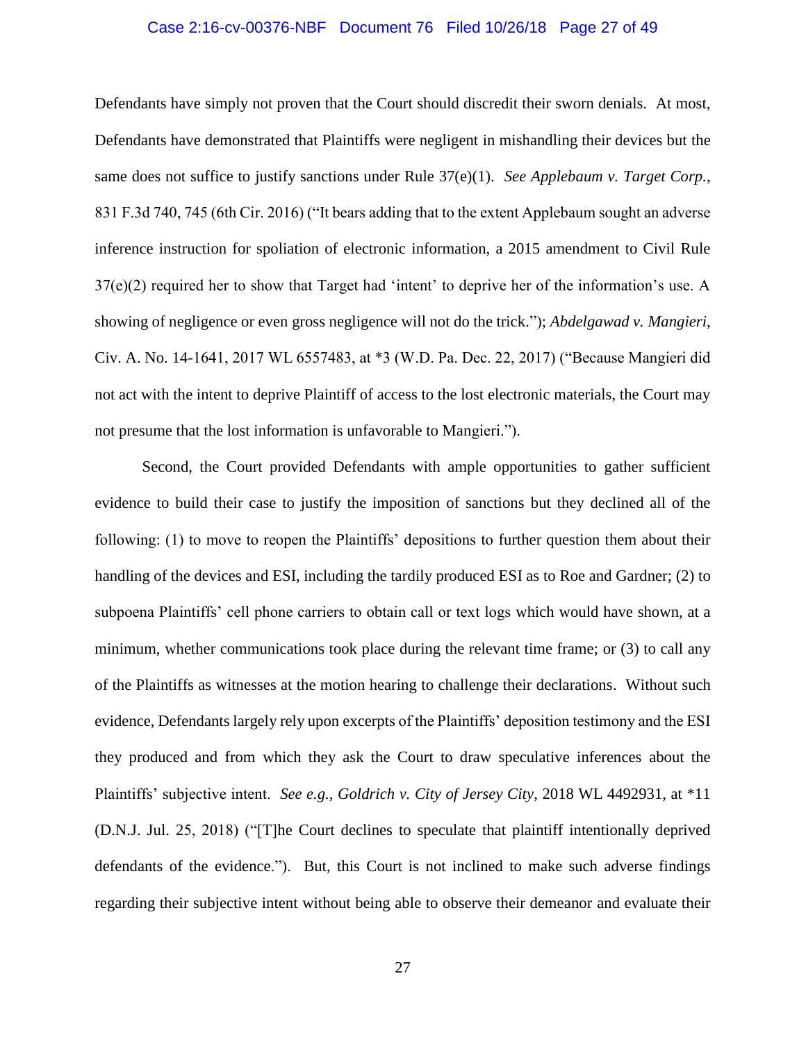Defendants have simply not proven that the Court should discredit their sworn denials. At most, Defendants have demonstrated that Plaintiffs were negligent in mishandling their devices but the same does not suffice to justify sanctions under Rule 37(e)(1). *See Applebaum v. Target Corp.*, 831 F.3d 740, 745 (6th Cir. 2016) ("It bears adding that to the extent Applebaum sought an adverse inference instruction for spoliation of electronic information, a 2015 amendment to Civil Rule 37(e)(2) required her to show that Target had 'intent' to deprive her of the information's use. A showing of negligence or even gross negligence will not do the trick."); *Abdelgawad v. Mangieri*, Civ. A. No. 14-1641, 2017 WL 6557483, at *3 (W.D. Pa. Dec. 22, 2017) ("Because Mangieri did not act with the intent to deprive Plaintiff of access to the lost electronic materials, the Court may not presume that the lost information is unfavorable to Mangieri.").

Second, the Court provided Defendants with ample opportunities to gather sufficient evidence to build their case to justify the imposition of sanctions but they declined all of the following: (1) to move to reopen the Plaintiffs' depositions to further question them about their handling of the devices and ESI, including the tardily produced ESI as to Roe and Gardner; (2) to subpoena Plaintiffs' cell phone carriers to obtain call or text logs which would have shown, at a minimum, whether communications took place during the relevant time frame; or (3) to call any of the Plaintiffs as witnesses at the motion hearing to challenge their declarations. Without such evidence, Defendants largely rely upon excerpts of the Plaintiffs' deposition testimony and the ESI they produced and from which they ask the Court to draw speculative inferences about the Plaintiffs' subjective intent. *See e.g., Goldrich v. City of Jersey City*, 2018 WL 4492931, at *11 (D.N.J. Jul. 25, 2018) ("[T]he Court declines to speculate that plaintiff intentionally deprived defendants of the evidence."). But, this Court is not inclined to make such adverse findings regarding their subjective intent without being able to observe their demeanor and evaluate their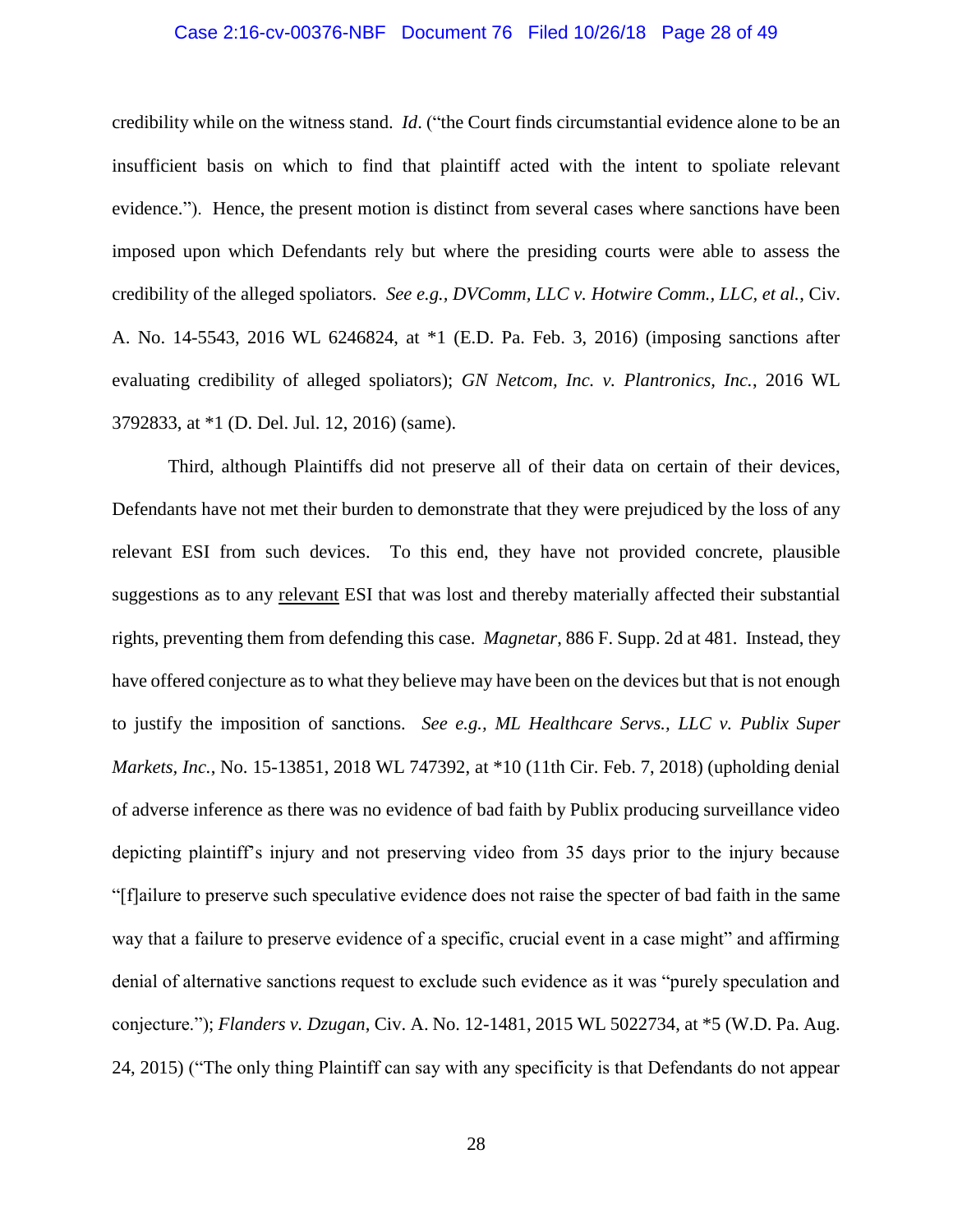credibility while on the witness stand. *Id*. ("the Court finds circumstantial evidence alone to be an insufficient basis on which to find that plaintiff acted with the intent to spoliate relevant evidence."). Hence, the present motion is distinct from several cases where sanctions have been imposed upon which Defendants rely but where the presiding courts were able to assess the credibility of the alleged spoliators. *See e.g.*, *DVComm, LLC v. Hotwire Comm., LLC, et al.*, Civ. A. No. 14-5543, 2016 WL 6246824, at *1 (E.D. Pa. Feb. 3, 2016) (imposing sanctions after evaluating credibility of alleged spoliators); *GN Netcom, Inc. v. Plantronics, Inc.*, 2016 WL 3792833, at *1 (D. Del. Jul. 12, 2016) (same).

Third, although Plaintiffs did not preserve all of their data on certain of their devices, Defendants have not met their burden to demonstrate that they were prejudiced by the loss of any relevant ESI from such devices. To this end, they have not provided concrete, plausible suggestions as to any <u>relevant</u> ESI that was lost and thereby materially affected their substantial rights, preventing them from defending this case. *Magnetar*, 886 F. Supp. 2d at 481. Instead, they have offered conjecture as to what they believe may have been on the devices but that is not enough to justify the imposition of sanctions. *See e.g., ML Healthcare Servs., LLC v. Publix Super Markets, Inc.*, No. 15-13851, 2018 WL 747392, at *10 (11th Cir. Feb. 7, 2018) (upholding denial of adverse inference as there was no evidence of bad faith by Publix producing surveillance video depicting plaintiff's injury and not preserving video from 35 days prior to the injury because "[f]ailure to preserve such speculative evidence does not raise the specter of bad faith in the same way that a failure to preserve evidence of a specific, crucial event in a case might" and affirming denial of alternative sanctions request to exclude such evidence as it was "purely speculation and conjecture."); *Flanders v. Dzugan*, Civ. A. No. 12-1481, 2015 WL 5022734, at *5 (W.D. Pa. Aug. 24, 2015) ("The only thing Plaintiff can say with any specificity is that Defendants do not appear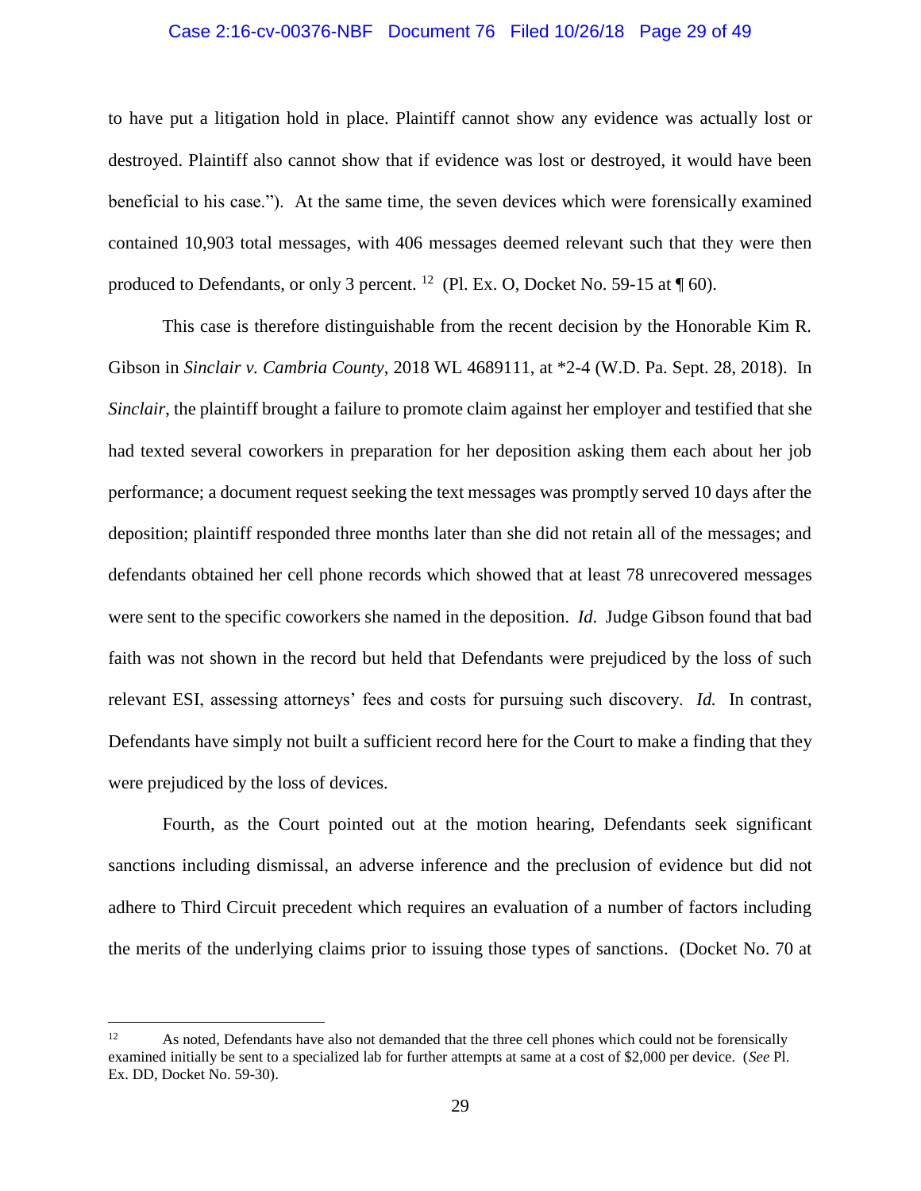to have put a litigation hold in place. Plaintiff cannot show any evidence was actually lost or destroyed. Plaintiff also cannot show that if evidence was lost or destroyed, it would have been beneficial to his case."). At the same time, the seven devices which were forensically examined contained 10,903 total messages, with 406 messages deemed relevant such that they were then produced to Defendants, or only 3 percent. [12] (Pl. Ex. O, Docket No. 59-15 at ¶ 60).

This case is therefore distinguishable from the recent decision by the Honorable Kim R. Gibson in *Sinclair v. Cambria County*, 2018 WL 4689111, at *2-4 (W.D. Pa. Sept. 28, 2018). In *Sinclair*, the plaintiff brought a failure to promote claim against her employer and testified that she had texted several coworkers in preparation for her deposition asking them each about her job performance; a document request seeking the text messages was promptly served 10 days after the deposition; plaintiff responded three months later than she did not retain all of the messages; and defendants obtained her cell phone records which showed that at least 78 unrecovered messages were sent to the specific coworkers she named in the deposition. *Id.* Judge Gibson found that bad faith was not shown in the record but held that Defendants were prejudiced by the loss of such relevant ESI, assessing attorneys' fees and costs for pursuing such discovery. *Id.* In contrast, Defendants have simply not built a sufficient record here for the Court to make a finding that they were prejudiced by the loss of devices.

Fourth, as the Court pointed out at the motion hearing, Defendants seek significant sanctions including dismissal, an adverse inference and the preclusion of evidence but did not adhere to Third Circuit precedent which requires an evaluation of a number of factors including the merits of the underlying claims prior to issuing those types of sanctions. (Docket No. 70 at

---

[12] As noted, Defendants have also not demanded that the three cell phones which could not be forensically examined initially be sent to a specialized lab for further attempts at same at a cost of $2,000 per device. (*See* Pl. Ex. DD, Docket No. 59-30).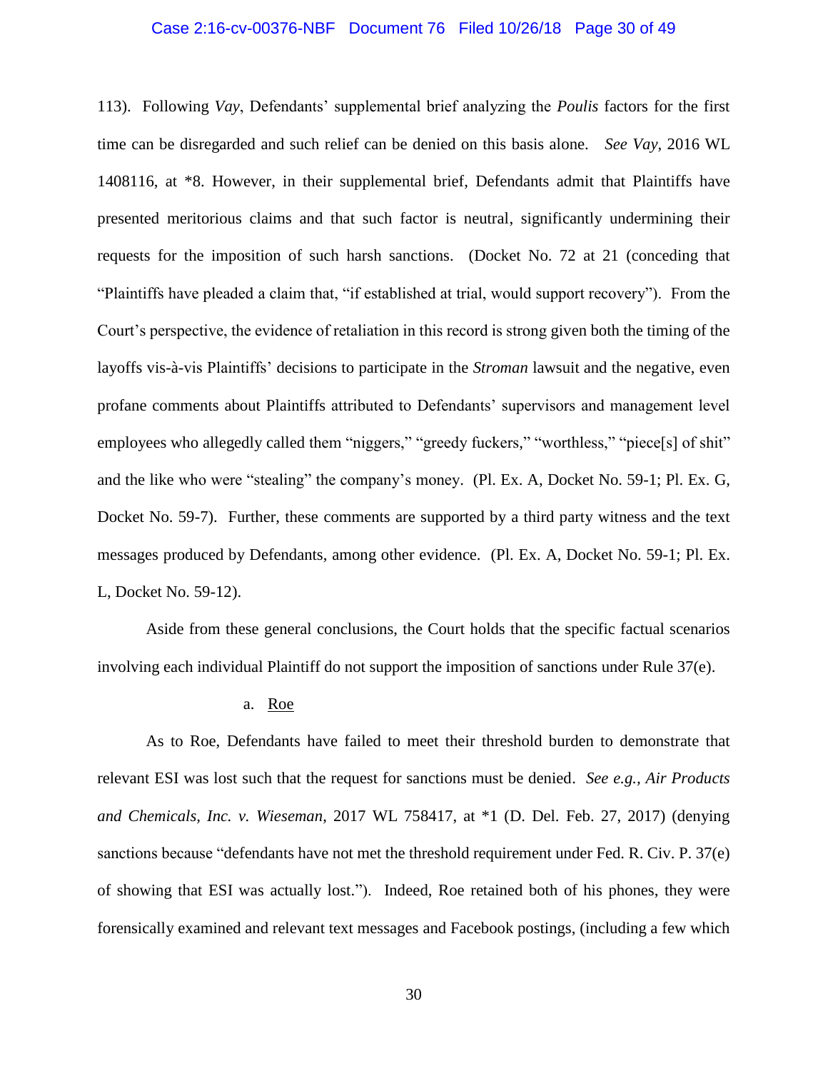113). Following *Vay*, Defendants' supplemental brief analyzing the *Poulis* factors for the first time can be disregarded and such relief can be denied on this basis alone. *See Vay*, 2016 WL 1408116, at *8. However, in their supplemental brief, Defendants admit that Plaintiffs have presented meritorious claims and that such factor is neutral, significantly undermining their requests for the imposition of such harsh sanctions. (Docket No. 72 at 21 (conceding that "Plaintiffs have pleaded a claim that, "if established at trial, would support recovery"). From the Court's perspective, the evidence of retaliation in this record is strong given both the timing of the layoffs vis-à-vis Plaintiffs' decisions to participate in the *Stroman* lawsuit and the negative, even profane comments about Plaintiffs attributed to Defendants' supervisors and management level employees who allegedly called them "niggers," "greedy fuckers," "worthless," "piece[s] of shit" and the like who were "stealing" the company's money. (Pl. Ex. A, Docket No. 59-1; Pl. Ex. G, Docket No. 59-7). Further, these comments are supported by a third party witness and the text messages produced by Defendants, among other evidence. (Pl. Ex. A, Docket No. 59-1; Pl. Ex. L, Docket No. 59-12).

Aside from these general conclusions, the Court holds that the specific factual scenarios involving each individual Plaintiff do not support the imposition of sanctions under Rule 37(e).

a. Roe

As to Roe, Defendants have failed to meet their threshold burden to demonstrate that relevant ESI was lost such that the request for sanctions must be denied. *See e.g., Air Products and Chemicals, Inc. v. Wieseman*, 2017 WL 758417, at *1 (D. Del. Feb. 27, 2017) (denying sanctions because "defendants have not met the threshold requirement under Fed. R. Civ. P. 37(e) of showing that ESI was actually lost."). Indeed, Roe retained both of his phones, they were forensically examined and relevant text messages and Facebook postings, (including a few which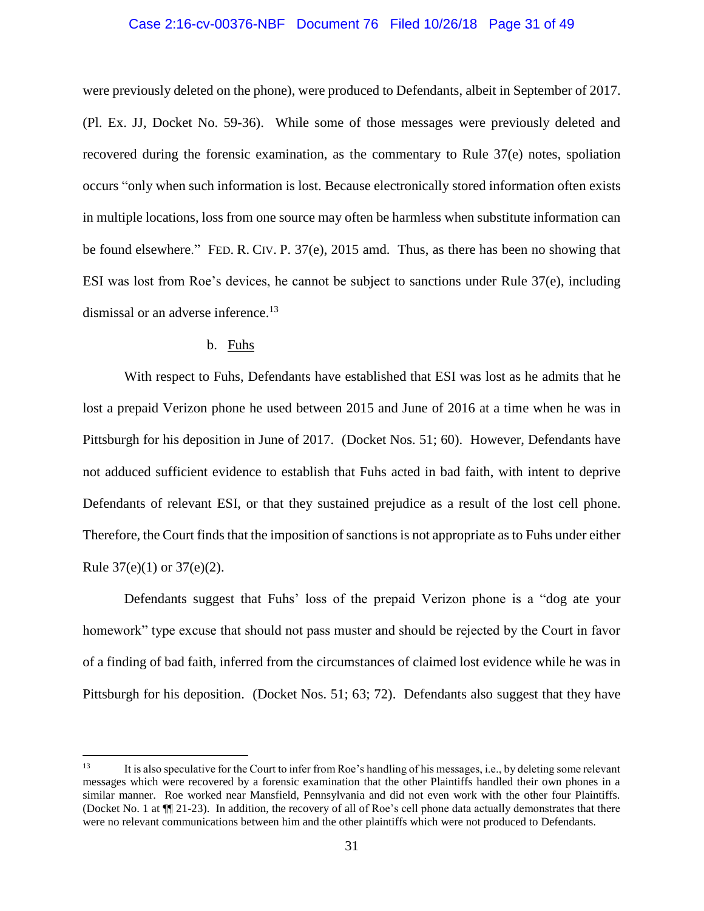were previously deleted on the phone), were produced to Defendants, albeit in September of 2017. (Pl. Ex. JJ, Docket No. 59-36). While some of those messages were previously deleted and recovered during the forensic examination, as the commentary to Rule 37(e) notes, spoliation occurs "only when such information is lost. Because electronically stored information often exists in multiple locations, loss from one source may often be harmless when substitute information can be found elsewhere." FED. R. CIV. P. 37(e), 2015 amd. Thus, as there has been no showing that ESI was lost from Roe's devices, he cannot be subject to sanctions under Rule 37(e), including dismissal or an adverse inference.[13]

b. Fuhs

With respect to Fuhs, Defendants have established that ESI was lost as he admits that he lost a prepaid Verizon phone he used between 2015 and June of 2016 at a time when he was in Pittsburgh for his deposition in June of 2017. (Docket Nos. 51; 60). However, Defendants have not adduced sufficient evidence to establish that Fuhs acted in bad faith, with intent to deprive Defendants of relevant ESI, or that they sustained prejudice as a result of the lost cell phone. Therefore, the Court finds that the imposition of sanctions is not appropriate as to Fuhs under either Rule 37(e)(1) or 37(e)(2).

Defendants suggest that Fuhs' loss of the prepaid Verizon phone is a "dog ate your homework" type excuse that should not pass muster and should be rejected by the Court in favor of a finding of bad faith, inferred from the circumstances of claimed lost evidence while he was in Pittsburgh for his deposition. (Docket Nos. 51; 63; 72). Defendants also suggest that they have

---

[13] It is also speculative for the Court to infer from Roe's handling of his messages, i.e., by deleting some relevant messages which were recovered by a forensic examination that the other Plaintiffs handled their own phones in a similar manner. Roe worked near Mansfield, Pennsylvania and did not even work with the other four Plaintiffs. (Docket No. 1 at ¶¶ 21-23). In addition, the recovery of all of Roe's cell phone data actually demonstrates that there were no relevant communications between him and the other plaintiffs which were not produced to Defendants.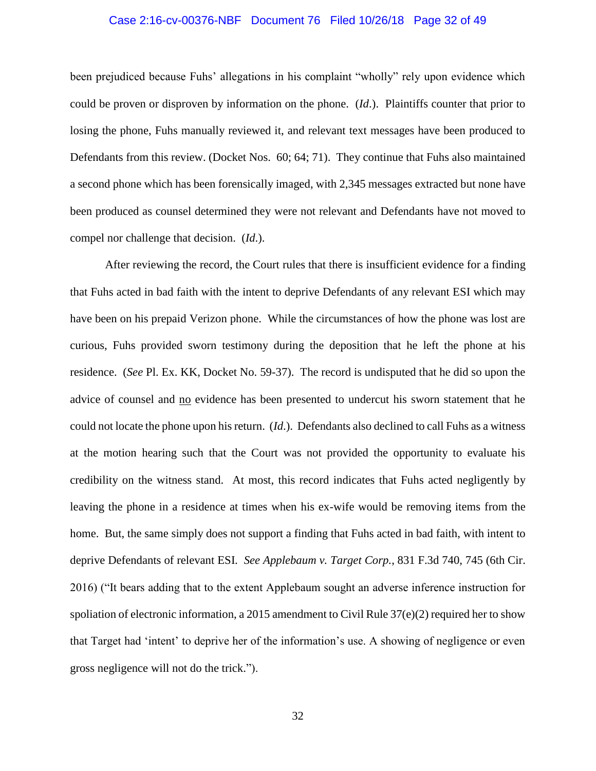been prejudiced because Fuhs' allegations in his complaint "wholly" rely upon evidence which could be proven or disproven by information on the phone. (*Id*.). Plaintiffs counter that prior to losing the phone, Fuhs manually reviewed it, and relevant text messages have been produced to Defendants from this review. (Docket Nos. 60; 64; 71). They continue that Fuhs also maintained a second phone which has been forensically imaged, with 2,345 messages extracted but none have been produced as counsel determined they were not relevant and Defendants have not moved to compel nor challenge that decision. (*Id*.).

After reviewing the record, the Court rules that there is insufficient evidence for a finding that Fuhs acted in bad faith with the intent to deprive Defendants of any relevant ESI which may have been on his prepaid Verizon phone. While the circumstances of how the phone was lost are curious, Fuhs provided sworn testimony during the deposition that he left the phone at his residence. (*See* Pl. Ex. KK, Docket No. 59-37). The record is undisputed that he did so upon the advice of counsel and <u>no</u> evidence has been presented to undercut his sworn statement that he could not locate the phone upon his return. (*Id*.). Defendants also declined to call Fuhs as a witness at the motion hearing such that the Court was not provided the opportunity to evaluate his credibility on the witness stand. At most, this record indicates that Fuhs acted negligently by leaving the phone in a residence at times when his ex-wife would be removing items from the home. But, the same simply does not support a finding that Fuhs acted in bad faith, with intent to deprive Defendants of relevant ESI. *See Applebaum v. Target Corp.*, 831 F.3d 740, 745 (6th Cir. 2016) ("It bears adding that to the extent Applebaum sought an adverse inference instruction for spoliation of electronic information, a 2015 amendment to Civil Rule 37(e)(2) required her to show that Target had 'intent' to deprive her of the information's use. A showing of negligence or even gross negligence will not do the trick.").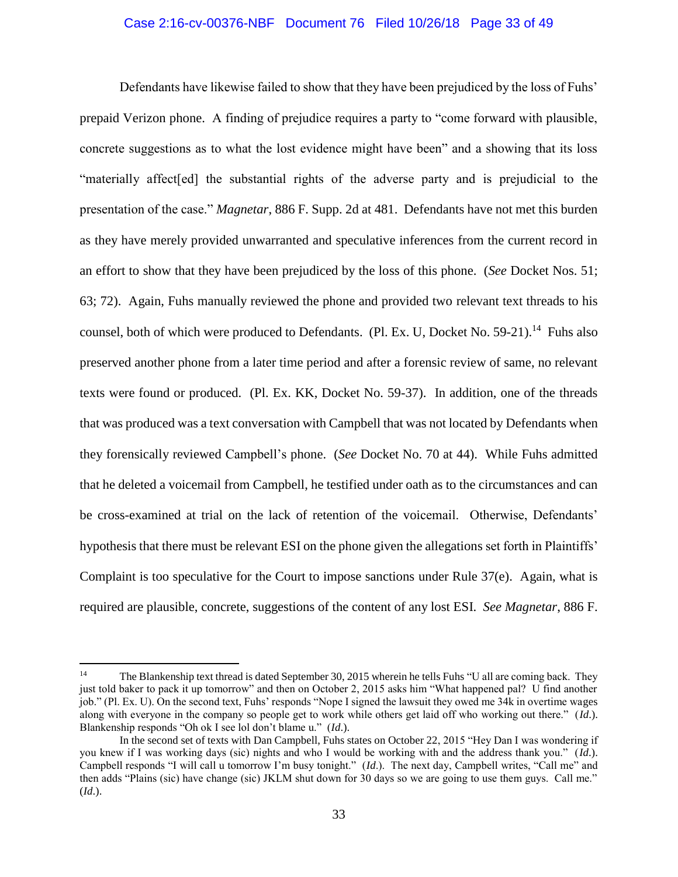Defendants have likewise failed to show that they have been prejudiced by the loss of Fuhs' prepaid Verizon phone. A finding of prejudice requires a party to "come forward with plausible, concrete suggestions as to what the lost evidence might have been" and a showing that its loss "materially affect[ed] the substantial rights of the adverse party and is prejudicial to the presentation of the case." *Magnetar*, 886 F. Supp. 2d at 481. Defendants have not met this burden as they have merely provided unwarranted and speculative inferences from the current record in an effort to show that they have been prejudiced by the loss of this phone. (*See* Docket Nos. 51; 63; 72). Again, Fuhs manually reviewed the phone and provided two relevant text threads to his counsel, both of which were produced to Defendants. (Pl. Ex. U, Docket No. 59-21).[14] Fuhs also preserved another phone from a later time period and after a forensic review of same, no relevant texts were found or produced. (Pl. Ex. KK, Docket No. 59-37). In addition, one of the threads that was produced was a text conversation with Campbell that was not located by Defendants when they forensically reviewed Campbell's phone. (*See* Docket No. 70 at 44). While Fuhs admitted that he deleted a voicemail from Campbell, he testified under oath as to the circumstances and can be cross-examined at trial on the lack of retention of the voicemail. Otherwise, Defendants' hypothesis that there must be relevant ESI on the phone given the allegations set forth in Plaintiffs' Complaint is too speculative for the Court to impose sanctions under Rule 37(e). Again, what is required are plausible, concrete, suggestions of the content of any lost ESI. *See Magnetar*, 886 F.

---

[14] The Blankenship text thread is dated September 30, 2015 wherein he tells Fuhs "U all are coming back. They just told baker to pack it up tomorrow" and then on October 2, 2015 asks him "What happened pal? U find another job." (Pl. Ex. U). On the second text, Fuhs' responds "Nope I signed the lawsuit they owed me 34k in overtime wages along with everyone in the company so people get to work while others get laid off who working out there." (*Id.*). Blankenship responds "Oh ok I see lol don't blame u." (*Id.*).

In the second set of texts with Dan Campbell, Fuhs states on October 22, 2015 "Hey Dan I was wondering if you knew if I was working days (sic) nights and who I would be working with and the address thank you." (*Id.*). Campbell responds "I will call u tomorrow I'm busy tonight." (*Id.*). The next day, Campbell writes, "Call me" and then adds "Plains (sic) have change (sic) JKLM shut down for 30 days so we are going to use them guys. Call me." (*Id.*).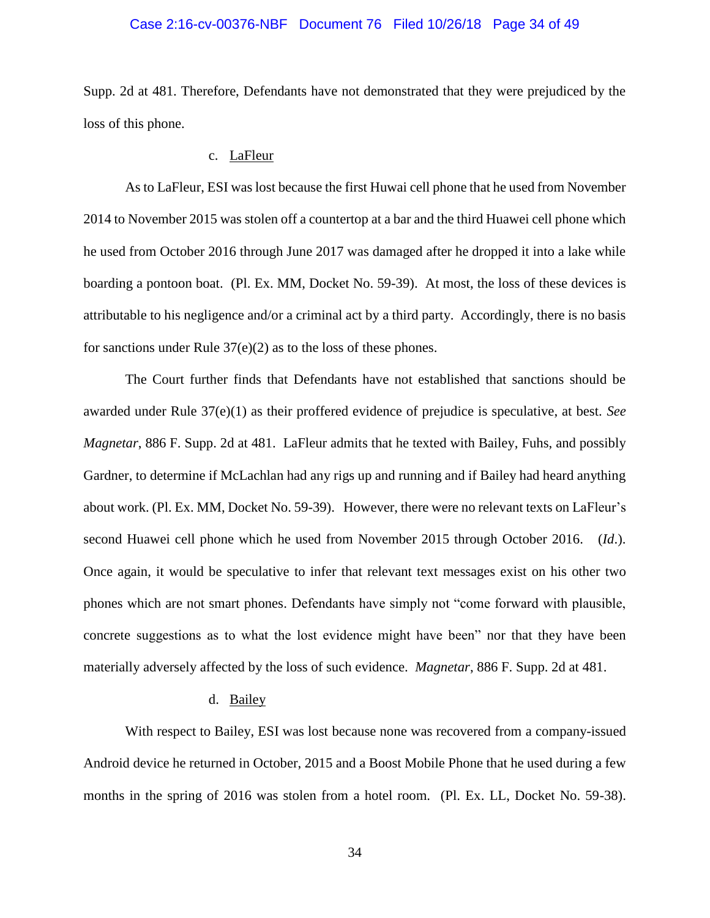Supp. 2d at 481. Therefore, Defendants have not demonstrated that they were prejudiced by the loss of this phone.

c. LaFleur

As to LaFleur, ESI was lost because the first Huwai cell phone that he used from November 2014 to November 2015 was stolen off a countertop at a bar and the third Huawei cell phone which he used from October 2016 through June 2017 was damaged after he dropped it into a lake while boarding a pontoon boat. (Pl. Ex. MM, Docket No. 59-39). At most, the loss of these devices is attributable to his negligence and/or a criminal act by a third party. Accordingly, there is no basis for sanctions under Rule 37(e)(2) as to the loss of these phones.

The Court further finds that Defendants have not established that sanctions should be awarded under Rule 37(e)(1) as their proffered evidence of prejudice is speculative, at best. *See Magnetar*, 886 F. Supp. 2d at 481. LaFleur admits that he texted with Bailey, Fuhs, and possibly Gardner, to determine if McLachlan had any rigs up and running and if Bailey had heard anything about work. (Pl. Ex. MM, Docket No. 59-39). However, there were no relevant texts on LaFleur's second Huawei cell phone which he used from November 2015 through October 2016. (*Id*.). Once again, it would be speculative to infer that relevant text messages exist on his other two phones which are not smart phones. Defendants have simply not "come forward with plausible, concrete suggestions as to what the lost evidence might have been" nor that they have been materially adversely affected by the loss of such evidence. *Magnetar*, 886 F. Supp. 2d at 481.

d. Bailey

With respect to Bailey, ESI was lost because none was recovered from a company-issued Android device he returned in October, 2015 and a Boost Mobile Phone that he used during a few months in the spring of 2016 was stolen from a hotel room. (Pl. Ex. LL, Docket No. 59-38).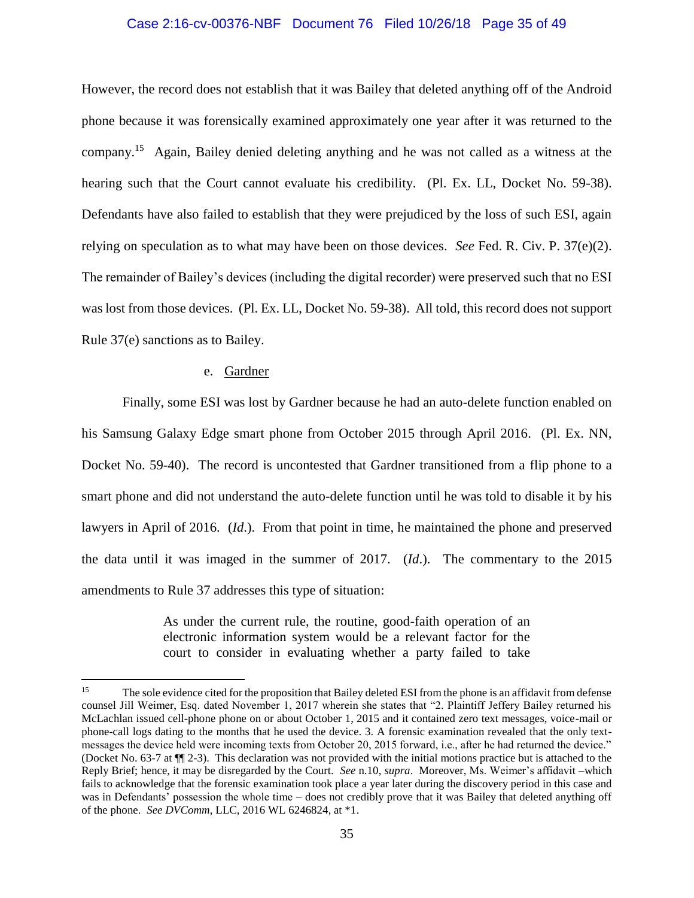However, the record does not establish that it was Bailey that deleted anything off of the Android phone because it was forensically examined approximately one year after it was returned to the company.[15] Again, Bailey denied deleting anything and he was not called as a witness at the hearing such that the Court cannot evaluate his credibility. (Pl. Ex. LL, Docket No. 59-38). Defendants have also failed to establish that they were prejudiced by the loss of such ESI, again relying on speculation as to what may have been on those devices. *See* Fed. R. Civ. P. 37(e)(2). The remainder of Bailey's devices (including the digital recorder) were preserved such that no ESI was lost from those devices. (Pl. Ex. LL, Docket No. 59-38). All told, this record does not support Rule 37(e) sanctions as to Bailey.

e. Gardner

Finally, some ESI was lost by Gardner because he had an auto-delete function enabled on his Samsung Galaxy Edge smart phone from October 2015 through April 2016. (Pl. Ex. NN, Docket No. 59-40). The record is uncontested that Gardner transitioned from a flip phone to a smart phone and did not understand the auto-delete function until he was told to disable it by his lawyers in April of 2016. (*Id.*). From that point in time, he maintained the phone and preserved the data until it was imaged in the summer of 2017. (*Id.*). The commentary to the 2015 amendments to Rule 37 addresses this type of situation:

> As under the current rule, the routine, good-faith operation of an electronic information system would be a relevant factor for the court to consider in evaluating whether a party failed to take

---

[15] The sole evidence cited for the proposition that Bailey deleted ESI from the phone is an affidavit from defense counsel Jill Weimer, Esq. dated November 1, 2017 wherein she states that "2. Plaintiff Jeffery Bailey returned his McLachlan issued cell-phone phone on or about October 1, 2015 and it contained zero text messages, voice-mail or phone-call logs dating to the months that he used the device. 3. A forensic examination revealed that the only text-messages the device held were incoming texts from October 20, 2015 forward, i.e., after he had returned the device." (Docket No. 63-7 at ¶¶ 2-3). This declaration was not provided with the initial motions practice but is attached to the Reply Brief; hence, it may be disregarded by the Court. *See* n.10, *supra*. Moreover, Ms. Weimer's affidavit –which fails to acknowledge that the forensic examination took place a year later during the discovery period in this case and was in Defendants' possession the whole time – does not credibly prove that it was Bailey that deleted anything off of the phone. *See DVComm*, LLC, 2016 WL 6246824, at \*1.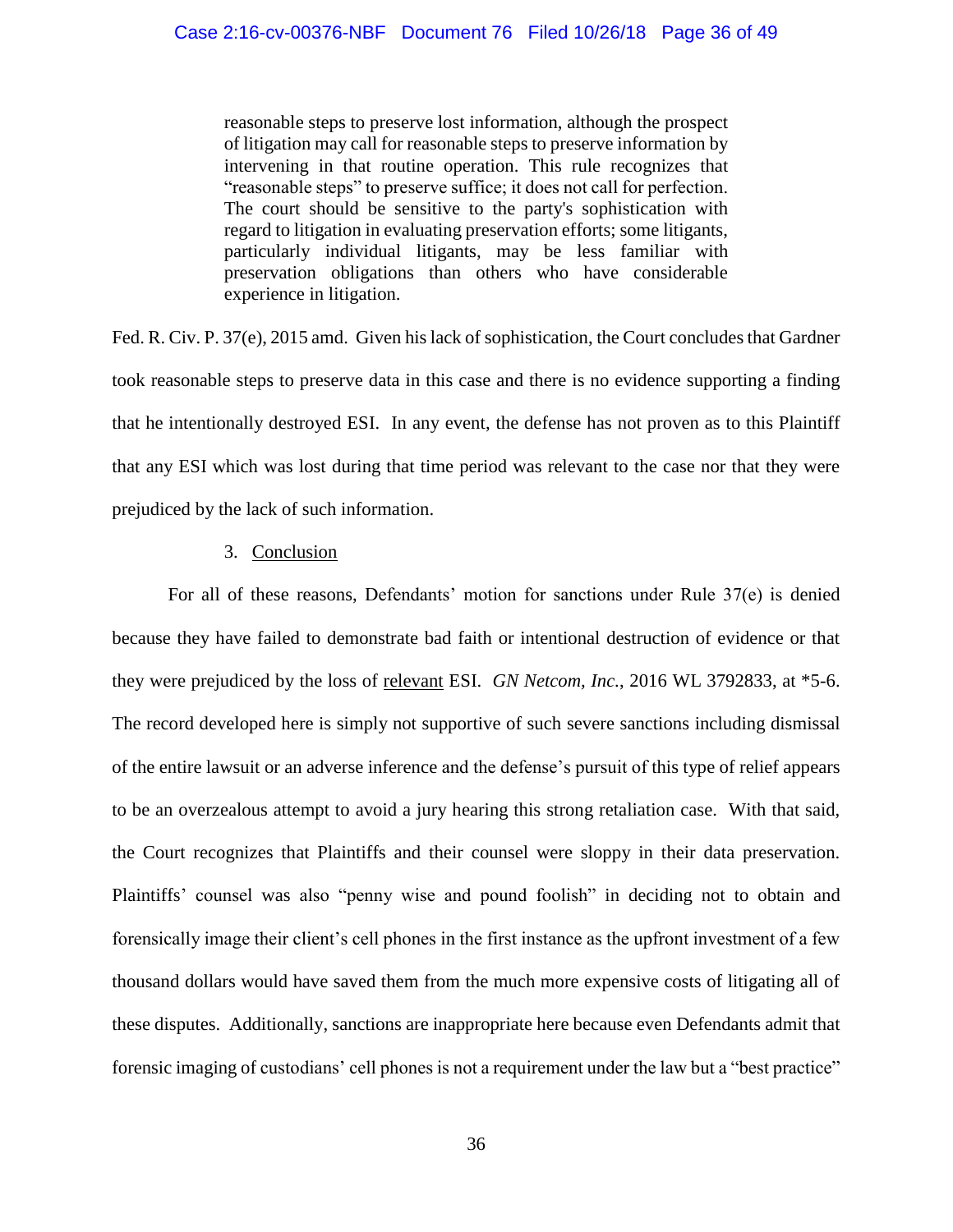> reasonable steps to preserve lost information, although the prospect of litigation may call for reasonable steps to preserve information by intervening in that routine operation. This rule recognizes that "reasonable steps" to preserve suffice; it does not call for perfection. The court should be sensitive to the party's sophistication with regard to litigation in evaluating preservation efforts; some litigants, particularly individual litigants, may be less familiar with preservation obligations than others who have considerable experience in litigation.

Fed. R. Civ. P. 37(e), 2015 amd. Given his lack of sophistication, the Court concludes that Gardner took reasonable steps to preserve data in this case and there is no evidence supporting a finding that he intentionally destroyed ESI. In any event, the defense has not proven as to this Plaintiff that any ESI which was lost during that time period was relevant to the case nor that they were prejudiced by the lack of such information.

3. Conclusion

For all of these reasons, Defendants' motion for sanctions under Rule 37(e) is denied because they have failed to demonstrate bad faith or intentional destruction of evidence or that they were prejudiced by the loss of relevant ESI. *GN Netcom, Inc.*, 2016 WL 3792833, at *5-6. The record developed here is simply not supportive of such severe sanctions including dismissal of the entire lawsuit or an adverse inference and the defense's pursuit of this type of relief appears to be an overzealous attempt to avoid a jury hearing this strong retaliation case. With that said, the Court recognizes that Plaintiffs and their counsel were sloppy in their data preservation. Plaintiffs' counsel was also "penny wise and pound foolish" in deciding not to obtain and forensically image their client's cell phones in the first instance as the upfront investment of a few thousand dollars would have saved them from the much more expensive costs of litigating all of these disputes. Additionally, sanctions are inappropriate here because even Defendants admit that forensic imaging of custodians' cell phones is not a requirement under the law but a "best practice"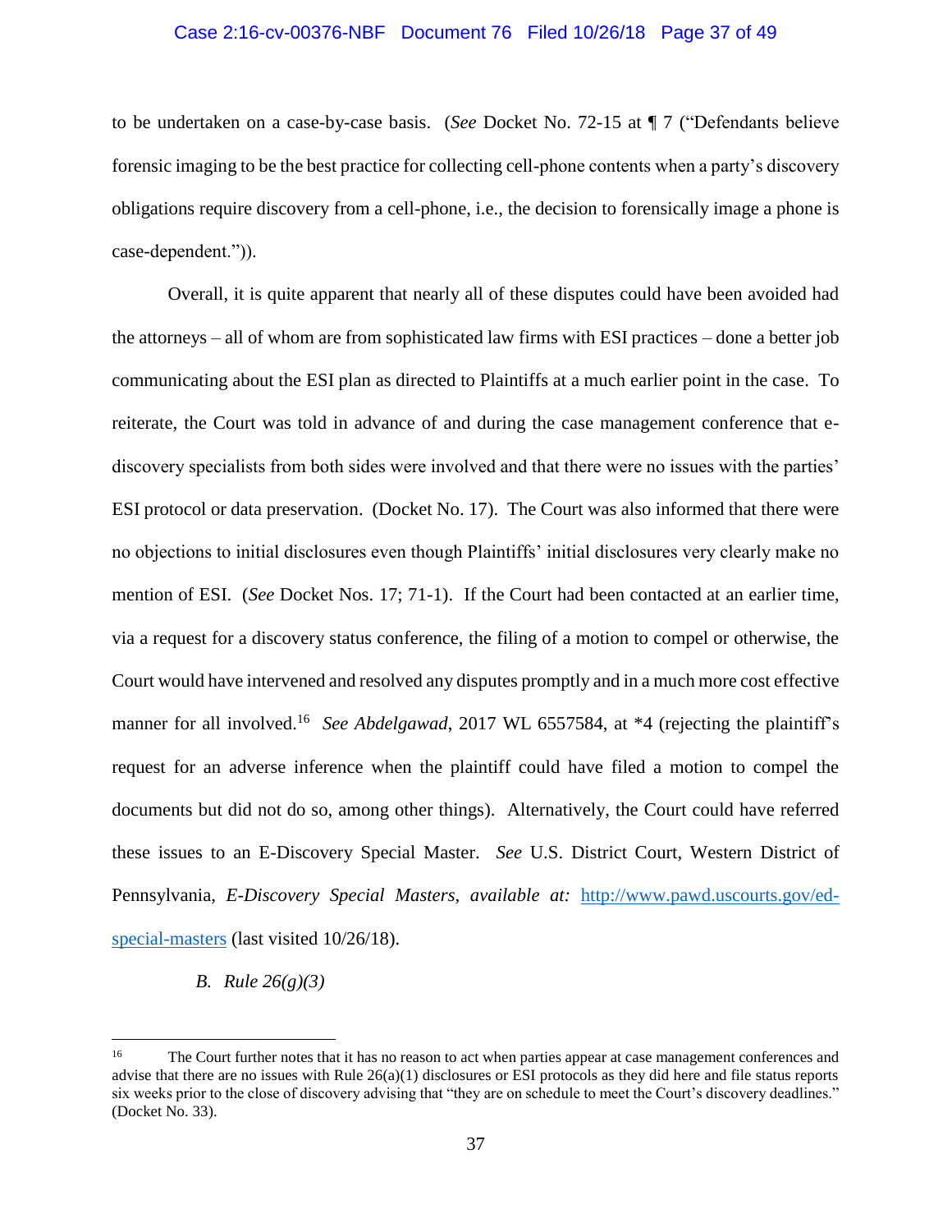to be undertaken on a case-by-case basis. (*See* Docket No. 72-15 at ¶ 7 ("Defendants believe forensic imaging to be the best practice for collecting cell-phone contents when a party's discovery obligations require discovery from a cell-phone, i.e., the decision to forensically image a phone is case-dependent.")).

Overall, it is quite apparent that nearly all of these disputes could have been avoided had the attorneys – all of whom are from sophisticated law firms with ESI practices – done a better job communicating about the ESI plan as directed to Plaintiffs at a much earlier point in the case. To reiterate, the Court was told in advance of and during the case management conference that e-discovery specialists from both sides were involved and that there were no issues with the parties' ESI protocol or data preservation. (Docket No. 17). The Court was also informed that there were no objections to initial disclosures even though Plaintiffs' initial disclosures very clearly make no mention of ESI. (*See* Docket Nos. 17; 71-1). If the Court had been contacted at an earlier time, via a request for a discovery status conference, the filing of a motion to compel or otherwise, the Court would have intervened and resolved any disputes promptly and in a much more cost effective manner for all involved.[16] *See Abdelgawad*, 2017 WL 6557584, at \*4 (rejecting the plaintiff's request for an adverse inference when the plaintiff could have filed a motion to compel the documents but did not do so, among other things). Alternatively, the Court could have referred these issues to an E-Discovery Special Master. *See* U.S. District Court, Western District of Pennsylvania, *E-Discovery Special Masters*, *available at:* [http://www.pawd.uscourts.gov/ed-special-masters](http://www.pawd.uscourts.gov/ed-special-masters) (last visited 10/26/18).

*B. Rule 26(g)(3)*

---

[16] The Court further notes that it has no reason to act when parties appear at case management conferences and advise that there are no issues with Rule 26(a)(1) disclosures or ESI protocols as they did here and file status reports six weeks prior to the close of discovery advising that "they are on schedule to meet the Court's discovery deadlines." (Docket No. 33).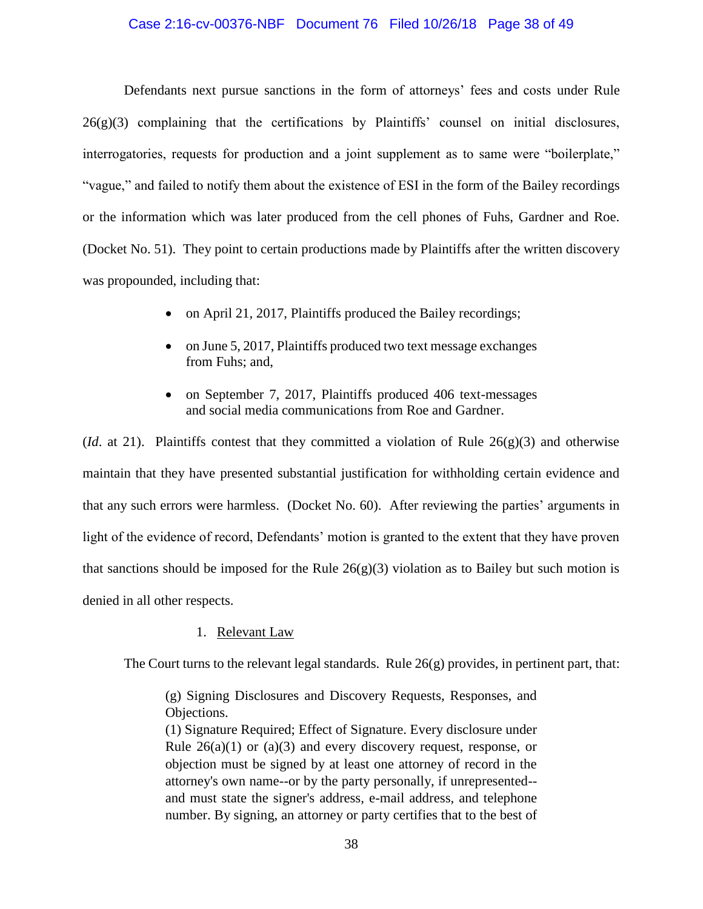Defendants next pursue sanctions in the form of attorneys' fees and costs under Rule 26(g)(3) complaining that the certifications by Plaintiffs' counsel on initial disclosures, interrogatories, requests for production and a joint supplement as to same were "boilerplate," "vague," and failed to notify them about the existence of ESI in the form of the Bailey recordings or the information which was later produced from the cell phones of Fuhs, Gardner and Roe. (Docket No. 51). They point to certain productions made by Plaintiffs after the written discovery was propounded, including that:

- on April 21, 2017, Plaintiffs produced the Bailey recordings;
- on June 5, 2017, Plaintiffs produced two text message exchanges from Fuhs; and,
- on September 7, 2017, Plaintiffs produced 406 text-messages and social media communications from Roe and Gardner.

(*Id*. at 21). Plaintiffs contest that they committed a violation of Rule 26(g)(3) and otherwise maintain that they have presented substantial justification for withholding certain evidence and that any such errors were harmless. (Docket No. 60). After reviewing the parties' arguments in light of the evidence of record, Defendants' motion is granted to the extent that they have proven that sanctions should be imposed for the Rule 26(g)(3) violation as to Bailey but such motion is denied in all other respects.

1. Relevant Law

The Court turns to the relevant legal standards. Rule 26(g) provides, in pertinent part, that:

> (g) Signing Disclosures and Discovery Requests, Responses, and Objections.
> (1) Signature Required; Effect of Signature. Every disclosure under Rule 26(a)(1) or (a)(3) and every discovery request, response, or objection must be signed by at least one attorney of record in the attorney's own name--or by the party personally, if unrepresented--and must state the signer's address, e-mail address, and telephone number. By signing, an attorney or party certifies that to the best of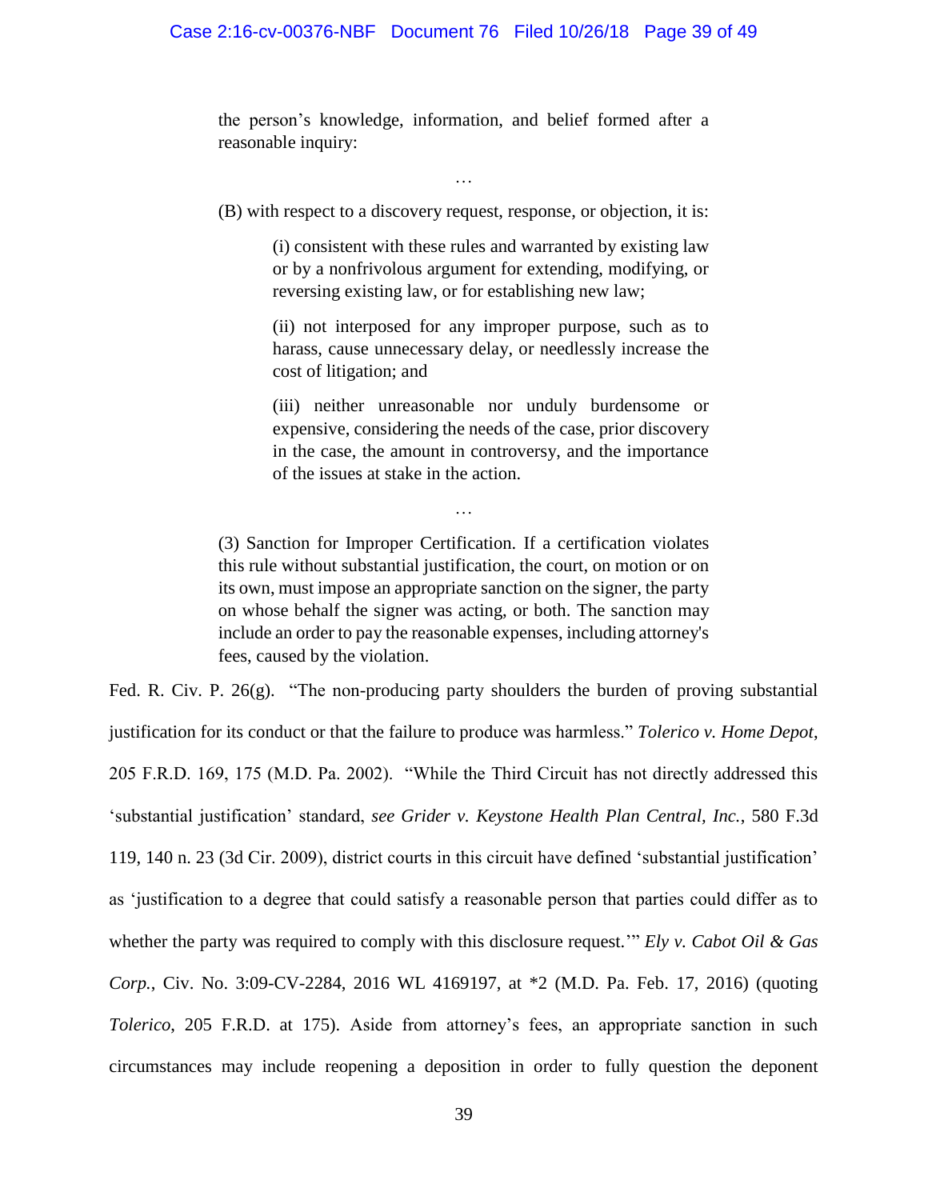> the person's knowledge, information, and belief formed after a reasonable inquiry:
>
> …
>
> (B) with respect to a discovery request, response, or objection, it is:
>
> > (i) consistent with these rules and warranted by existing law or by a nonfrivolous argument for extending, modifying, or reversing existing law, or for establishing new law;
> >
> > (ii) not interposed for any improper purpose, such as to harass, cause unnecessary delay, or needlessly increase the cost of litigation; and
> >
> > (iii) neither unreasonable nor unduly burdensome or expensive, considering the needs of the case, prior discovery in the case, the amount in controversy, and the importance of the issues at stake in the action.
>
> …
>
> (3) Sanction for Improper Certification. If a certification violates this rule without substantial justification, the court, on motion or on its own, must impose an appropriate sanction on the signer, the party on whose behalf the signer was acting, or both. The sanction may include an order to pay the reasonable expenses, including attorney's fees, caused by the violation.

Fed. R. Civ. P. 26(g). "The non-producing party shoulders the burden of proving substantial justification for its conduct or that the failure to produce was harmless." *Tolerico v. Home Depot*, 205 F.R.D. 169, 175 (M.D. Pa. 2002). "While the Third Circuit has not directly addressed this 'substantial justification' standard, *see Grider v. Keystone Health Plan Central, Inc.*, 580 F.3d 119, 140 n. 23 (3d Cir. 2009), district courts in this circuit have defined 'substantial justification' as 'justification to a degree that could satisfy a reasonable person that parties could differ as to whether the party was required to comply with this disclosure request.'" *Ely v. Cabot Oil & Gas Corp.*, Civ. No. 3:09-CV-2284, 2016 WL 4169197, at *2 (M.D. Pa. Feb. 17, 2016) (quoting *Tolerico*, 205 F.R.D. at 175). Aside from attorney's fees, an appropriate sanction in such circumstances may include reopening a deposition in order to fully question the deponent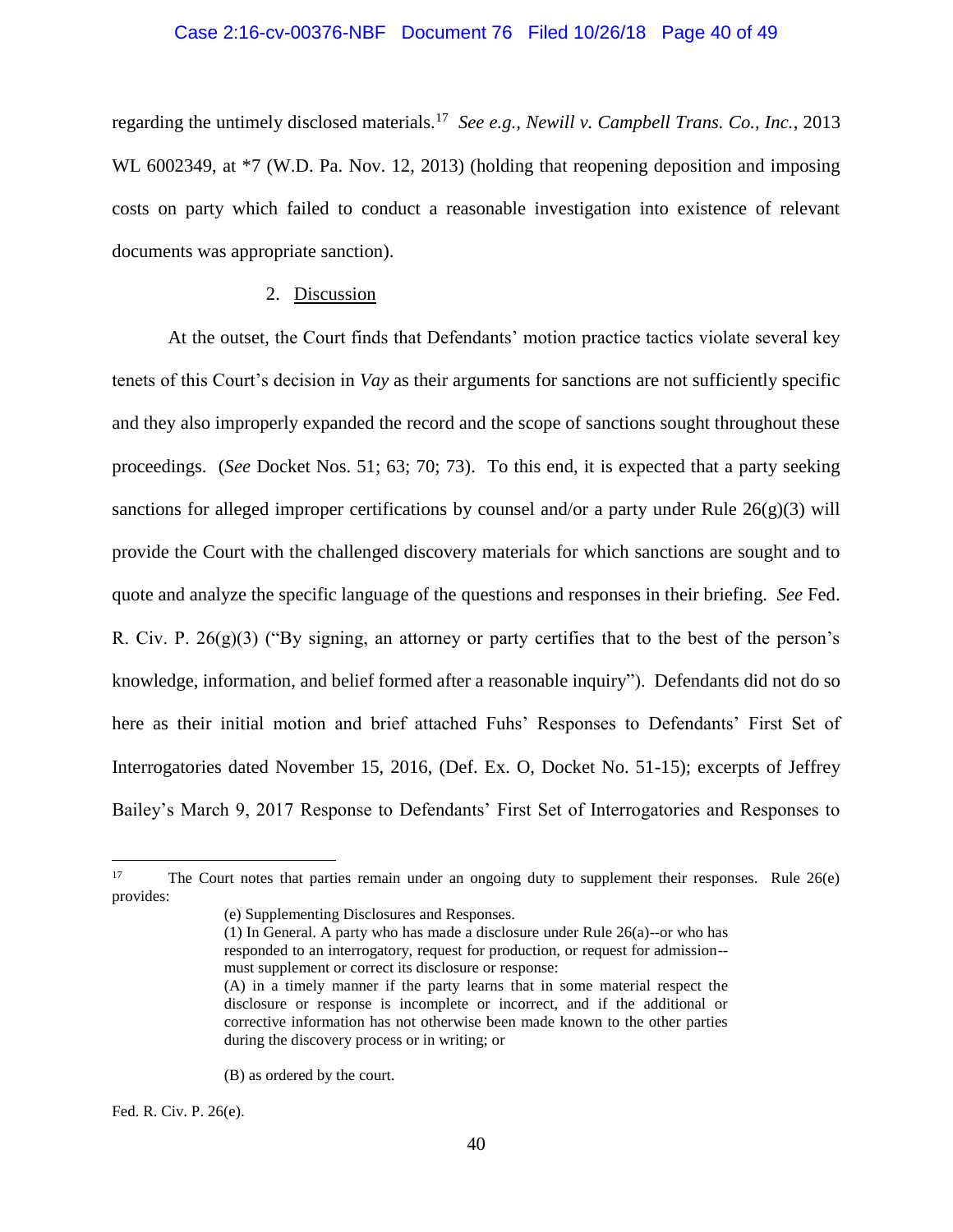regarding the untimely disclosed materials.[17] *See e.g.*, *Newill v. Campbell Trans. Co., Inc.*, 2013 WL 6002349, at *7 (W.D. Pa. Nov. 12, 2013) (holding that reopening deposition and imposing costs on party which failed to conduct a reasonable investigation into existence of relevant documents was appropriate sanction).

2. Discussion

At the outset, the Court finds that Defendants' motion practice tactics violate several key tenets of this Court's decision in *Vay* as their arguments for sanctions are not sufficiently specific and they also improperly expanded the record and the scope of sanctions sought throughout these proceedings. (*See* Docket Nos. 51; 63; 70; 73). To this end, it is expected that a party seeking sanctions for alleged improper certifications by counsel and/or a party under Rule 26(g)(3) will provide the Court with the challenged discovery materials for which sanctions are sought and to quote and analyze the specific language of the questions and responses in their briefing. *See* Fed. R. Civ. P. 26(g)(3) ("By signing, an attorney or party certifies that to the best of the person's knowledge, information, and belief formed after a reasonable inquiry"). Defendants did not do so here as their initial motion and brief attached Fuhs' Responses to Defendants' First Set of Interrogatories dated November 15, 2016, (Def. Ex. O, Docket No. 51-15); excerpts of Jeffrey Bailey's March 9, 2017 Response to Defendants' First Set of Interrogatories and Responses to

---

[17] The Court notes that parties remain under an ongoing duty to supplement their responses. Rule 26(e) provides:

> (e) Supplementing Disclosures and Responses.
> (1) In General. A party who has made a disclosure under Rule 26(a)--or who has responded to an interrogatory, request for production, or request for admission--must supplement or correct its disclosure or response:
> (A) in a timely manner if the party learns that in some material respect the disclosure or response is incomplete or incorrect, and if the additional or corrective information has not otherwise been made known to the other parties during the discovery process or in writing; or
>
> (B) as ordered by the court.

Fed. R. Civ. P. 26(e).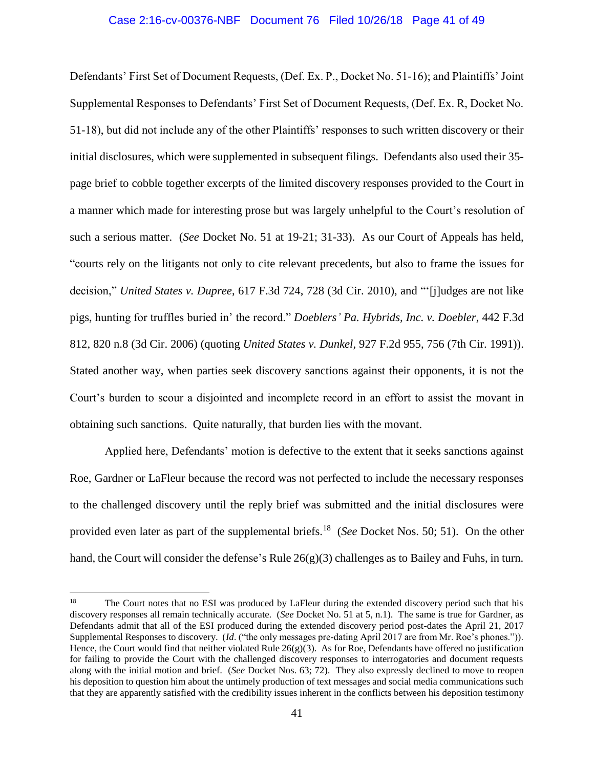Defendants' First Set of Document Requests, (Def. Ex. P., Docket No. 51-16); and Plaintiffs' Joint Supplemental Responses to Defendants' First Set of Document Requests, (Def. Ex. R, Docket No. 51-18), but did not include any of the other Plaintiffs' responses to such written discovery or their initial disclosures, which were supplemented in subsequent filings. Defendants also used their 35-page brief to cobble together excerpts of the limited discovery responses provided to the Court in a manner which made for interesting prose but was largely unhelpful to the Court's resolution of such a serious matter. (*See* Docket No. 51 at 19-21; 31-33). As our Court of Appeals has held, "courts rely on the litigants not only to cite relevant precedents, but also to frame the issues for decision," *United States v. Dupree*, 617 F.3d 724, 728 (3d Cir. 2010), and "'[j]udges are not like pigs, hunting for truffles buried in' the record." *Doeblers' Pa. Hybrids, Inc. v. Doebler*, 442 F.3d 812, 820 n.8 (3d Cir. 2006) (quoting *United States v. Dunkel*, 927 F.2d 955, 756 (7th Cir. 1991)). Stated another way, when parties seek discovery sanctions against their opponents, it is not the Court's burden to scour a disjointed and incomplete record in an effort to assist the movant in obtaining such sanctions. Quite naturally, that burden lies with the movant.

Applied here, Defendants' motion is defective to the extent that it seeks sanctions against Roe, Gardner or LaFleur because the record was not perfected to include the necessary responses to the challenged discovery until the reply brief was submitted and the initial disclosures were provided even later as part of the supplemental briefs.[18] (*See* Docket Nos. 50; 51). On the other hand, the Court will consider the defense's Rule 26(g)(3) challenges as to Bailey and Fuhs, in turn.

---

[18] The Court notes that no ESI was produced by LaFleur during the extended discovery period such that his discovery responses all remain technically accurate. (*See* Docket No. 51 at 5, n.1). The same is true for Gardner, as Defendants admit that all of the ESI produced during the extended discovery period post-dates the April 21, 2017 Supplemental Responses to discovery. (*Id*. ("the only messages pre-dating April 2017 are from Mr. Roe's phones.")). Hence, the Court would find that neither violated Rule 26(g)(3). As for Roe, Defendants have offered no justification for failing to provide the Court with the challenged discovery responses to interrogatories and document requests along with the initial motion and brief. (*See* Docket Nos. 63; 72). They also expressly declined to move to reopen his deposition to question him about the untimely production of text messages and social media communications such that they are apparently satisfied with the credibility issues inherent in the conflicts between his deposition testimony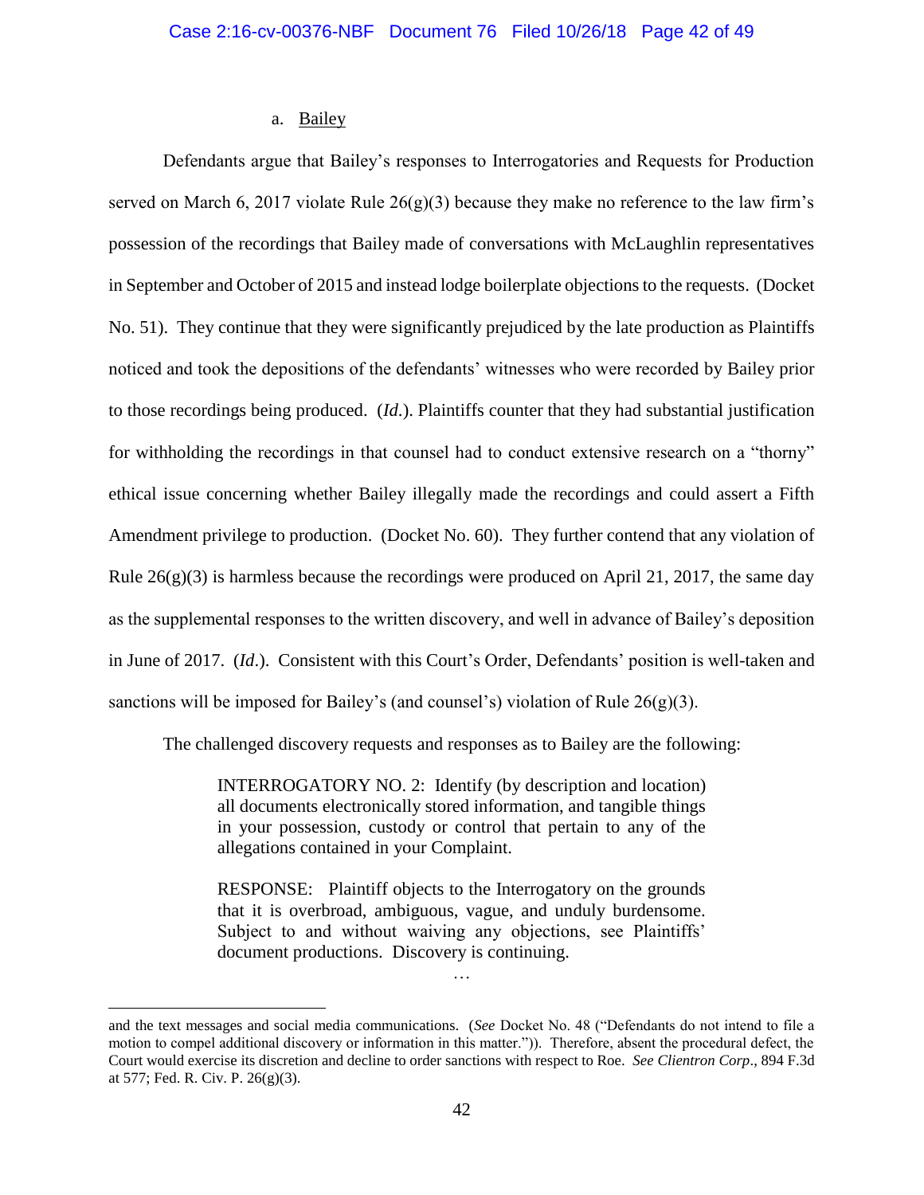a. Bailey

Defendants argue that Bailey's responses to Interrogatories and Requests for Production served on March 6, 2017 violate Rule 26(g)(3) because they make no reference to the law firm's possession of the recordings that Bailey made of conversations with McLaughlin representatives in September and October of 2015 and instead lodge boilerplate objections to the requests. (Docket No. 51). They continue that they were significantly prejudiced by the late production as Plaintiffs noticed and took the depositions of the defendants' witnesses who were recorded by Bailey prior to those recordings being produced. (*Id.*). Plaintiffs counter that they had substantial justification for withholding the recordings in that counsel had to conduct extensive research on a "thorny" ethical issue concerning whether Bailey illegally made the recordings and could assert a Fifth Amendment privilege to production. (Docket No. 60). They further contend that any violation of Rule 26(g)(3) is harmless because the recordings were produced on April 21, 2017, the same day as the supplemental responses to the written discovery, and well in advance of Bailey's deposition in June of 2017. (*Id.*). Consistent with this Court's Order, Defendants' position is well-taken and sanctions will be imposed for Bailey's (and counsel's) violation of Rule 26(g)(3).

The challenged discovery requests and responses as to Bailey are the following:

> INTERROGATORY NO. 2: Identify (by description and location) all documents electronically stored information, and tangible things in your possession, custody or control that pertain to any of the allegations contained in your Complaint.
>
> RESPONSE: Plaintiff objects to the Interrogatory on the grounds that it is overbroad, ambiguous, vague, and unduly burdensome. Subject to and without waiving any objections, see Plaintiffs' document productions. Discovery is continuing.
>
> …

---

and the text messages and social media communications. (*See* Docket No. 48 ("Defendants do not intend to file a motion to compel additional discovery or information in this matter.")). Therefore, absent the procedural defect, the Court would exercise its discretion and decline to order sanctions with respect to Roe. *See Clientron Corp*., 894 F.3d at 577; Fed. R. Civ. P. 26(g)(3).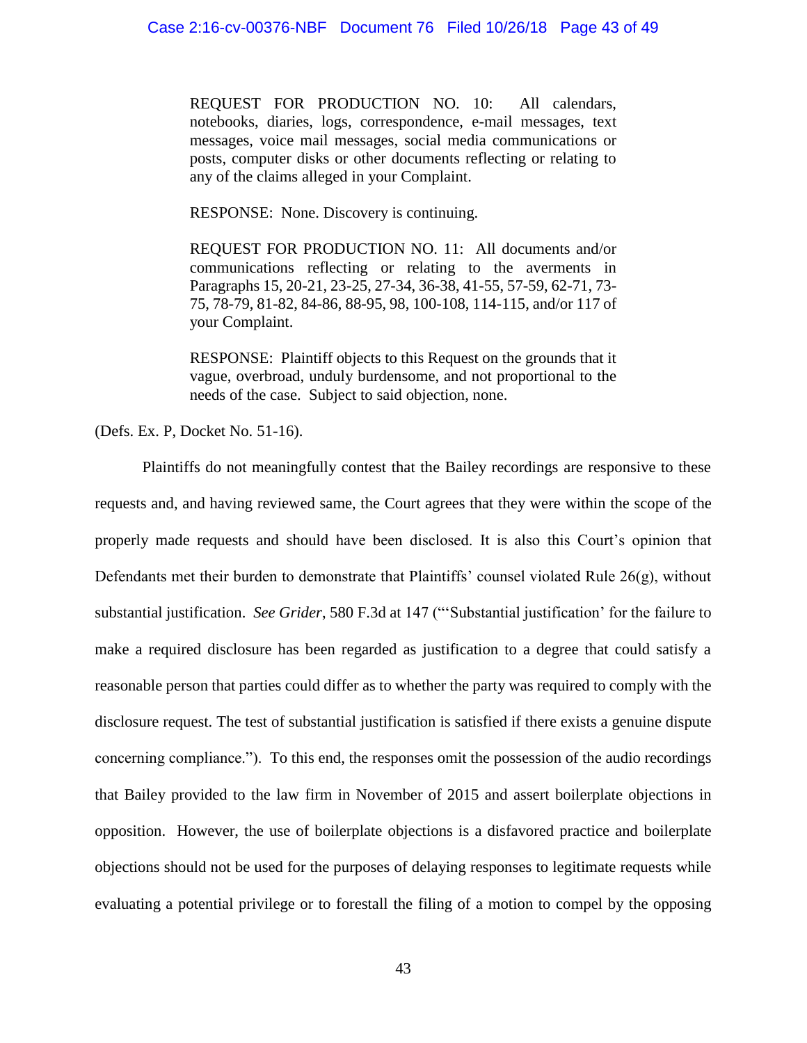> REQUEST FOR PRODUCTION NO. 10: All calendars, notebooks, diaries, logs, correspondence, e-mail messages, text messages, voice mail messages, social media communications or posts, computer disks or other documents reflecting or relating to any of the claims alleged in your Complaint.
>
> RESPONSE: None. Discovery is continuing.
>
> REQUEST FOR PRODUCTION NO. 11: All documents and/or communications reflecting or relating to the averments in Paragraphs 15, 20-21, 23-25, 27-34, 36-38, 41-55, 57-59, 62-71, 73-75, 78-79, 81-82, 84-86, 88-95, 98, 100-108, 114-115, and/or 117 of your Complaint.
>
> RESPONSE: Plaintiff objects to this Request on the grounds that it vague, overbroad, unduly burdensome, and not proportional to the needs of the case. Subject to said objection, none.

(Defs. Ex. P, Docket No. 51-16).

Plaintiffs do not meaningfully contest that the Bailey recordings are responsive to these requests and, and having reviewed same, the Court agrees that they were within the scope of the properly made requests and should have been disclosed. It is also this Court's opinion that Defendants met their burden to demonstrate that Plaintiffs' counsel violated Rule 26(g), without substantial justification. *See Grider*, 580 F.3d at 147 ("'Substantial justification' for the failure to make a required disclosure has been regarded as justification to a degree that could satisfy a reasonable person that parties could differ as to whether the party was required to comply with the disclosure request. The test of substantial justification is satisfied if there exists a genuine dispute concerning compliance."). To this end, the responses omit the possession of the audio recordings that Bailey provided to the law firm in November of 2015 and assert boilerplate objections in opposition. However, the use of boilerplate objections is a disfavored practice and boilerplate objections should not be used for the purposes of delaying responses to legitimate requests while evaluating a potential privilege or to forestall the filing of a motion to compel by the opposing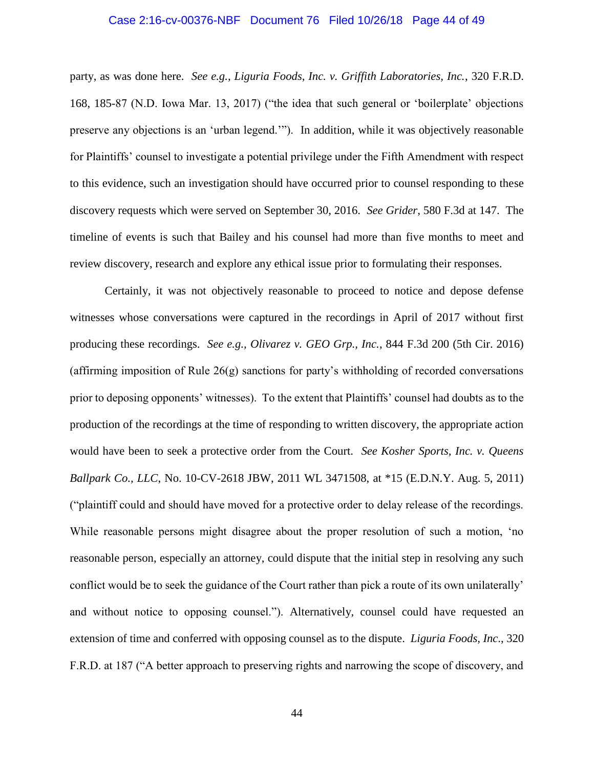party, as was done here. *See e.g., Liguria Foods, Inc. v. Griffith Laboratories, Inc.*, 320 F.R.D. 168, 185-87 (N.D. Iowa Mar. 13, 2017) ("the idea that such general or 'boilerplate' objections preserve any objections is an 'urban legend.'"). In addition, while it was objectively reasonable for Plaintiffs' counsel to investigate a potential privilege under the Fifth Amendment with respect to this evidence, such an investigation should have occurred prior to counsel responding to these discovery requests which were served on September 30, 2016. *See Grider*, 580 F.3d at 147. The timeline of events is such that Bailey and his counsel had more than five months to meet and review discovery, research and explore any ethical issue prior to formulating their responses.

Certainly, it was not objectively reasonable to proceed to notice and depose defense witnesses whose conversations were captured in the recordings in April of 2017 without first producing these recordings. *See e.g., Olivarez v. GEO Grp., Inc.*, 844 F.3d 200 (5th Cir. 2016) (affirming imposition of Rule 26(g) sanctions for party's withholding of recorded conversations prior to deposing opponents' witnesses). To the extent that Plaintiffs' counsel had doubts as to the production of the recordings at the time of responding to written discovery, the appropriate action would have been to seek a protective order from the Court. *See Kosher Sports, Inc. v. Queens Ballpark Co., LLC*, No. 10-CV-2618 JBW, 2011 WL 3471508, at *15 (E.D.N.Y. Aug. 5, 2011) ("plaintiff could and should have moved for a protective order to delay release of the recordings. While reasonable persons might disagree about the proper resolution of such a motion, 'no reasonable person, especially an attorney, could dispute that the initial step in resolving any such conflict would be to seek the guidance of the Court rather than pick a route of its own unilaterally' and without notice to opposing counsel."). Alternatively, counsel could have requested an extension of time and conferred with opposing counsel as to the dispute. *Liguria Foods, Inc.*, 320 F.R.D. at 187 ("A better approach to preserving rights and narrowing the scope of discovery, and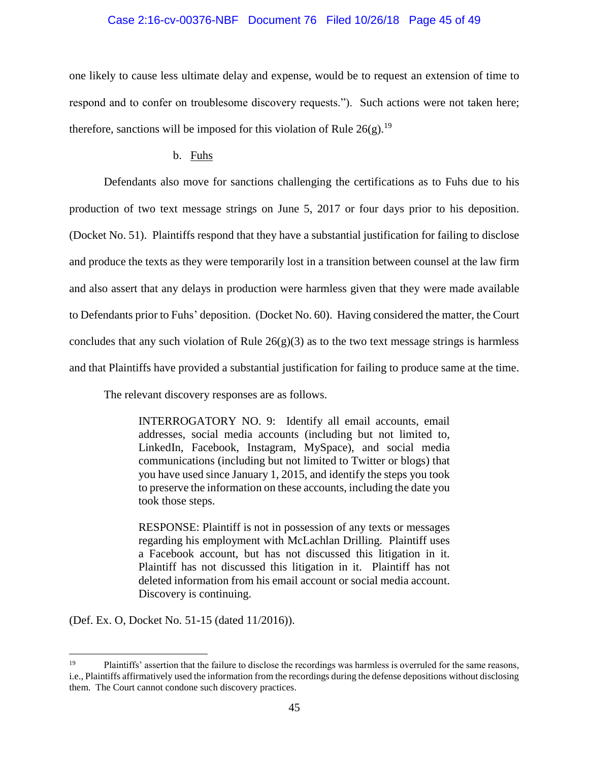one likely to cause less ultimate delay and expense, would be to request an extension of time to respond and to confer on troublesome discovery requests."). Such actions were not taken here; therefore, sanctions will be imposed for this violation of Rule 26(g).[19]

b. Fuhs

Defendants also move for sanctions challenging the certifications as to Fuhs due to his production of two text message strings on June 5, 2017 or four days prior to his deposition. (Docket No. 51). Plaintiffs respond that they have a substantial justification for failing to disclose and produce the texts as they were temporarily lost in a transition between counsel at the law firm and also assert that any delays in production were harmless given that they were made available to Defendants prior to Fuhs' deposition. (Docket No. 60). Having considered the matter, the Court concludes that any such violation of Rule 26(g)(3) as to the two text message strings is harmless and that Plaintiffs have provided a substantial justification for failing to produce same at the time.

The relevant discovery responses are as follows.

> INTERROGATORY NO. 9: Identify all email accounts, email addresses, social media accounts (including but not limited to, LinkedIn, Facebook, Instagram, MySpace), and social media communications (including but not limited to Twitter or blogs) that you have used since January 1, 2015, and identify the steps you took to preserve the information on these accounts, including the date you took those steps.
>
> RESPONSE: Plaintiff is not in possession of any texts or messages regarding his employment with McLachlan Drilling. Plaintiff uses a Facebook account, but has not discussed this litigation in it. Plaintiff has not discussed this litigation in it. Plaintiff has not deleted information from his email account or social media account. Discovery is continuing.

(Def. Ex. O, Docket No. 51-15 (dated 11/2016)).

---

[19] Plaintiffs' assertion that the failure to disclose the recordings was harmless is overruled for the same reasons, i.e., Plaintiffs affirmatively used the information from the recordings during the defense depositions without disclosing them. The Court cannot condone such discovery practices.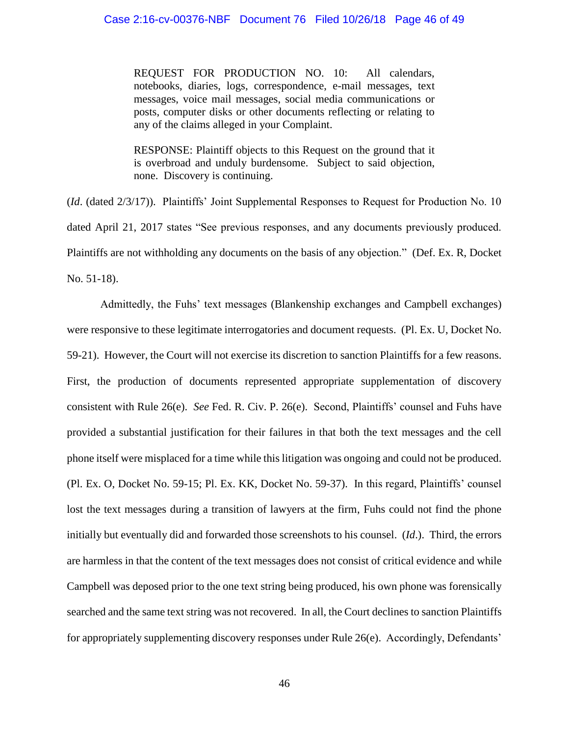> REQUEST FOR PRODUCTION NO. 10: All calendars, notebooks, diaries, logs, correspondence, e-mail messages, text messages, voice mail messages, social media communications or posts, computer disks or other documents reflecting or relating to any of the claims alleged in your Complaint.
>
> RESPONSE: Plaintiff objects to this Request on the ground that it is overbroad and unduly burdensome. Subject to said objection, none. Discovery is continuing.

(*Id*. (dated 2/3/17)). Plaintiffs' Joint Supplemental Responses to Request for Production No. 10 dated April 21, 2017 states "See previous responses, and any documents previously produced. Plaintiffs are not withholding any documents on the basis of any objection." (Def. Ex. R, Docket No. 51-18).

Admittedly, the Fuhs' text messages (Blankenship exchanges and Campbell exchanges) were responsive to these legitimate interrogatories and document requests. (Pl. Ex. U, Docket No. 59-21). However, the Court will not exercise its discretion to sanction Plaintiffs for a few reasons. First, the production of documents represented appropriate supplementation of discovery consistent with Rule 26(e). *See* Fed. R. Civ. P. 26(e). Second, Plaintiffs' counsel and Fuhs have provided a substantial justification for their failures in that both the text messages and the cell phone itself were misplaced for a time while this litigation was ongoing and could not be produced. (Pl. Ex. O, Docket No. 59-15; Pl. Ex. KK, Docket No. 59-37). In this regard, Plaintiffs' counsel lost the text messages during a transition of lawyers at the firm, Fuhs could not find the phone initially but eventually did and forwarded those screenshots to his counsel. (*Id*.). Third, the errors are harmless in that the content of the text messages does not consist of critical evidence and while Campbell was deposed prior to the one text string being produced, his own phone was forensically searched and the same text string was not recovered. In all, the Court declines to sanction Plaintiffs for appropriately supplementing discovery responses under Rule 26(e). Accordingly, Defendants'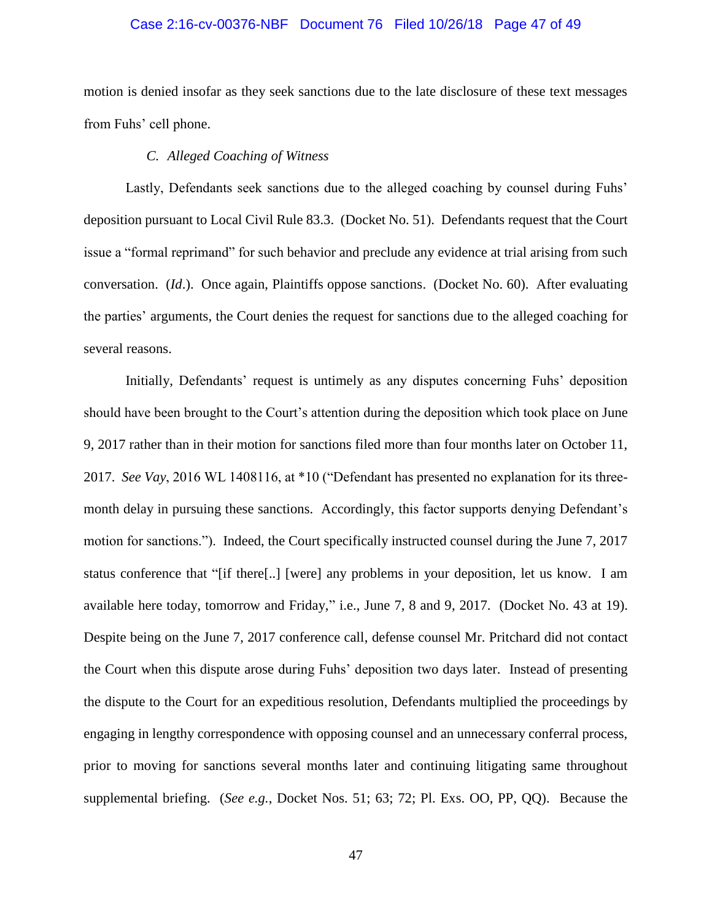motion is denied insofar as they seek sanctions due to the late disclosure of these text messages from Fuhs' cell phone.

### *C. Alleged Coaching of Witness*

Lastly, Defendants seek sanctions due to the alleged coaching by counsel during Fuhs' deposition pursuant to Local Civil Rule 83.3. (Docket No. 51). Defendants request that the Court issue a "formal reprimand" for such behavior and preclude any evidence at trial arising from such conversation. (*Id*.). Once again, Plaintiffs oppose sanctions. (Docket No. 60). After evaluating the parties' arguments, the Court denies the request for sanctions due to the alleged coaching for several reasons.

Initially, Defendants' request is untimely as any disputes concerning Fuhs' deposition should have been brought to the Court's attention during the deposition which took place on June 9, 2017 rather than in their motion for sanctions filed more than four months later on October 11, 2017. *See Vay*, 2016 WL 1408116, at *10 ("Defendant has presented no explanation for its three-month delay in pursuing these sanctions. Accordingly, this factor supports denying Defendant's motion for sanctions."). Indeed, the Court specifically instructed counsel during the June 7, 2017 status conference that "[if there[..] [were] any problems in your deposition, let us know. I am available here today, tomorrow and Friday," i.e., June 7, 8 and 9, 2017. (Docket No. 43 at 19). Despite being on the June 7, 2017 conference call, defense counsel Mr. Pritchard did not contact the Court when this dispute arose during Fuhs' deposition two days later. Instead of presenting the dispute to the Court for an expeditious resolution, Defendants multiplied the proceedings by engaging in lengthy correspondence with opposing counsel and an unnecessary conferral process, prior to moving for sanctions several months later and continuing litigating same throughout supplemental briefing. (*See e.g.*, Docket Nos. 51; 63; 72; Pl. Exs. OO, PP, QQ). Because the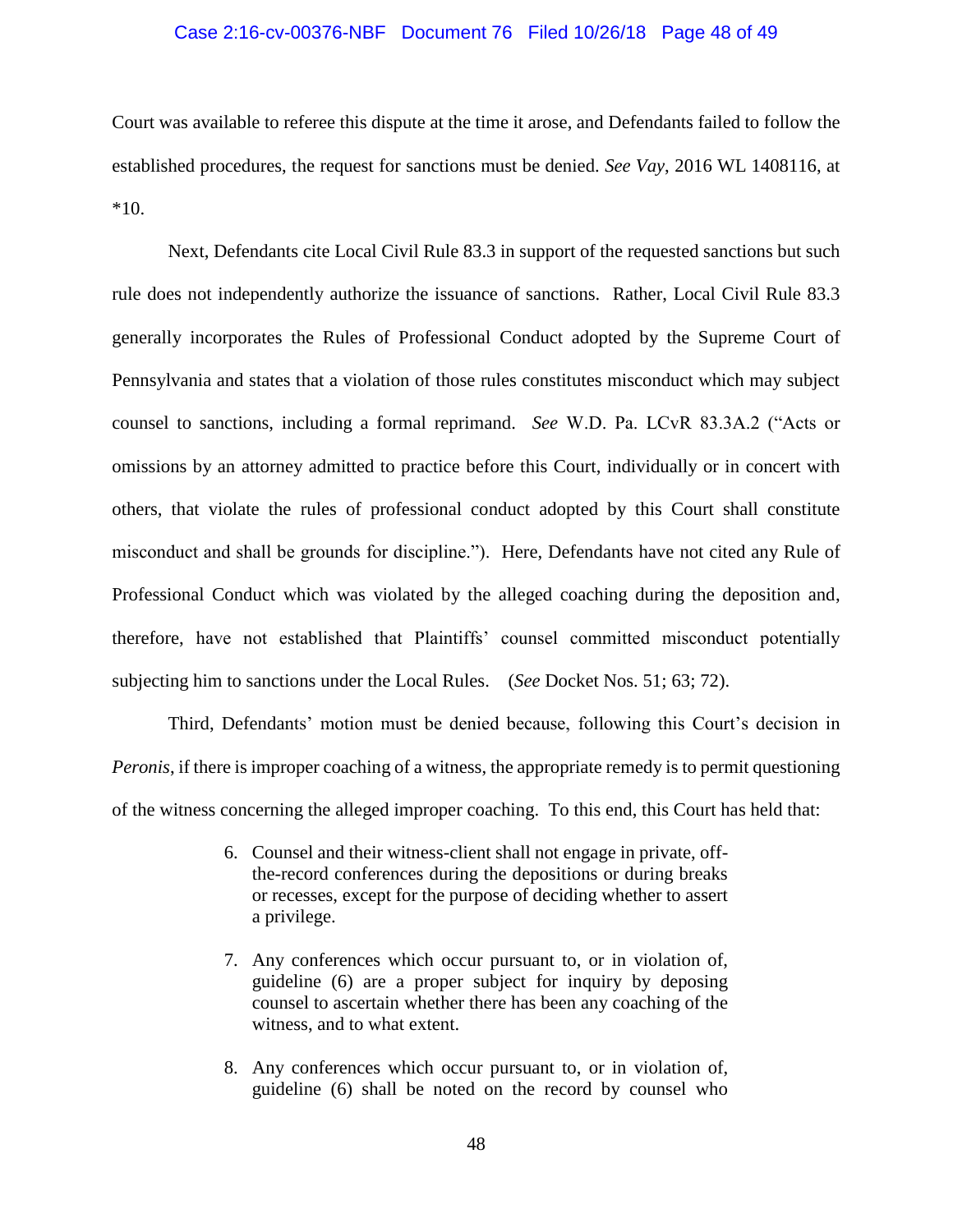Court was available to referee this dispute at the time it arose, and Defendants failed to follow the established procedures, the request for sanctions must be denied. *See Vay*, 2016 WL 1408116, at *10.

Next, Defendants cite Local Civil Rule 83.3 in support of the requested sanctions but such rule does not independently authorize the issuance of sanctions. Rather, Local Civil Rule 83.3 generally incorporates the Rules of Professional Conduct adopted by the Supreme Court of Pennsylvania and states that a violation of those rules constitutes misconduct which may subject counsel to sanctions, including a formal reprimand. *See* W.D. Pa. LCvR 83.3A.2 ("Acts or omissions by an attorney admitted to practice before this Court, individually or in concert with others, that violate the rules of professional conduct adopted by this Court shall constitute misconduct and shall be grounds for discipline."). Here, Defendants have not cited any Rule of Professional Conduct which was violated by the alleged coaching during the deposition and, therefore, have not established that Plaintiffs' counsel committed misconduct potentially subjecting him to sanctions under the Local Rules. (*See* Docket Nos. 51; 63; 72).

Third, Defendants' motion must be denied because, following this Court's decision in *Peronis*, if there is improper coaching of a witness, the appropriate remedy is to permit questioning of the witness concerning the alleged improper coaching. To this end, this Court has held that:

> 6. Counsel and their witness-client shall not engage in private, off-the-record conferences during the depositions or during breaks or recesses, except for the purpose of deciding whether to assert a privilege.
>
> 7. Any conferences which occur pursuant to, or in violation of, guideline (6) are a proper subject for inquiry by deposing counsel to ascertain whether there has been any coaching of the witness, and to what extent.
>
> 8. Any conferences which occur pursuant to, or in violation of, guideline (6) shall be noted on the record by counsel who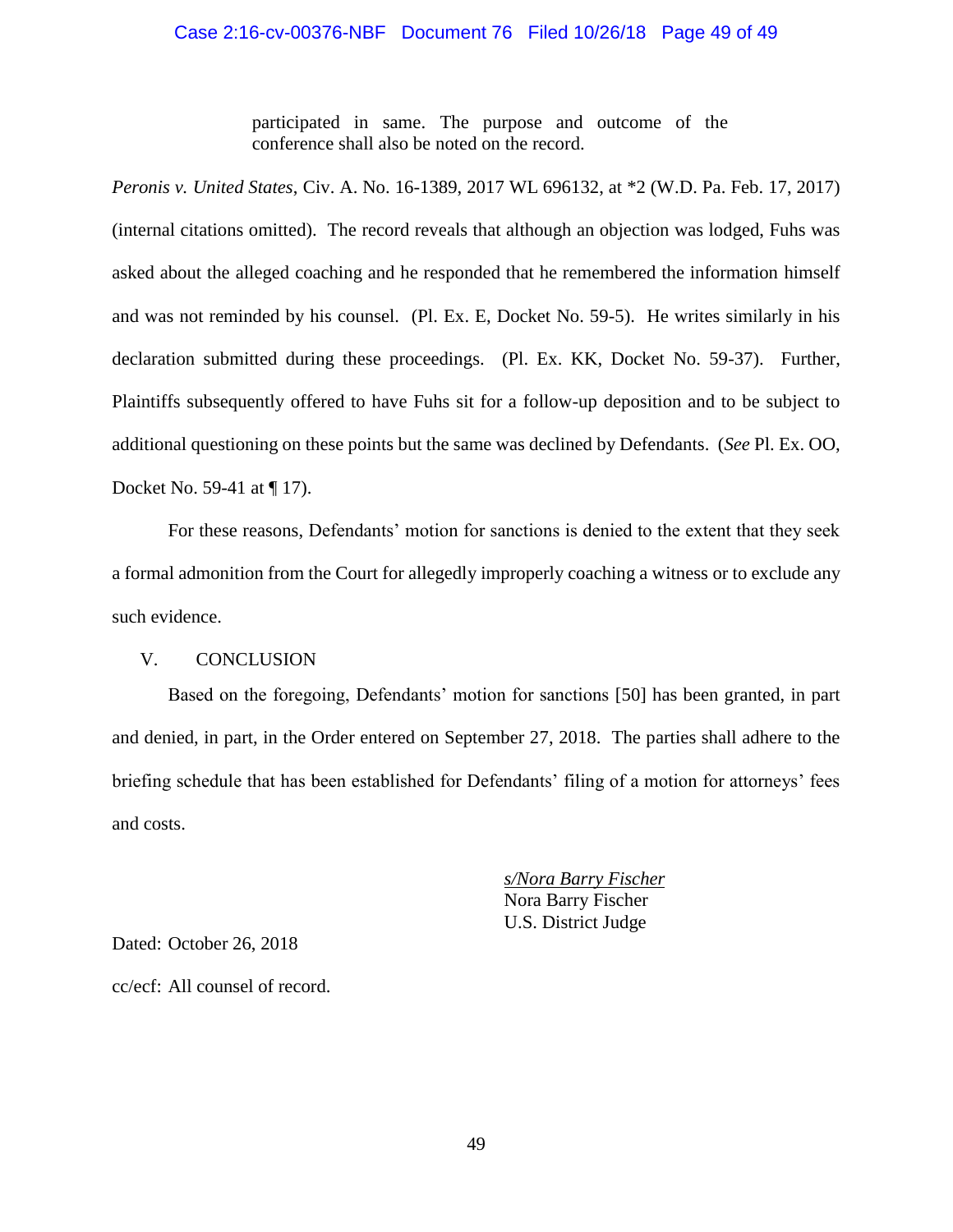> participated in same. The purpose and outcome of the conference shall also be noted on the record.

*Peronis v. United States*, Civ. A. No. 16-1389, 2017 WL 696132, at *2 (W.D. Pa. Feb. 17, 2017) (internal citations omitted). The record reveals that although an objection was lodged, Fuhs was asked about the alleged coaching and he responded that he remembered the information himself and was not reminded by his counsel. (Pl. Ex. E, Docket No. 59-5). He writes similarly in his declaration submitted during these proceedings. (Pl. Ex. KK, Docket No. 59-37). Further, Plaintiffs subsequently offered to have Fuhs sit for a follow-up deposition and to be subject to additional questioning on these points but the same was declined by Defendants. (*See* Pl. Ex. OO, Docket No. 59-41 at ¶ 17).

For these reasons, Defendants' motion for sanctions is denied to the extent that they seek a formal admonition from the Court for allegedly improperly coaching a witness or to exclude any such evidence.

## V. CONCLUSION

Based on the foregoing, Defendants' motion for sanctions [50] has been granted, in part and denied, in part, in the Order entered on September 27, 2018. The parties shall adhere to the briefing schedule that has been established for Defendants' filing of a motion for attorneys' fees and costs.

s/Nora Barry Fischer
Nora Barry Fischer
U.S. District Judge

Dated: October 26, 2018

cc/ecf: All counsel of record.